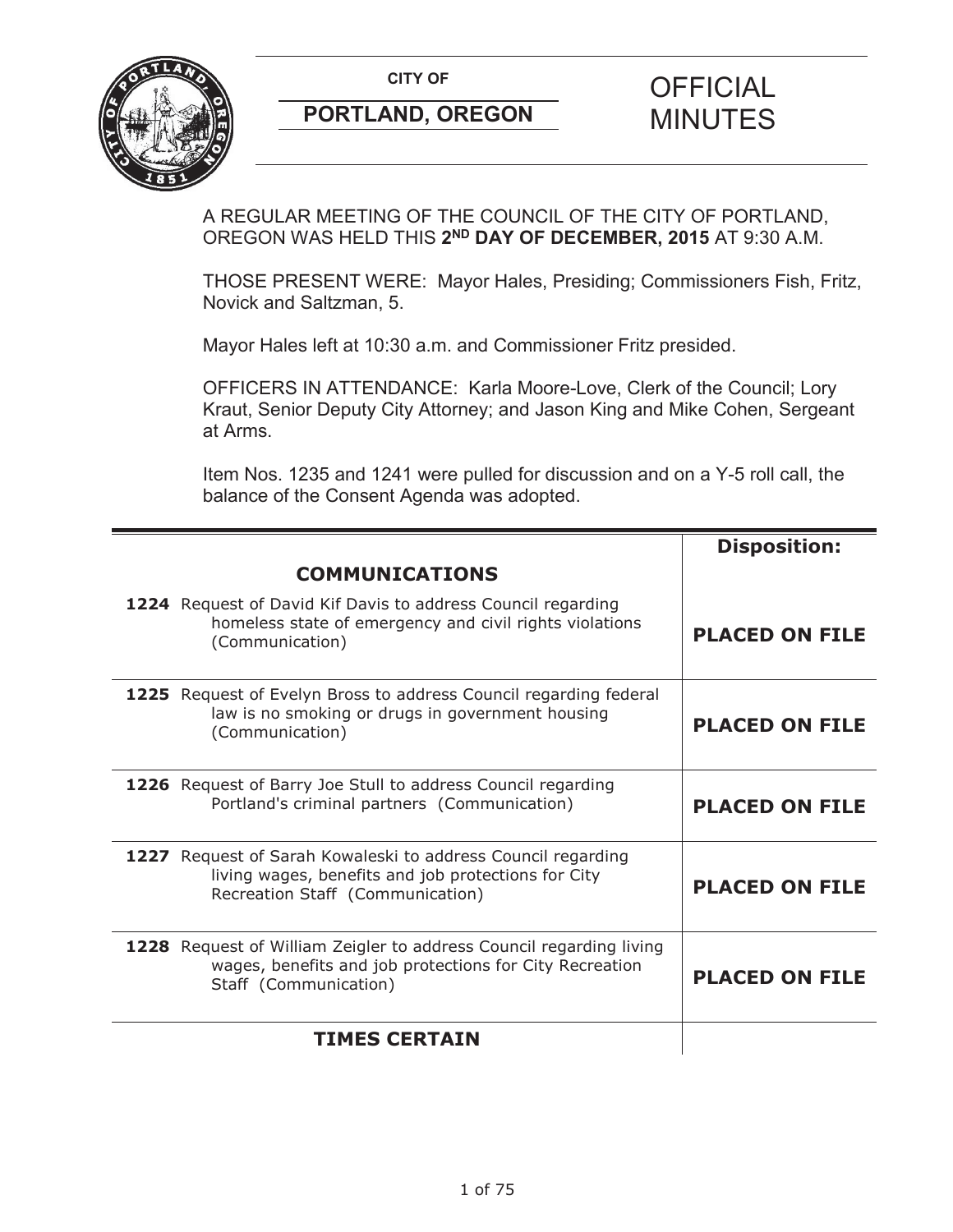**CITY OF**

**PORTLAND, OREGON**

# OFFICIAL MINUTES

A REGULAR MEETING OF THE COUNCIL OF THE CITY OF PORTLAND, OREGON WAS HELD THIS **2ND DAY OF DECEMBER, 2015** AT 9:30 A.M.

THOSE PRESENT WERE: Mayor Hales, Presiding; Commissioners Fish, Fritz, Novick and Saltzman, 5.

Mayor Hales left at 10:30 a.m. and Commissioner Fritz presided.

OFFICERS IN ATTENDANCE: Karla Moore-Love, Clerk of the Council; Lory Kraut, Senior Deputy City Attorney; and Jason King and Mike Cohen, Sergeant at Arms.

Item Nos. 1235 and 1241 were pulled for discussion and on a Y-5 roll call, the balance of the Consent Agenda was adopted.

| | **Disposition:** |
|---|---|
| **COMMUNICATIONS** | |
| **1224** Request of David Kif Davis to address Council regarding homeless state of emergency and civil rights violations (Communication) | **PLACED ON FILE** |
| **1225** Request of Evelyn Bross to address Council regarding federal law is no smoking or drugs in government housing (Communication) | **PLACED ON FILE** |
| **1226** Request of Barry Joe Stull to address Council regarding Portland's criminal partners (Communication) | **PLACED ON FILE** |
| **1227** Request of Sarah Kowaleski to address Council regarding living wages, benefits and job protections for City Recreation Staff (Communication) | **PLACED ON FILE** |
| **1228** Request of William Zeigler to address Council regarding living wages, benefits and job protections for City Recreation Staff (Communication) | **PLACED ON FILE** |
| **TIMES CERTAIN** | |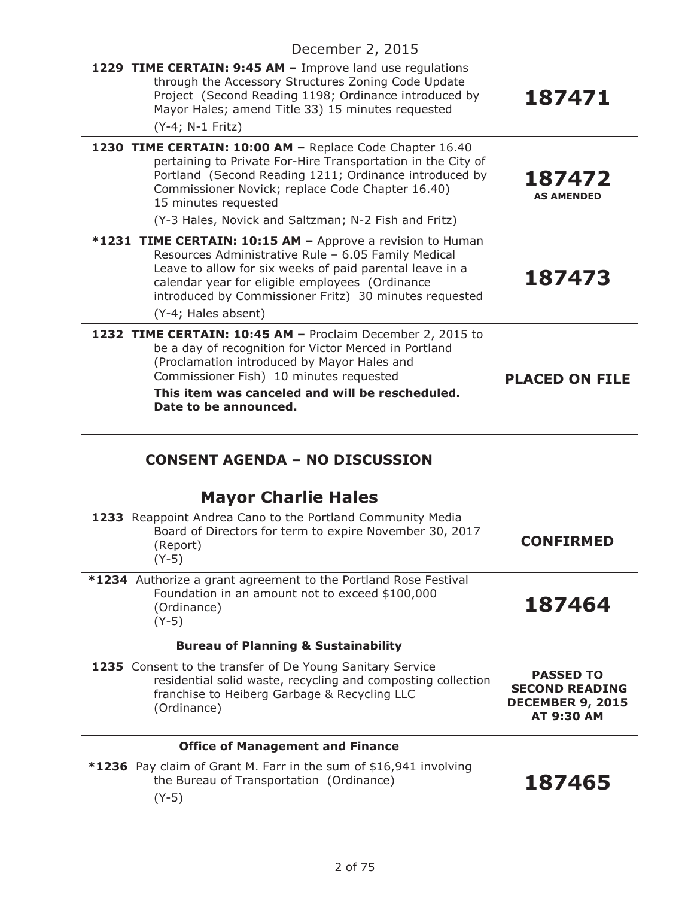December 2, 2015

| | |
|---|---|
| **1229 TIME CERTAIN: 9:45 AM –** Improve land use regulations through the Accessory Structures Zoning Code Update Project (Second Reading 1198; Ordinance introduced by Mayor Hales; amend Title 33) 15 minutes requested (Y-4; N-1 Fritz) | **187471** |
| **1230 TIME CERTAIN: 10:00 AM –** Replace Code Chapter 16.40 pertaining to Private For-Hire Transportation in the City of Portland (Second Reading 1211; Ordinance introduced by Commissioner Novick; replace Code Chapter 16.40) 15 minutes requested (Y-3 Hales, Novick and Saltzman; N-2 Fish and Fritz) | **187472 AS AMENDED** |
| **\*1231 TIME CERTAIN: 10:15 AM –** Approve a revision to Human Resources Administrative Rule – 6.05 Family Medical Leave to allow for six weeks of paid parental leave in a calendar year for eligible employees (Ordinance introduced by Commissioner Fritz) 30 minutes requested (Y-4; Hales absent) | **187473** |
| **1232 TIME CERTAIN: 10:45 AM –** Proclaim December 2, 2015 to be a day of recognition for Victor Merced in Portland (Proclamation introduced by Mayor Hales and Commissioner Fish) 10 minutes requested **This item was canceled and will be rescheduled. Date to be announced.** | **PLACED ON FILE** |

## CONSENT AGENDA – NO DISCUSSION

## Mayor Charlie Hales

| | |
|---|---|
| **1233** Reappoint Andrea Cano to the Portland Community Media Board of Directors for term to expire November 30, 2017 (Report) (Y-5) | **CONFIRMED** |
| **\*1234** Authorize a grant agreement to the Portland Rose Festival Foundation in an amount not to exceed $100,000 (Ordinance) (Y-5) | **187464** |

### Bureau of Planning & Sustainability

| | |
|---|---|
| **1235** Consent to the transfer of De Young Sanitary Service residential solid waste, recycling and composting collection franchise to Heiberg Garbage & Recycling LLC (Ordinance) | **PASSED TO SECOND READING DECEMBER 9, 2015 AT 9:30 AM** |

### Office of Management and Finance

| | |
|---|---|
| **\*1236** Pay claim of Grant M. Farr in the sum of $16,941 involving the Bureau of Transportation (Ordinance) (Y-5) | **187465** |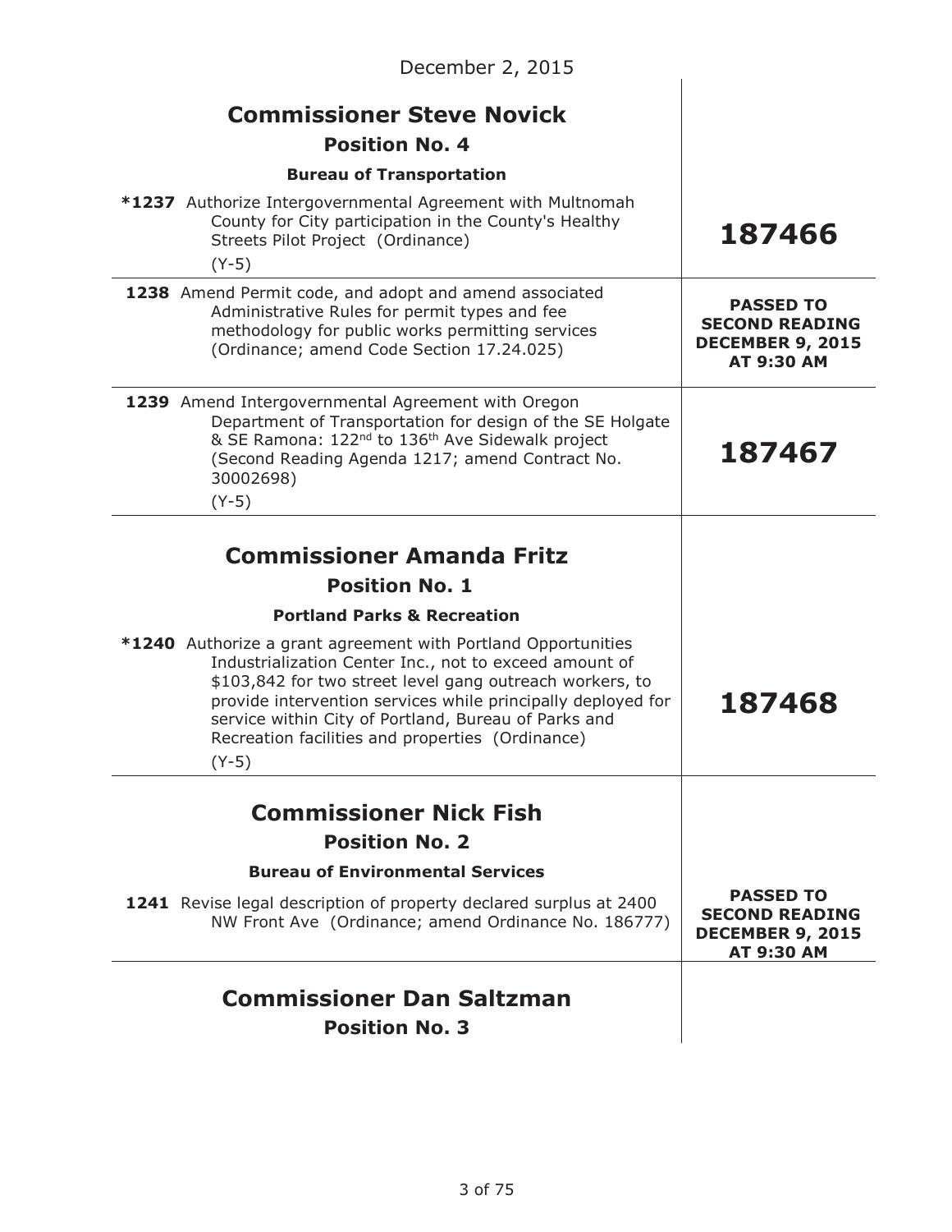December 2, 2015

## Commissioner Steve Novick

### Position No. 4

#### Bureau of Transportation

| Item | Disposition |
|---|---|
| ***1237** Authorize Intergovernmental Agreement with Multnomah County for City participation in the County's Healthy Streets Pilot Project (Ordinance) (Y-5) | **187466** |
| **1238** Amend Permit code, and adopt and amend associated Administrative Rules for permit types and fee methodology for public works permitting services (Ordinance; amend Code Section 17.24.025) | **PASSED TO SECOND READING DECEMBER 9, 2015 AT 9:30 AM** |
| **1239** Amend Intergovernmental Agreement with Oregon Department of Transportation for design of the SE Holgate & SE Ramona: 122nd to 136th Ave Sidewalk project (Second Reading Agenda 1217; amend Contract No. 30002698) (Y-5) | **187467** |

## Commissioner Amanda Fritz

### Position No. 1

#### Portland Parks & Recreation

| Item | Disposition |
|---|---|
| ***1240** Authorize a grant agreement with Portland Opportunities Industrialization Center Inc., not to exceed amount of $103,842 for two street level gang outreach workers, to provide intervention services while principally deployed for service within City of Portland, Bureau of Parks and Recreation facilities and properties (Ordinance) (Y-5) | **187468** |

## Commissioner Nick Fish

### Position No. 2

#### Bureau of Environmental Services

| Item | Disposition |
|---|---|
| **1241** Revise legal description of property declared surplus at 2400 NW Front Ave (Ordinance; amend Ordinance No. 186777) | **PASSED TO SECOND READING DECEMBER 9, 2015 AT 9:30 AM** |

## Commissioner Dan Saltzman

### Position No. 3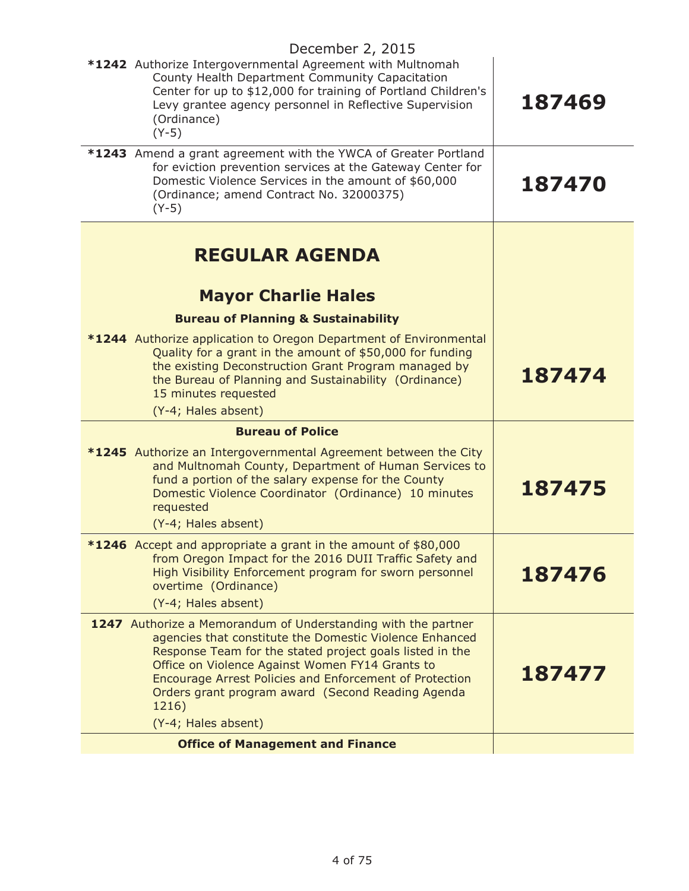December 2, 2015

| Item | Ordinance No. |
|---|---|
| **\*1242** Authorize Intergovernmental Agreement with Multnomah County Health Department Community Capacitation Center for up to $12,000 for training of Portland Children's Levy grantee agency personnel in Reflective Supervision (Ordinance) (Y-5) | **187469** |
| **\*1243** Amend a grant agreement with the YWCA of Greater Portland for eviction prevention services at the Gateway Center for Domestic Violence Services in the amount of $60,000 (Ordinance; amend Contract No. 32000375) (Y-5) | **187470** |

# REGULAR AGENDA

## Mayor Charlie Hales

### Bureau of Planning & Sustainability

| Item | Ordinance No. |
|---|---|
| **\*1244** Authorize application to Oregon Department of Environmental Quality for a grant in the amount of $50,000 for funding the existing Deconstruction Grant Program managed by the Bureau of Planning and Sustainability (Ordinance) 15 minutes requested (Y-4; Hales absent) | **187474** |

### Bureau of Police

| Item | Ordinance No. |
|---|---|
| **\*1245** Authorize an Intergovernmental Agreement between the City and Multnomah County, Department of Human Services to fund a portion of the salary expense for the County Domestic Violence Coordinator (Ordinance) 10 minutes requested (Y-4; Hales absent) | **187475** |
| **\*1246** Accept and appropriate a grant in the amount of $80,000 from Oregon Impact for the 2016 DUII Traffic Safety and High Visibility Enforcement program for sworn personnel overtime (Ordinance) (Y-4; Hales absent) | **187476** |
| **1247** Authorize a Memorandum of Understanding with the partner agencies that constitute the Domestic Violence Enhanced Response Team for the stated project goals listed in the Office on Violence Against Women FY14 Grants to Encourage Arrest Policies and Enforcement of Protection Orders grant program award (Second Reading Agenda 1216) (Y-4; Hales absent) | **187477** |

### Office of Management and Finance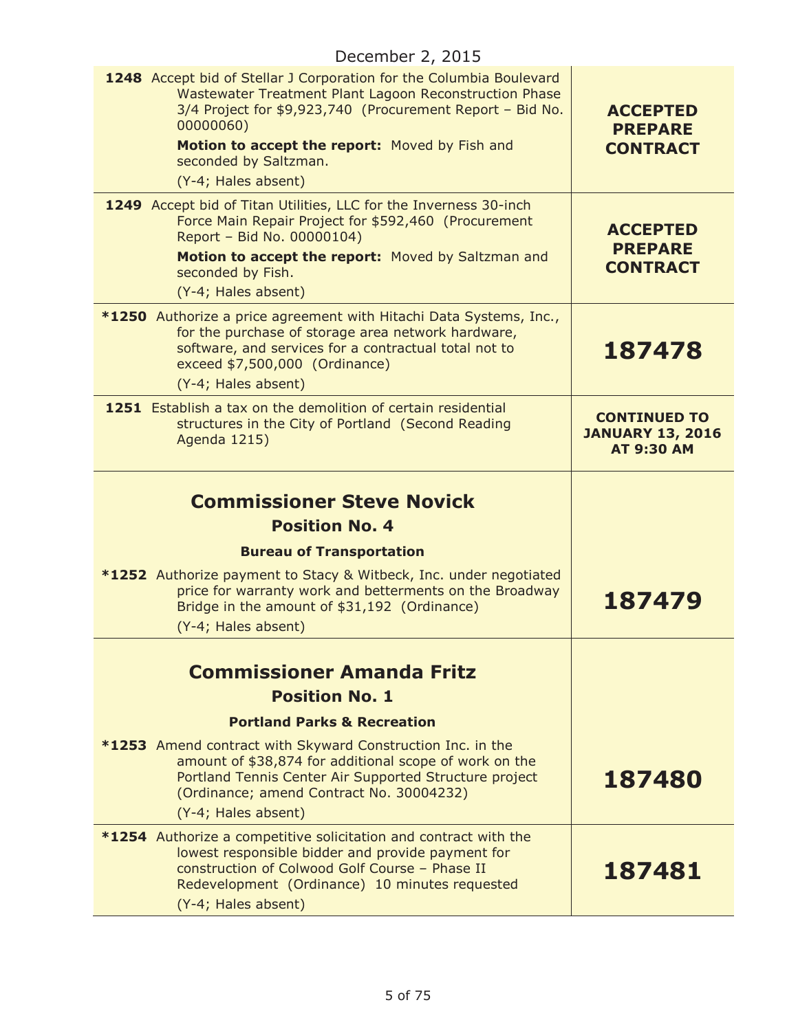December 2, 2015

| | |
|---|---|
| **1248** Accept bid of Stellar J Corporation for the Columbia Boulevard Wastewater Treatment Plant Lagoon Reconstruction Phase 3/4 Project for $9,923,740 (Procurement Report – Bid No. 00000060)<br>**Motion to accept the report:** Moved by Fish and seconded by Saltzman.<br>(Y-4; Hales absent) | **ACCEPTED PREPARE CONTRACT** |
| **1249** Accept bid of Titan Utilities, LLC for the Inverness 30-inch Force Main Repair Project for $592,460 (Procurement Report – Bid No. 00000104)<br>**Motion to accept the report:** Moved by Saltzman and seconded by Fish.<br>(Y-4; Hales absent) | **ACCEPTED PREPARE CONTRACT** |
| ***1250** Authorize a price agreement with Hitachi Data Systems, Inc., for the purchase of storage area network hardware, software, and services for a contractual total not to exceed $7,500,000 (Ordinance)<br>(Y-4; Hales absent) | **187478** |
| **1251** Establish a tax on the demolition of certain residential structures in the City of Portland (Second Reading Agenda 1215) | **CONTINUED TO JANUARY 13, 2016 AT 9:30 AM** |
| **Commissioner Steve Novick**<br>**Position No. 4**<br>**Bureau of Transportation**<br>***1252** Authorize payment to Stacy & Witbeck, Inc. under negotiated price for warranty work and betterments on the Broadway Bridge in the amount of $31,192 (Ordinance)<br>(Y-4; Hales absent) | **187479** |
| **Commissioner Amanda Fritz**<br>**Position No. 1**<br>**Portland Parks & Recreation**<br>***1253** Amend contract with Skyward Construction Inc. in the amount of $38,874 for additional scope of work on the Portland Tennis Center Air Supported Structure project (Ordinance; amend Contract No. 30004232)<br>(Y-4; Hales absent) | **187480** |
| ***1254** Authorize a competitive solicitation and contract with the lowest responsible bidder and provide payment for construction of Colwood Golf Course – Phase II Redevelopment (Ordinance) 10 minutes requested<br>(Y-4; Hales absent) | **187481** |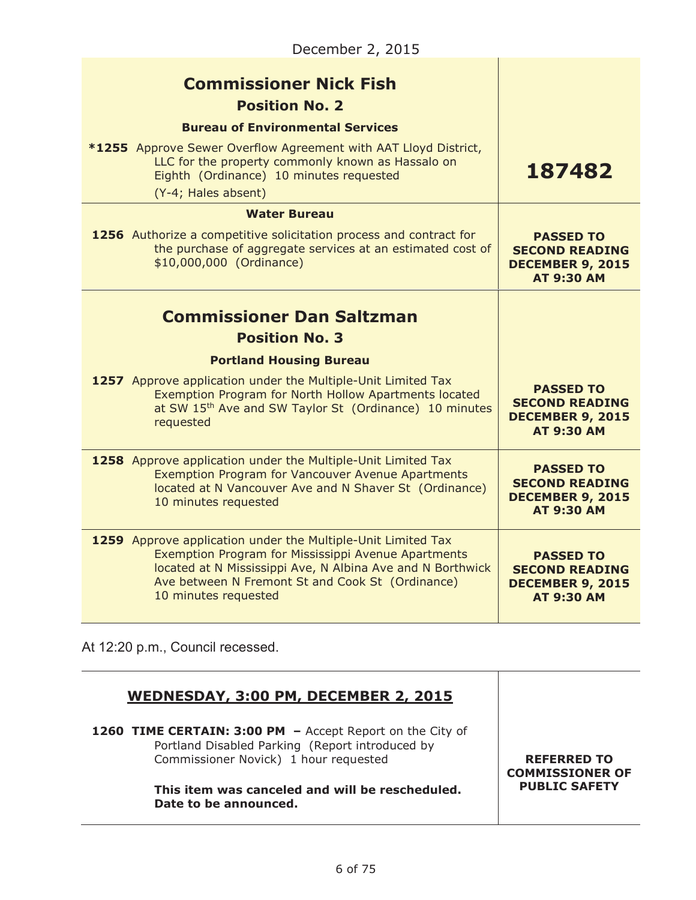December 2, 2015

| | |
|---|---|
| **Commissioner Nick Fish**<br>**Position No. 2**<br>**Bureau of Environmental Services** | |
| ***1255** Approve Sewer Overflow Agreement with AAT Lloyd District, LLC for the property commonly known as Hassalo on Eighth (Ordinance) 10 minutes requested<br>(Y-4; Hales absent) | **187482** |
| **Water Bureau** | |
| **1256** Authorize a competitive solicitation process and contract for the purchase of aggregate services at an estimated cost of $10,000,000 (Ordinance) | **PASSED TO SECOND READING DECEMBER 9, 2015 AT 9:30 AM** |
| **Commissioner Dan Saltzman**<br>**Position No. 3**<br>**Portland Housing Bureau** | |
| **1257** Approve application under the Multiple-Unit Limited Tax Exemption Program for North Hollow Apartments located at SW 15th Ave and SW Taylor St (Ordinance) 10 minutes requested | **PASSED TO SECOND READING DECEMBER 9, 2015 AT 9:30 AM** |
| **1258** Approve application under the Multiple-Unit Limited Tax Exemption Program for Vancouver Avenue Apartments located at N Vancouver Ave and N Shaver St (Ordinance) 10 minutes requested | **PASSED TO SECOND READING DECEMBER 9, 2015 AT 9:30 AM** |
| **1259** Approve application under the Multiple-Unit Limited Tax Exemption Program for Mississippi Avenue Apartments located at N Mississippi Ave, N Albina Ave and N Borthwick Ave between N Fremont St and Cook St (Ordinance) 10 minutes requested | **PASSED TO SECOND READING DECEMBER 9, 2015 AT 9:30 AM** |

At 12:20 p.m., Council recessed.

| | |
|---|---|
| **WEDNESDAY, 3:00 PM, DECEMBER 2, 2015** | |
| **1260 TIME CERTAIN: 3:00 PM –** Accept Report on the City of Portland Disabled Parking (Report introduced by Commissioner Novick) 1 hour requested<br><br>**This item was canceled and will be rescheduled. Date to be announced.** | **REFERRED TO COMMISSIONER OF PUBLIC SAFETY** |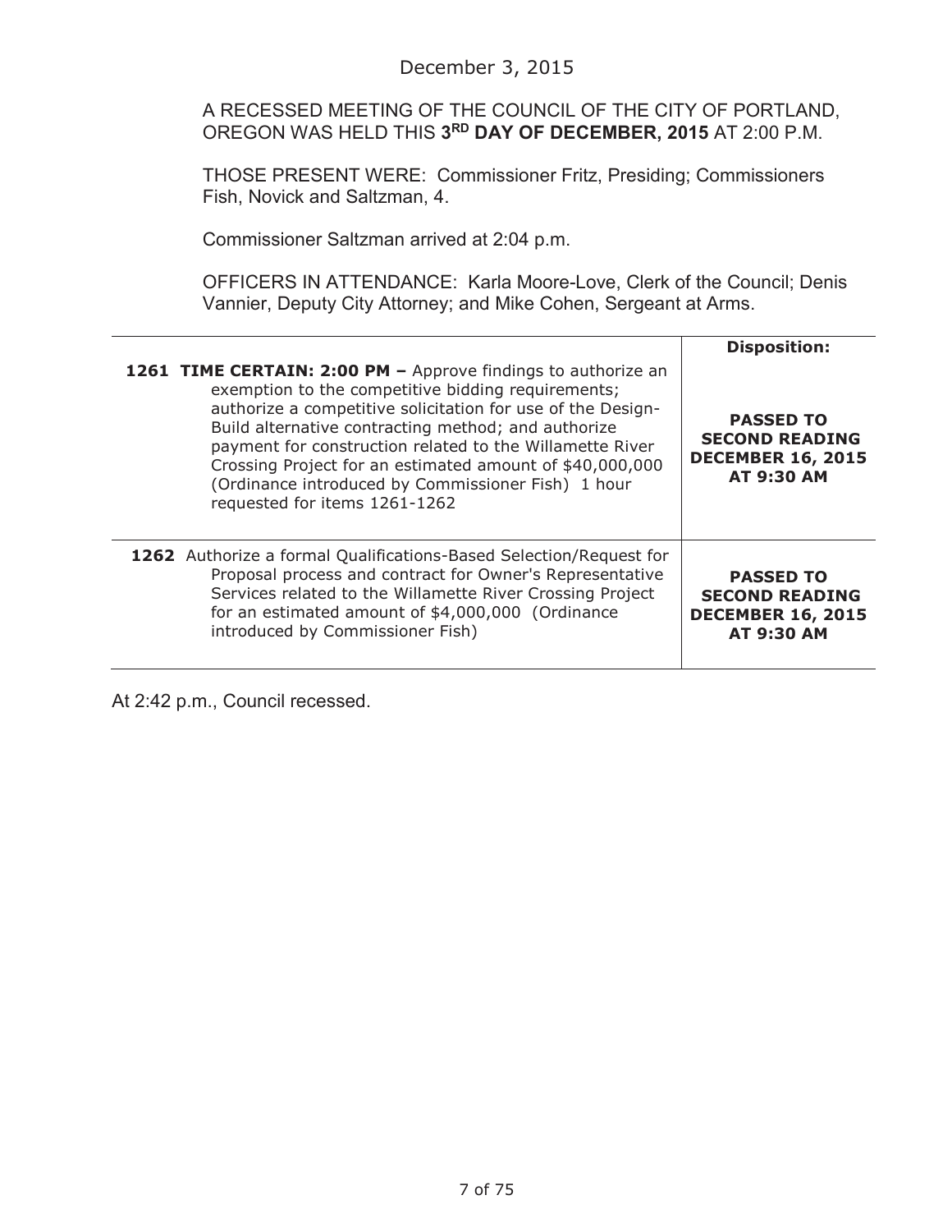December 3, 2015

A RECESSED MEETING OF THE COUNCIL OF THE CITY OF PORTLAND, OREGON WAS HELD THIS **3RD DAY OF DECEMBER, 2015** AT 2:00 P.M.

THOSE PRESENT WERE: Commissioner Fritz, Presiding; Commissioners Fish, Novick and Saltzman, 4.

Commissioner Saltzman arrived at 2:04 p.m.

OFFICERS IN ATTENDANCE: Karla Moore-Love, Clerk of the Council; Denis Vannier, Deputy City Attorney; and Mike Cohen, Sergeant at Arms.

| | **Disposition:** |
|---|---|
| **1261** **TIME CERTAIN: 2:00 PM –** Approve findings to authorize an exemption to the competitive bidding requirements; authorize a competitive solicitation for use of the Design-Build alternative contracting method; and authorize payment for construction related to the Willamette River Crossing Project for an estimated amount of $40,000,000 (Ordinance introduced by Commissioner Fish) 1 hour requested for items 1261-1262 | **PASSED TO SECOND READING DECEMBER 16, 2015 AT 9:30 AM** |
| **1262** Authorize a formal Qualifications-Based Selection/Request for Proposal process and contract for Owner's Representative Services related to the Willamette River Crossing Project for an estimated amount of $4,000,000 (Ordinance introduced by Commissioner Fish) | **PASSED TO SECOND READING DECEMBER 16, 2015 AT 9:30 AM** |

At 2:42 p.m., Council recessed.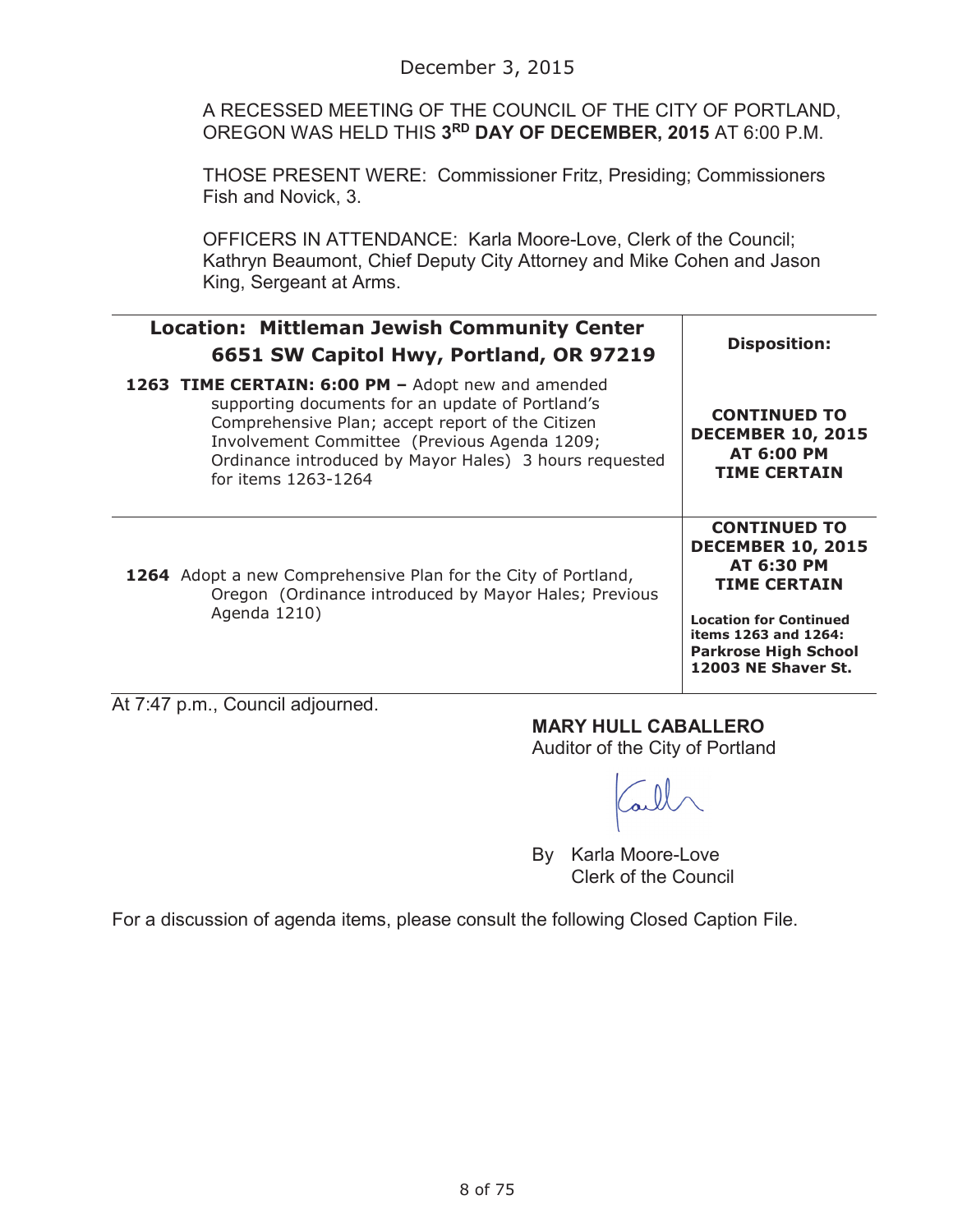December 3, 2015

A RECESSED MEETING OF THE COUNCIL OF THE CITY OF PORTLAND, OREGON WAS HELD THIS **3RD DAY OF DECEMBER, 2015** AT 6:00 P.M.

THOSE PRESENT WERE: Commissioner Fritz, Presiding; Commissioners Fish and Novick, 3.

OFFICERS IN ATTENDANCE: Karla Moore-Love, Clerk of the Council; Kathryn Beaumont, Chief Deputy City Attorney and Mike Cohen and Jason King, Sergeant at Arms.

| **Location: Mittleman Jewish Community Center 6651 SW Capitol Hwy, Portland, OR 97219** | **Disposition:** |
|---|---|
| **1263 TIME CERTAIN: 6:00 PM –** Adopt new and amended supporting documents for an update of Portland's Comprehensive Plan; accept report of the Citizen Involvement Committee (Previous Agenda 1209; Ordinance introduced by Mayor Hales) 3 hours requested for items 1263-1264 | **CONTINUED TO DECEMBER 10, 2015 AT 6:00 PM TIME CERTAIN** |
| **1264** Adopt a new Comprehensive Plan for the City of Portland, Oregon (Ordinance introduced by Mayor Hales; Previous Agenda 1210) | **CONTINUED TO DECEMBER 10, 2015 AT 6:30 PM TIME CERTAIN** <br> **Location for Continued items 1263 and 1264: Parkrose High School 12003 NE Shaver St.** |

At 7:47 p.m., Council adjourned.

**MARY HULL CABALLERO**
Auditor of the City of Portland

By Karla Moore-Love
Clerk of the Council

For a discussion of agenda items, please consult the following Closed Caption File.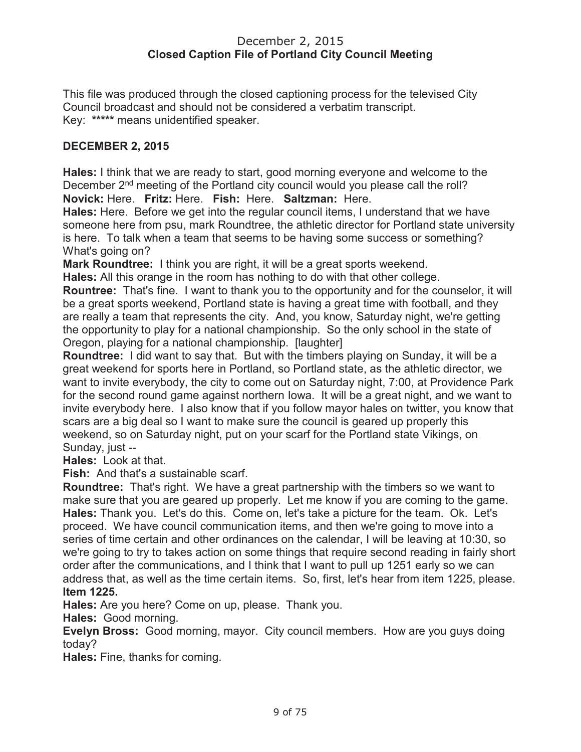# December 2, 2015
## Closed Caption File of Portland City Council Meeting

This file was produced through the closed captioning process for the televised City Council broadcast and should not be considered a verbatim transcript.
Key: **\*\*\*\*\*** means unidentified speaker.

**DECEMBER 2, 2015**

**Hales:** I think that we are ready to start, good morning everyone and welcome to the December 2nd meeting of the Portland city council would you please call the roll?
**Novick:** Here. **Fritz:** Here. **Fish:** Here. **Saltzman:** Here.
**Hales:** Here. Before we get into the regular council items, I understand that we have someone here from psu, mark Roundtree, the athletic director for Portland state university is here. To talk when a team that seems to be having some success or something? What's going on?
**Mark Roundtree:** I think you are right, it will be a great sports weekend.
**Hales:** All this orange in the room has nothing to do with that other college.
**Rountree:** That's fine. I want to thank you to the opportunity and for the counselor, it will be a great sports weekend, Portland state is having a great time with football, and they are really a team that represents the city. And, you know, Saturday night, we're getting the opportunity to play for a national championship. So the only school in the state of Oregon, playing for a national championship. [laughter]
**Roundtree:** I did want to say that. But with the timbers playing on Sunday, it will be a great weekend for sports here in Portland, so Portland state, as the athletic director, we want to invite everybody, the city to come out on Saturday night, 7:00, at Providence Park for the second round game against northern Iowa. It will be a great night, and we want to invite everybody here. I also know that if you follow mayor hales on twitter, you know that scars are a big deal so I want to make sure the council is geared up properly this weekend, so on Saturday night, put on your scarf for the Portland state Vikings, on Sunday, just --
**Hales:** Look at that.
**Fish:** And that's a sustainable scarf.
**Roundtree:** That's right. We have a great partnership with the timbers so we want to make sure that you are geared up properly. Let me know if you are coming to the game.
**Hales:** Thank you. Let's do this. Come on, let's take a picture for the team. Ok. Let's proceed. We have council communication items, and then we're going to move into a series of time certain and other ordinances on the calendar, I will be leaving at 10:30, so we're going to try to takes action on some things that require second reading in fairly short order after the communications, and I think that I want to pull up 1251 early so we can address that, as well as the time certain items. So, first, let's hear from item 1225, please.
**Item 1225.**
**Hales:** Are you here? Come on up, please. Thank you.
**Hales:** Good morning.
**Evelyn Bross:** Good morning, mayor. City council members. How are you guys doing today?
**Hales:** Fine, thanks for coming.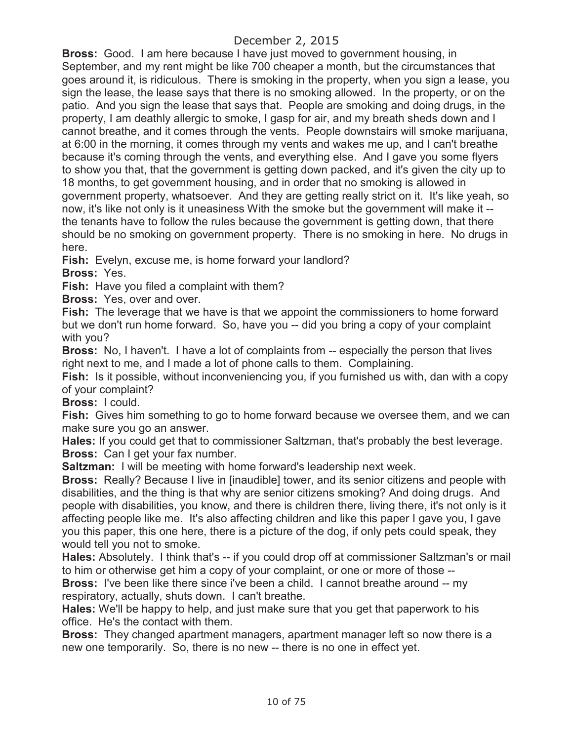**Bross:** Good. I am here because I have just moved to government housing, in September, and my rent might be like 700 cheaper a month, but the circumstances that goes around it, is ridiculous. There is smoking in the property, when you sign a lease, you sign the lease, the lease says that there is no smoking allowed. In the property, or on the patio. And you sign the lease that says that. People are smoking and doing drugs, in the property, I am deathly allergic to smoke, I gasp for air, and my breath sheds down and I cannot breathe, and it comes through the vents. People downstairs will smoke marijuana, at 6:00 in the morning, it comes through my vents and wakes me up, and I can't breathe because it's coming through the vents, and everything else. And I gave you some flyers to show you that, that the government is getting down packed, and it's given the city up to 18 months, to get government housing, and in order that no smoking is allowed in government property, whatsoever. And they are getting really strict on it. It's like yeah, so now, it's like not only is it uneasiness With the smoke but the government will make it -- the tenants have to follow the rules because the government is getting down, that there should be no smoking on government property. There is no smoking in here. No drugs in here.

**Fish:** Evelyn, excuse me, is home forward your landlord?

**Bross:** Yes.

**Fish:** Have you filed a complaint with them?

**Bross:** Yes, over and over.

**Fish:** The leverage that we have is that we appoint the commissioners to home forward but we don't run home forward. So, have you -- did you bring a copy of your complaint with you?

**Bross:** No, I haven't. I have a lot of complaints from -- especially the person that lives right next to me, and I made a lot of phone calls to them. Complaining.

**Fish:** Is it possible, without inconveniencing you, if you furnished us with, dan with a copy of your complaint?

**Bross:** I could.

**Fish:** Gives him something to go to home forward because we oversee them, and we can make sure you go an answer.

**Hales:** If you could get that to commissioner Saltzman, that's probably the best leverage.

**Bross:** Can I get your fax number.

**Saltzman:** I will be meeting with home forward's leadership next week.

**Bross:** Really? Because I live in [inaudible] tower, and its senior citizens and people with disabilities, and the thing is that why are senior citizens smoking? And doing drugs. And people with disabilities, you know, and there is children there, living there, it's not only is it affecting people like me. It's also affecting children and like this paper I gave you, I gave you this paper, this one here, there is a picture of the dog, if only pets could speak, they would tell you not to smoke.

**Hales:** Absolutely. I think that's -- if you could drop off at commissioner Saltzman's or mail to him or otherwise get him a copy of your complaint, or one or more of those --

**Bross:** I've been like there since i've been a child. I cannot breathe around -- my respiratory, actually, shuts down. I can't breathe.

**Hales:** We'll be happy to help, and just make sure that you get that paperwork to his office. He's the contact with them.

**Bross:** They changed apartment managers, apartment manager left so now there is a new one temporarily. So, there is no new -- there is no one in effect yet.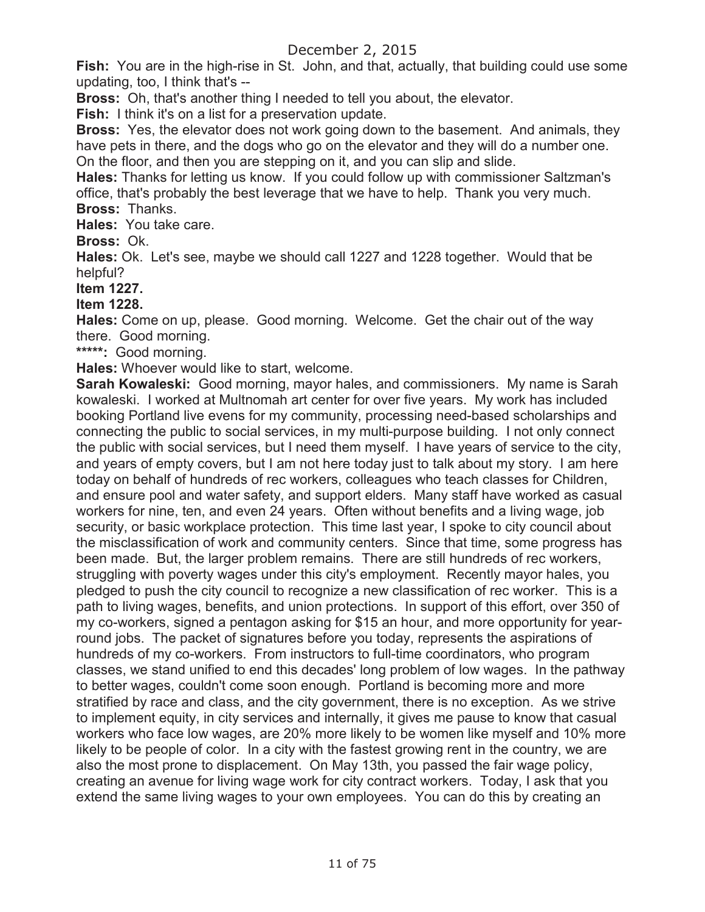**Fish:** You are in the high-rise in St. John, and that, actually, that building could use some updating, too, I think that's --

**Bross:** Oh, that's another thing I needed to tell you about, the elevator.

**Fish:** I think it's on a list for a preservation update.

**Bross:** Yes, the elevator does not work going down to the basement. And animals, they have pets in there, and the dogs who go on the elevator and they will do a number one. On the floor, and then you are stepping on it, and you can slip and slide.

**Hales:** Thanks for letting us know. If you could follow up with commissioner Saltzman's office, that's probably the best leverage that we have to help. Thank you very much.

**Bross:** Thanks.

**Hales:** You take care.

**Bross:** Ok.

**Hales:** Ok. Let's see, maybe we should call 1227 and 1228 together. Would that be helpful?

**Item 1227.**

**Item 1228.**

**Hales:** Come on up, please. Good morning. Welcome. Get the chair out of the way there. Good morning.

**\*\*\*\*\*:** Good morning.

**Hales:** Whoever would like to start, welcome.

**Sarah Kowaleski:** Good morning, mayor hales, and commissioners. My name is Sarah kowaleski. I worked at Multnomah art center for over five years. My work has included booking Portland live evens for my community, processing need-based scholarships and connecting the public to social services, in my multi-purpose building. I not only connect the public with social services, but I need them myself. I have years of service to the city, and years of empty covers, but I am not here today just to talk about my story. I am here today on behalf of hundreds of rec workers, colleagues who teach classes for Children, and ensure pool and water safety, and support elders. Many staff have worked as casual workers for nine, ten, and even 24 years. Often without benefits and a living wage, job security, or basic workplace protection. This time last year, I spoke to city council about the misclassification of work and community centers. Since that time, some progress has been made. But, the larger problem remains. There are still hundreds of rec workers, struggling with poverty wages under this city's employment. Recently mayor hales, you pledged to push the city council to recognize a new classification of rec worker. This is a path to living wages, benefits, and union protections. In support of this effort, over 350 of my co-workers, signed a pentagon asking for $15 an hour, and more opportunity for year-round jobs. The packet of signatures before you today, represents the aspirations of hundreds of my co-workers. From instructors to full-time coordinators, who program classes, we stand unified to end this decades' long problem of low wages. In the pathway to better wages, couldn't come soon enough. Portland is becoming more and more stratified by race and class, and the city government, there is no exception. As we strive to implement equity, in city services and internally, it gives me pause to know that casual workers who face low wages, are 20% more likely to be women like myself and 10% more likely to be people of color. In a city with the fastest growing rent in the country, we are also the most prone to displacement. On May 13th, you passed the fair wage policy, creating an avenue for living wage work for city contract workers. Today, I ask that you extend the same living wages to your own employees. You can do this by creating an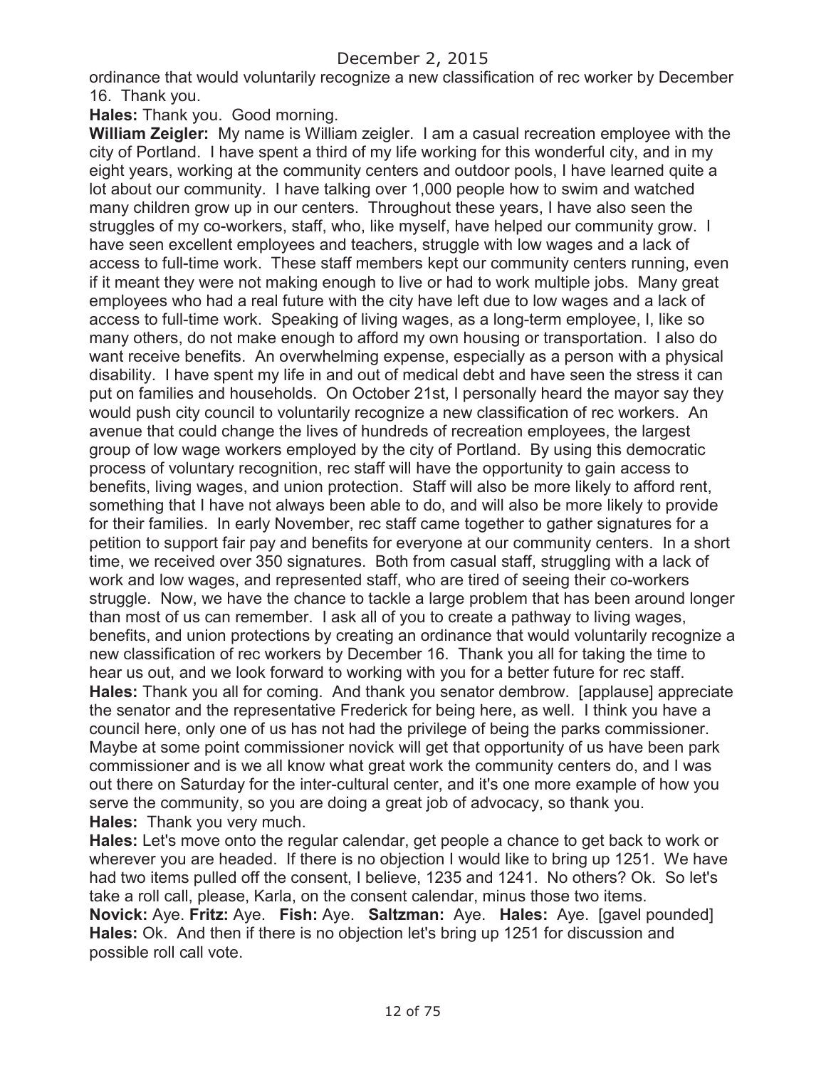ordinance that would voluntarily recognize a new classification of rec worker by December 16. Thank you.

**Hales:** Thank you. Good morning.

**William Zeigler:** My name is William zeigler. I am a casual recreation employee with the city of Portland. I have spent a third of my life working for this wonderful city, and in my eight years, working at the community centers and outdoor pools, I have learned quite a lot about our community. I have talking over 1,000 people how to swim and watched many children grow up in our centers. Throughout these years, I have also seen the struggles of my co-workers, staff, who, like myself, have helped our community grow. I have seen excellent employees and teachers, struggle with low wages and a lack of access to full-time work. These staff members kept our community centers running, even if it meant they were not making enough to live or had to work multiple jobs. Many great employees who had a real future with the city have left due to low wages and a lack of access to full-time work. Speaking of living wages, as a long-term employee, I, like so many others, do not make enough to afford my own housing or transportation. I also do want receive benefits. An overwhelming expense, especially as a person with a physical disability. I have spent my life in and out of medical debt and have seen the stress it can put on families and households. On October 21st, I personally heard the mayor say they would push city council to voluntarily recognize a new classification of rec workers. An avenue that could change the lives of hundreds of recreation employees, the largest group of low wage workers employed by the city of Portland. By using this democratic process of voluntary recognition, rec staff will have the opportunity to gain access to benefits, living wages, and union protection. Staff will also be more likely to afford rent, something that I have not always been able to do, and will also be more likely to provide for their families. In early November, rec staff came together to gather signatures for a petition to support fair pay and benefits for everyone at our community centers. In a short time, we received over 350 signatures. Both from casual staff, struggling with a lack of work and low wages, and represented staff, who are tired of seeing their co-workers struggle. Now, we have the chance to tackle a large problem that has been around longer than most of us can remember. I ask all of you to create a pathway to living wages, benefits, and union protections by creating an ordinance that would voluntarily recognize a new classification of rec workers by December 16. Thank you all for taking the time to hear us out, and we look forward to working with you for a better future for rec staff.

**Hales:** Thank you all for coming. And thank you senator dembrow. [applause] appreciate the senator and the representative Frederick for being here, as well. I think you have a council here, only one of us has not had the privilege of being the parks commissioner. Maybe at some point commissioner novick will get that opportunity of us have been park commissioner and is we all know what great work the community centers do, and I was out there on Saturday for the inter-cultural center, and it's one more example of how you serve the community, so you are doing a great job of advocacy, so thank you.

**Hales:** Thank you very much.

**Hales:** Let's move onto the regular calendar, get people a chance to get back to work or wherever you are headed. If there is no objection I would like to bring up 1251. We have had two items pulled off the consent, I believe, 1235 and 1241. No others? Ok. So let's take a roll call, please, Karla, on the consent calendar, minus those two items.

**Novick:** Aye. **Fritz:** Aye. **Fish:** Aye. **Saltzman:** Aye. **Hales:** Aye. [gavel pounded]

**Hales:** Ok. And then if there is no objection let's bring up 1251 for discussion and possible roll call vote.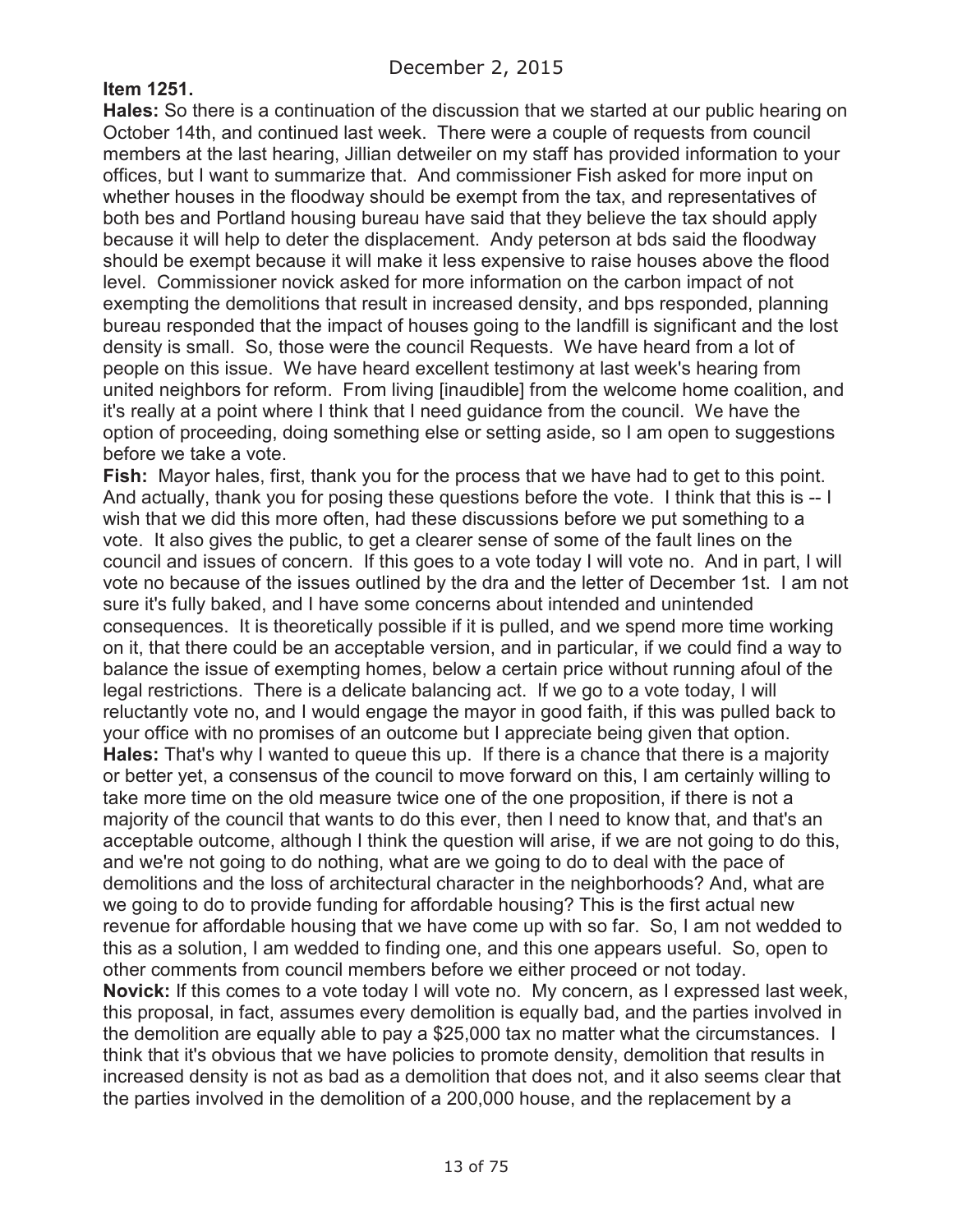**Item 1251.**

**Hales:** So there is a continuation of the discussion that we started at our public hearing on October 14th, and continued last week. There were a couple of requests from council members at the last hearing, Jillian detweiler on my staff has provided information to your offices, but I want to summarize that. And commissioner Fish asked for more input on whether houses in the floodway should be exempt from the tax, and representatives of both bes and Portland housing bureau have said that they believe the tax should apply because it will help to deter the displacement. Andy peterson at bds said the floodway should be exempt because it will make it less expensive to raise houses above the flood level. Commissioner novick asked for more information on the carbon impact of not exempting the demolitions that result in increased density, and bps responded, planning bureau responded that the impact of houses going to the landfill is significant and the lost density is small. So, those were the council Requests. We have heard from a lot of people on this issue. We have heard excellent testimony at last week's hearing from united neighbors for reform. From living [inaudible] from the welcome home coalition, and it's really at a point where I think that I need guidance from the council. We have the option of proceeding, doing something else or setting aside, so I am open to suggestions before we take a vote.

**Fish:** Mayor hales, first, thank you for the process that we have had to get to this point. And actually, thank you for posing these questions before the vote. I think that this is -- I wish that we did this more often, had these discussions before we put something to a vote. It also gives the public, to get a clearer sense of some of the fault lines on the council and issues of concern. If this goes to a vote today I will vote no. And in part, I will vote no because of the issues outlined by the dra and the letter of December 1st. I am not sure it's fully baked, and I have some concerns about intended and unintended consequences. It is theoretically possible if it is pulled, and we spend more time working on it, that there could be an acceptable version, and in particular, if we could find a way to balance the issue of exempting homes, below a certain price without running afoul of the legal restrictions. There is a delicate balancing act. If we go to a vote today, I will reluctantly vote no, and I would engage the mayor in good faith, if this was pulled back to your office with no promises of an outcome but I appreciate being given that option.

**Hales:** That's why I wanted to queue this up. If there is a chance that there is a majority or better yet, a consensus of the council to move forward on this, I am certainly willing to take more time on the old measure twice one of the one proposition, if there is not a majority of the council that wants to do this ever, then I need to know that, and that's an acceptable outcome, although I think the question will arise, if we are not going to do this, and we're not going to do nothing, what are we going to do to deal with the pace of demolitions and the loss of architectural character in the neighborhoods? And, what are we going to do to provide funding for affordable housing? This is the first actual new revenue for affordable housing that we have come up with so far. So, I am not wedded to this as a solution, I am wedded to finding one, and this one appears useful. So, open to other comments from council members before we either proceed or not today.

**Novick:** If this comes to a vote today I will vote no. My concern, as I expressed last week, this proposal, in fact, assumes every demolition is equally bad, and the parties involved in the demolition are equally able to pay a $25,000 tax no matter what the circumstances. I think that it's obvious that we have policies to promote density, demolition that results in increased density is not as bad as a demolition that does not, and it also seems clear that the parties involved in the demolition of a 200,000 house, and the replacement by a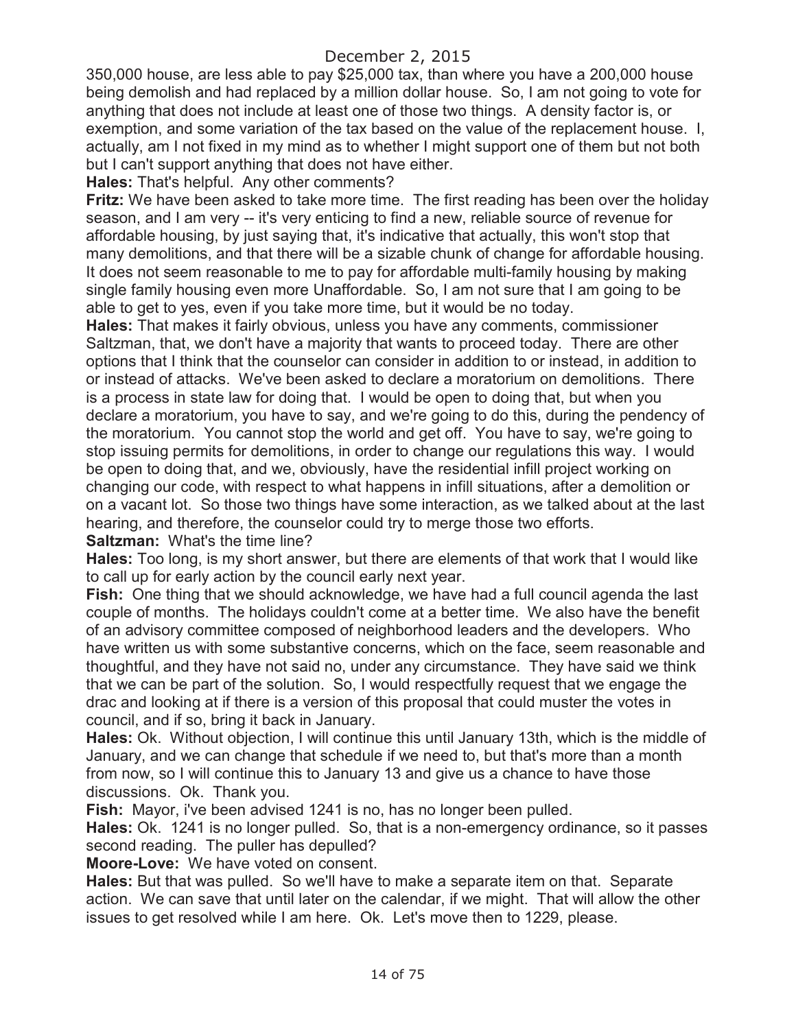350,000 house, are less able to pay $25,000 tax, than where you have a 200,000 house being demolish and had replaced by a million dollar house. So, I am not going to vote for anything that does not include at least one of those two things. A density factor is, or exemption, and some variation of the tax based on the value of the replacement house. I, actually, am I not fixed in my mind as to whether I might support one of them but not both but I can't support anything that does not have either.

**Hales:** That's helpful. Any other comments?

**Fritz:** We have been asked to take more time. The first reading has been over the holiday season, and I am very -- it's very enticing to find a new, reliable source of revenue for affordable housing, by just saying that, it's indicative that actually, this won't stop that many demolitions, and that there will be a sizable chunk of change for affordable housing. It does not seem reasonable to me to pay for affordable multi-family housing by making single family housing even more Unaffordable. So, I am not sure that I am going to be able to get to yes, even if you take more time, but it would be no today.

**Hales:** That makes it fairly obvious, unless you have any comments, commissioner Saltzman, that, we don't have a majority that wants to proceed today. There are other options that I think that the counselor can consider in addition to or instead, in addition to or instead of attacks. We've been asked to declare a moratorium on demolitions. There is a process in state law for doing that. I would be open to doing that, but when you declare a moratorium, you have to say, and we're going to do this, during the pendency of the moratorium. You cannot stop the world and get off. You have to say, we're going to stop issuing permits for demolitions, in order to change our regulations this way. I would be open to doing that, and we, obviously, have the residential infill project working on changing our code, with respect to what happens in infill situations, after a demolition or on a vacant lot. So those two things have some interaction, as we talked about at the last hearing, and therefore, the counselor could try to merge those two efforts.

**Saltzman:** What's the time line?

**Hales:** Too long, is my short answer, but there are elements of that work that I would like to call up for early action by the council early next year.

**Fish:** One thing that we should acknowledge, we have had a full council agenda the last couple of months. The holidays couldn't come at a better time. We also have the benefit of an advisory committee composed of neighborhood leaders and the developers. Who have written us with some substantive concerns, which on the face, seem reasonable and thoughtful, and they have not said no, under any circumstance. They have said we think that we can be part of the solution. So, I would respectfully request that we engage the drac and looking at if there is a version of this proposal that could muster the votes in council, and if so, bring it back in January.

**Hales:** Ok. Without objection, I will continue this until January 13th, which is the middle of January, and we can change that schedule if we need to, but that's more than a month from now, so I will continue this to January 13 and give us a chance to have those discussions. Ok. Thank you.

**Fish:** Mayor, i've been advised 1241 is no, has no longer been pulled.

**Hales:** Ok. 1241 is no longer pulled. So, that is a non-emergency ordinance, so it passes second reading. The puller has depulled?

**Moore-Love:** We have voted on consent.

**Hales:** But that was pulled. So we'll have to make a separate item on that. Separate action. We can save that until later on the calendar, if we might. That will allow the other issues to get resolved while I am here. Ok. Let's move then to 1229, please.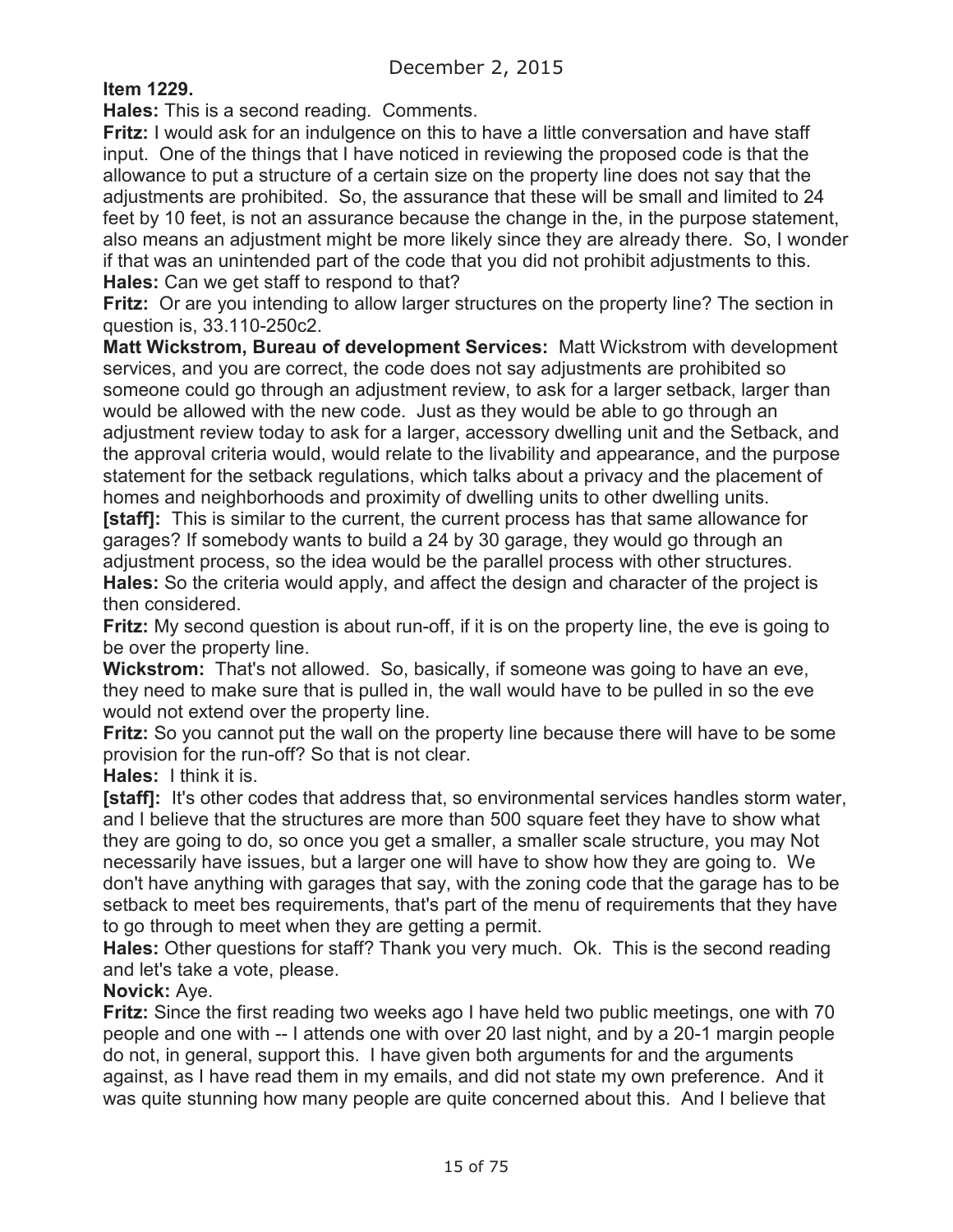**Item 1229.**

**Hales:** This is a second reading. Comments.

**Fritz:** I would ask for an indulgence on this to have a little conversation and have staff input. One of the things that I have noticed in reviewing the proposed code is that the allowance to put a structure of a certain size on the property line does not say that the adjustments are prohibited. So, the assurance that these will be small and limited to 24 feet by 10 feet, is not an assurance because the change in the, in the purpose statement, also means an adjustment might be more likely since they are already there. So, I wonder if that was an unintended part of the code that you did not prohibit adjustments to this.

**Hales:** Can we get staff to respond to that?

**Fritz:** Or are you intending to allow larger structures on the property line? The section in question is, 33.110-250c2.

**Matt Wickstrom, Bureau of development Services:** Matt Wickstrom with development services, and you are correct, the code does not say adjustments are prohibited so someone could go through an adjustment review, to ask for a larger setback, larger than would be allowed with the new code. Just as they would be able to go through an adjustment review today to ask for a larger, accessory dwelling unit and the Setback, and the approval criteria would, would relate to the livability and appearance, and the purpose statement for the setback regulations, which talks about a privacy and the placement of homes and neighborhoods and proximity of dwelling units to other dwelling units.

**[staff]:** This is similar to the current, the current process has that same allowance for garages? If somebody wants to build a 24 by 30 garage, they would go through an adjustment process, so the idea would be the parallel process with other structures.

**Hales:** So the criteria would apply, and affect the design and character of the project is then considered.

**Fritz:** My second question is about run-off, if it is on the property line, the eve is going to be over the property line.

**Wickstrom:** That's not allowed. So, basically, if someone was going to have an eve, they need to make sure that is pulled in, the wall would have to be pulled in so the eve would not extend over the property line.

**Fritz:** So you cannot put the wall on the property line because there will have to be some provision for the run-off? So that is not clear.

**Hales:** I think it is.

**[staff]:** It's other codes that address that, so environmental services handles storm water, and I believe that the structures are more than 500 square feet they have to show what they are going to do, so once you get a smaller, a smaller scale structure, you may Not necessarily have issues, but a larger one will have to show how they are going to. We don't have anything with garages that say, with the zoning code that the garage has to be setback to meet bes requirements, that's part of the menu of requirements that they have to go through to meet when they are getting a permit.

**Hales:** Other questions for staff? Thank you very much. Ok. This is the second reading and let's take a vote, please.

**Novick:** Aye.

**Fritz:** Since the first reading two weeks ago I have held two public meetings, one with 70 people and one with -- I attends one with over 20 last night, and by a 20-1 margin people do not, in general, support this. I have given both arguments for and the arguments against, as I have read them in my emails, and did not state my own preference. And it was quite stunning how many people are quite concerned about this. And I believe that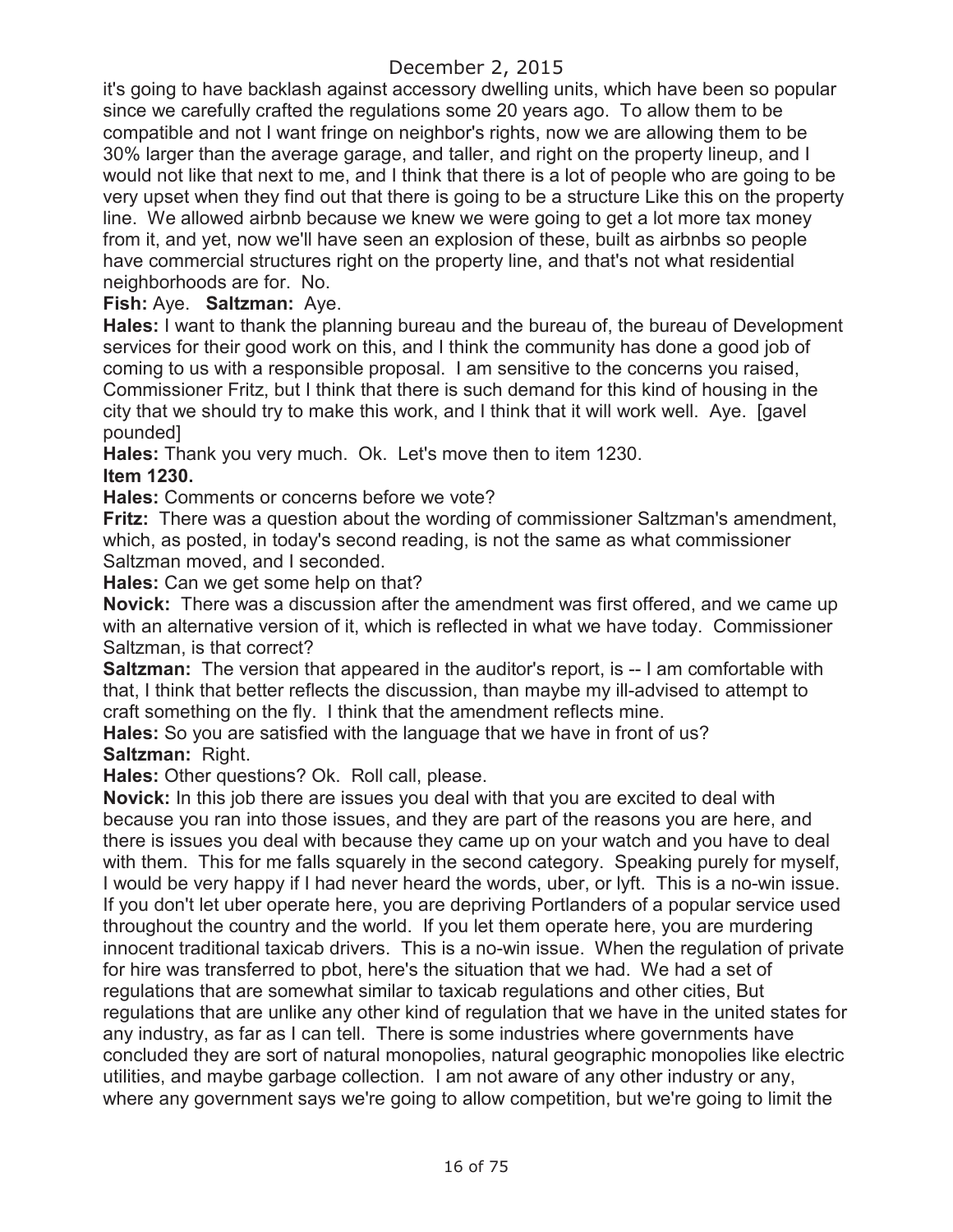it's going to have backlash against accessory dwelling units, which have been so popular since we carefully crafted the regulations some 20 years ago. To allow them to be compatible and not I want fringe on neighbor's rights, now we are allowing them to be 30% larger than the average garage, and taller, and right on the property lineup, and I would not like that next to me, and I think that there is a lot of people who are going to be very upset when they find out that there is going to be a structure Like this on the property line. We allowed airbnb because we knew we were going to get a lot more tax money from it, and yet, now we'll have seen an explosion of these, built as airbnbs so people have commercial structures right on the property line, and that's not what residential neighborhoods are for. No.

**Fish:** Aye. **Saltzman:** Aye.

**Hales:** I want to thank the planning bureau and the bureau of, the bureau of Development services for their good work on this, and I think the community has done a good job of coming to us with a responsible proposal. I am sensitive to the concerns you raised, Commissioner Fritz, but I think that there is such demand for this kind of housing in the city that we should try to make this work, and I think that it will work well. Aye. [gavel pounded]

**Hales:** Thank you very much. Ok. Let's move then to item 1230.

**Item 1230.**

**Hales:** Comments or concerns before we vote?

**Fritz:** There was a question about the wording of commissioner Saltzman's amendment, which, as posted, in today's second reading, is not the same as what commissioner Saltzman moved, and I seconded.

**Hales:** Can we get some help on that?

**Novick:** There was a discussion after the amendment was first offered, and we came up with an alternative version of it, which is reflected in what we have today. Commissioner Saltzman, is that correct?

**Saltzman:** The version that appeared in the auditor's report, is -- I am comfortable with that, I think that better reflects the discussion, than maybe my ill-advised to attempt to craft something on the fly. I think that the amendment reflects mine.

**Hales:** So you are satisfied with the language that we have in front of us?

**Saltzman:** Right.

**Hales:** Other questions? Ok. Roll call, please.

**Novick:** In this job there are issues you deal with that you are excited to deal with because you ran into those issues, and they are part of the reasons you are here, and there is issues you deal with because they came up on your watch and you have to deal with them. This for me falls squarely in the second category. Speaking purely for myself, I would be very happy if I had never heard the words, uber, or lyft. This is a no-win issue. If you don't let uber operate here, you are depriving Portlanders of a popular service used throughout the country and the world. If you let them operate here, you are murdering innocent traditional taxicab drivers. This is a no-win issue. When the regulation of private for hire was transferred to pbot, here's the situation that we had. We had a set of regulations that are somewhat similar to taxicab regulations and other cities, But regulations that are unlike any other kind of regulation that we have in the united states for any industry, as far as I can tell. There is some industries where governments have concluded they are sort of natural monopolies, natural geographic monopolies like electric utilities, and maybe garbage collection. I am not aware of any other industry or any, where any government says we're going to allow competition, but we're going to limit the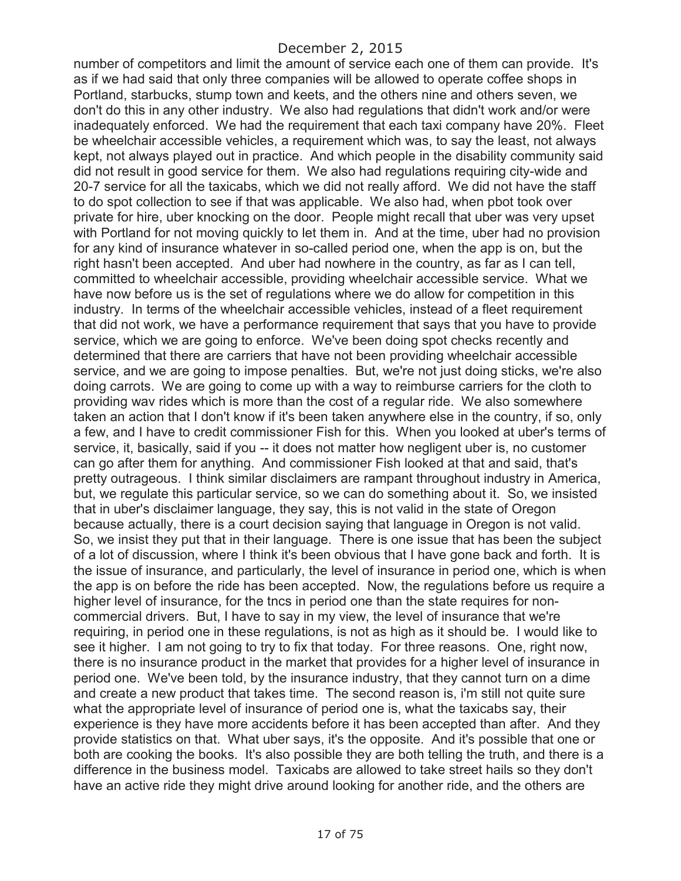number of competitors and limit the amount of service each one of them can provide. It's as if we had said that only three companies will be allowed to operate coffee shops in Portland, starbucks, stump town and keets, and the others nine and others seven, we don't do this in any other industry. We also had regulations that didn't work and/or were inadequately enforced. We had the requirement that each taxi company have 20%. Fleet be wheelchair accessible vehicles, a requirement which was, to say the least, not always kept, not always played out in practice. And which people in the disability community said did not result in good service for them. We also had regulations requiring city-wide and 20-7 service for all the taxicabs, which we did not really afford. We did not have the staff to do spot collection to see if that was applicable. We also had, when pbot took over private for hire, uber knocking on the door. People might recall that uber was very upset with Portland for not moving quickly to let them in. And at the time, uber had no provision for any kind of insurance whatever in so-called period one, when the app is on, but the right hasn't been accepted. And uber had nowhere in the country, as far as I can tell, committed to wheelchair accessible, providing wheelchair accessible service. What we have now before us is the set of regulations where we do allow for competition in this industry. In terms of the wheelchair accessible vehicles, instead of a fleet requirement that did not work, we have a performance requirement that says that you have to provide service, which we are going to enforce. We've been doing spot checks recently and determined that there are carriers that have not been providing wheelchair accessible service, and we are going to impose penalties. But, we're not just doing sticks, we're also doing carrots. We are going to come up with a way to reimburse carriers for the cloth to providing wav rides which is more than the cost of a regular ride. We also somewhere taken an action that I don't know if it's been taken anywhere else in the country, if so, only a few, and I have to credit commissioner Fish for this. When you looked at uber's terms of service, it, basically, said if you -- it does not matter how negligent uber is, no customer can go after them for anything. And commissioner Fish looked at that and said, that's pretty outrageous. I think similar disclaimers are rampant throughout industry in America, but, we regulate this particular service, so we can do something about it. So, we insisted that in uber's disclaimer language, they say, this is not valid in the state of Oregon because actually, there is a court decision saying that language in Oregon is not valid. So, we insist they put that in their language. There is one issue that has been the subject of a lot of discussion, where I think it's been obvious that I have gone back and forth. It is the issue of insurance, and particularly, the level of insurance in period one, which is when the app is on before the ride has been accepted. Now, the regulations before us require a higher level of insurance, for the tncs in period one than the state requires for non-commercial drivers. But, I have to say in my view, the level of insurance that we're requiring, in period one in these regulations, is not as high as it should be. I would like to see it higher. I am not going to try to fix that today. For three reasons. One, right now, there is no insurance product in the market that provides for a higher level of insurance in period one. We've been told, by the insurance industry, that they cannot turn on a dime and create a new product that takes time. The second reason is, i'm still not quite sure what the appropriate level of insurance of period one is, what the taxicabs say, their experience is they have more accidents before it has been accepted than after. And they provide statistics on that. What uber says, it's the opposite. And it's possible that one or both are cooking the books. It's also possible they are both telling the truth, and there is a difference in the business model. Taxicabs are allowed to take street hails so they don't have an active ride they might drive around looking for another ride, and the others are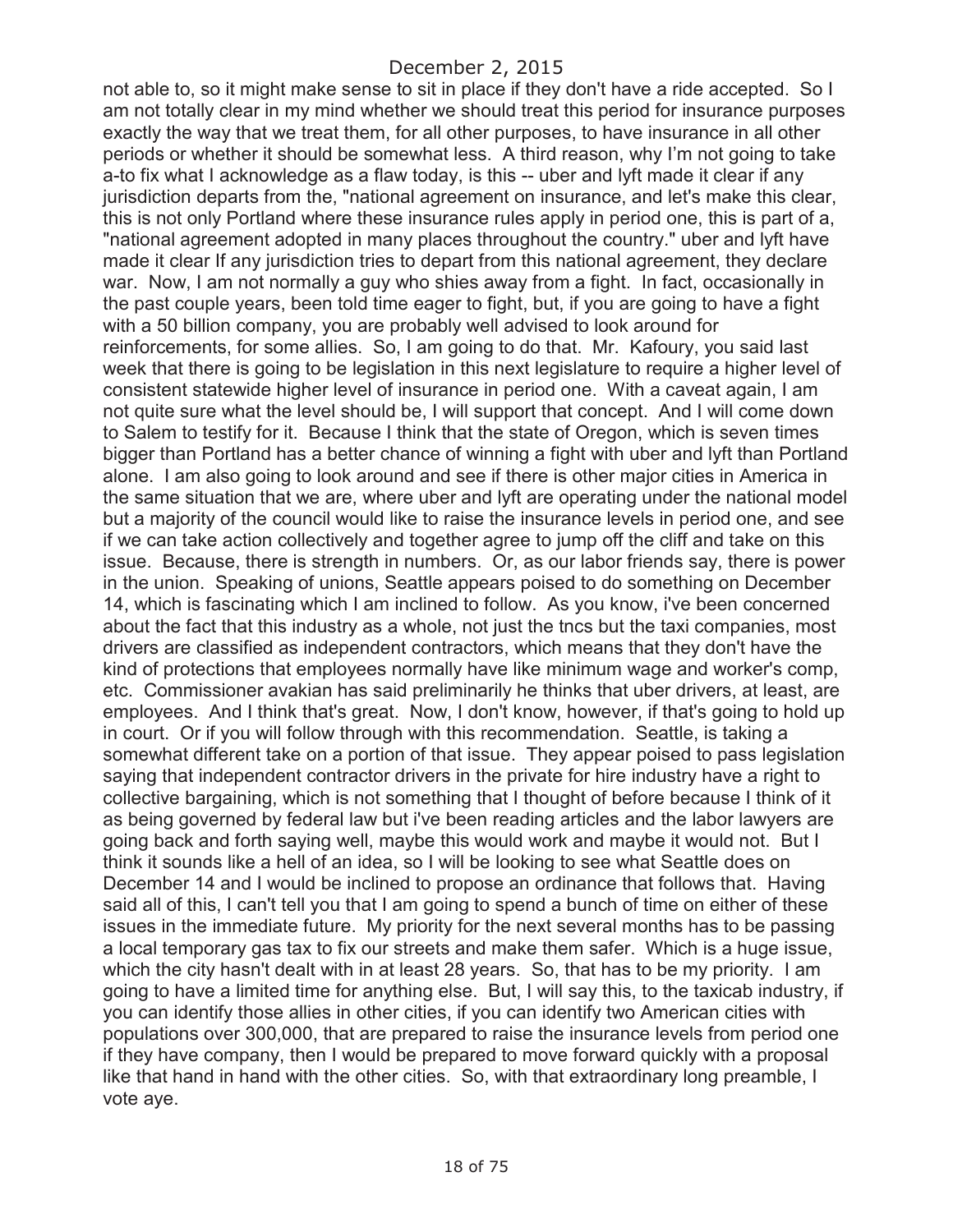not able to, so it might make sense to sit in place if they don't have a ride accepted. So I am not totally clear in my mind whether we should treat this period for insurance purposes exactly the way that we treat them, for all other purposes, to have insurance in all other periods or whether it should be somewhat less. A third reason, why I'm not going to take a-to fix what I acknowledge as a flaw today, is this -- uber and lyft made it clear if any jurisdiction departs from the, "national agreement on insurance, and let's make this clear, this is not only Portland where these insurance rules apply in period one, this is part of a, "national agreement adopted in many places throughout the country." uber and lyft have made it clear If any jurisdiction tries to depart from this national agreement, they declare war. Now, I am not normally a guy who shies away from a fight. In fact, occasionally in the past couple years, been told time eager to fight, but, if you are going to have a fight with a 50 billion company, you are probably well advised to look around for reinforcements, for some allies. So, I am going to do that. Mr. Kafoury, you said last week that there is going to be legislation in this next legislature to require a higher level of consistent statewide higher level of insurance in period one. With a caveat again, I am not quite sure what the level should be, I will support that concept. And I will come down to Salem to testify for it. Because I think that the state of Oregon, which is seven times bigger than Portland has a better chance of winning a fight with uber and lyft than Portland alone. I am also going to look around and see if there is other major cities in America in the same situation that we are, where uber and lyft are operating under the national model but a majority of the council would like to raise the insurance levels in period one, and see if we can take action collectively and together agree to jump off the cliff and take on this issue. Because, there is strength in numbers. Or, as our labor friends say, there is power in the union. Speaking of unions, Seattle appears poised to do something on December 14, which is fascinating which I am inclined to follow. As you know, i've been concerned about the fact that this industry as a whole, not just the tncs but the taxi companies, most drivers are classified as independent contractors, which means that they don't have the kind of protections that employees normally have like minimum wage and worker's comp, etc. Commissioner avakian has said preliminarily he thinks that uber drivers, at least, are employees. And I think that's great. Now, I don't know, however, if that's going to hold up in court. Or if you will follow through with this recommendation. Seattle, is taking a somewhat different take on a portion of that issue. They appear poised to pass legislation saying that independent contractor drivers in the private for hire industry have a right to collective bargaining, which is not something that I thought of before because I think of it as being governed by federal law but i've been reading articles and the labor lawyers are going back and forth saying well, maybe this would work and maybe it would not. But I think it sounds like a hell of an idea, so I will be looking to see what Seattle does on December 14 and I would be inclined to propose an ordinance that follows that. Having said all of this, I can't tell you that I am going to spend a bunch of time on either of these issues in the immediate future. My priority for the next several months has to be passing a local temporary gas tax to fix our streets and make them safer. Which is a huge issue, which the city hasn't dealt with in at least 28 years. So, that has to be my priority. I am going to have a limited time for anything else. But, I will say this, to the taxicab industry, if you can identify those allies in other cities, if you can identify two American cities with populations over 300,000, that are prepared to raise the insurance levels from period one if they have company, then I would be prepared to move forward quickly with a proposal like that hand in hand with the other cities. So, with that extraordinary long preamble, I vote aye.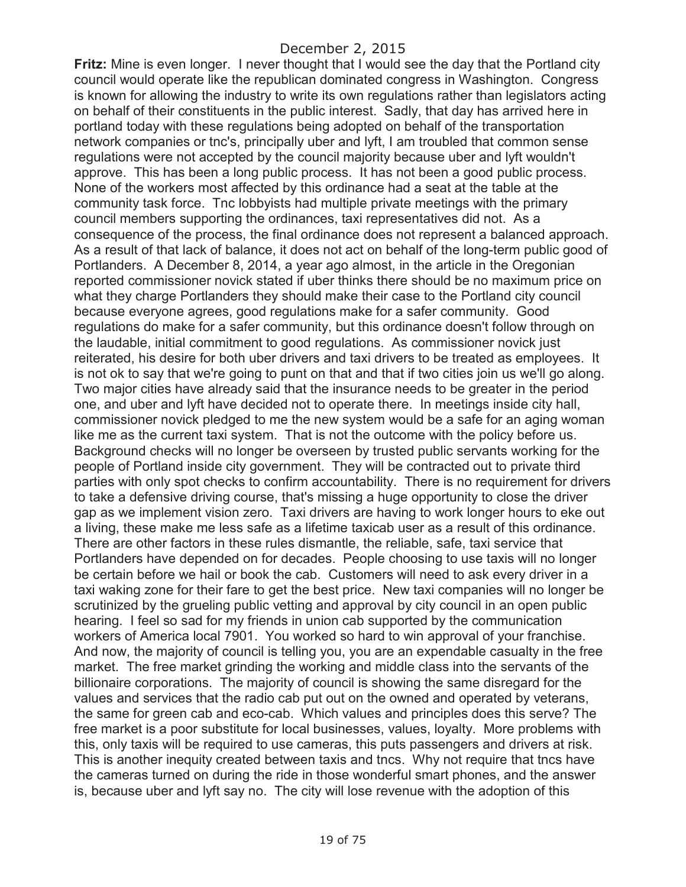**Fritz:** Mine is even longer. I never thought that I would see the day that the Portland city council would operate like the republican dominated congress in Washington. Congress is known for allowing the industry to write its own regulations rather than legislators acting on behalf of their constituents in the public interest. Sadly, that day has arrived here in portland today with these regulations being adopted on behalf of the transportation network companies or tnc's, principally uber and lyft, I am troubled that common sense regulations were not accepted by the council majority because uber and lyft wouldn't approve. This has been a long public process. It has not been a good public process. None of the workers most affected by this ordinance had a seat at the table at the community task force. Tnc lobbyists had multiple private meetings with the primary council members supporting the ordinances, taxi representatives did not. As a consequence of the process, the final ordinance does not represent a balanced approach. As a result of that lack of balance, it does not act on behalf of the long-term public good of Portlanders. A December 8, 2014, a year ago almost, in the article in the Oregonian reported commissioner novick stated if uber thinks there should be no maximum price on what they charge Portlanders they should make their case to the Portland city council because everyone agrees, good regulations make for a safer community. Good regulations do make for a safer community, but this ordinance doesn't follow through on the laudable, initial commitment to good regulations. As commissioner novick just reiterated, his desire for both uber drivers and taxi drivers to be treated as employees. It is not ok to say that we're going to punt on that and that if two cities join us we'll go along. Two major cities have already said that the insurance needs to be greater in the period one, and uber and lyft have decided not to operate there. In meetings inside city hall, commissioner novick pledged to me the new system would be a safe for an aging woman like me as the current taxi system. That is not the outcome with the policy before us. Background checks will no longer be overseen by trusted public servants working for the people of Portland inside city government. They will be contracted out to private third parties with only spot checks to confirm accountability. There is no requirement for drivers to take a defensive driving course, that's missing a huge opportunity to close the driver gap as we implement vision zero. Taxi drivers are having to work longer hours to eke out a living, these make me less safe as a lifetime taxicab user as a result of this ordinance. There are other factors in these rules dismantle, the reliable, safe, taxi service that Portlanders have depended on for decades. People choosing to use taxis will no longer be certain before we hail or book the cab. Customers will need to ask every driver in a taxi waking zone for their fare to get the best price. New taxi companies will no longer be scrutinized by the grueling public vetting and approval by city council in an open public hearing. I feel so sad for my friends in union cab supported by the communication workers of America local 7901. You worked so hard to win approval of your franchise. And now, the majority of council is telling you, you are an expendable casualty in the free market. The free market grinding the working and middle class into the servants of the billionaire corporations. The majority of council is showing the same disregard for the values and services that the radio cab put out on the owned and operated by veterans, the same for green cab and eco-cab. Which values and principles does this serve? The free market is a poor substitute for local businesses, values, loyalty. More problems with this, only taxis will be required to use cameras, this puts passengers and drivers at risk. This is another inequity created between taxis and tncs. Why not require that tncs have the cameras turned on during the ride in those wonderful smart phones, and the answer is, because uber and lyft say no. The city will lose revenue with the adoption of this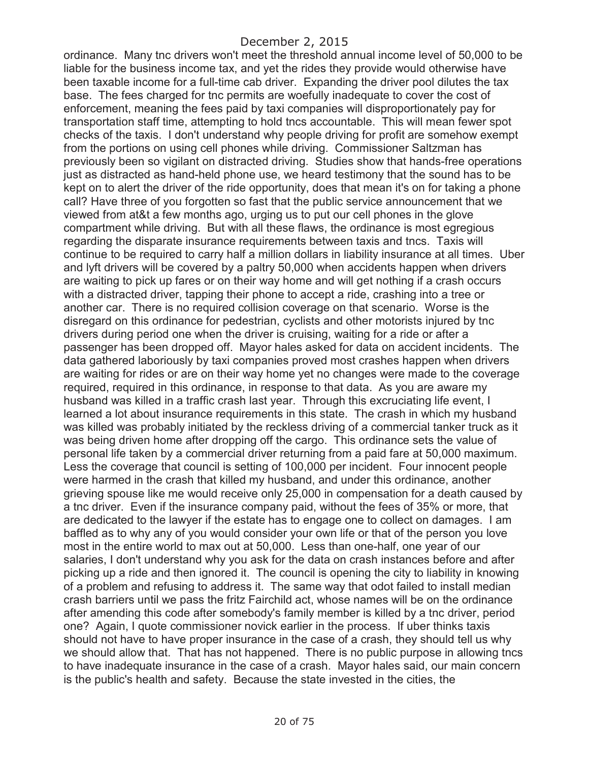ordinance. Many tnc drivers won't meet the threshold annual income level of 50,000 to be liable for the business income tax, and yet the rides they provide would otherwise have been taxable income for a full-time cab driver. Expanding the driver pool dilutes the tax base. The fees charged for tnc permits are woefully inadequate to cover the cost of enforcement, meaning the fees paid by taxi companies will disproportionately pay for transportation staff time, attempting to hold tncs accountable. This will mean fewer spot checks of the taxis. I don't understand why people driving for profit are somehow exempt from the portions on using cell phones while driving. Commissioner Saltzman has previously been so vigilant on distracted driving. Studies show that hands-free operations just as distracted as hand-held phone use, we heard testimony that the sound has to be kept on to alert the driver of the ride opportunity, does that mean it's on for taking a phone call? Have three of you forgotten so fast that the public service announcement that we viewed from at&t a few months ago, urging us to put our cell phones in the glove compartment while driving. But with all these flaws, the ordinance is most egregious regarding the disparate insurance requirements between taxis and tncs. Taxis will continue to be required to carry half a million dollars in liability insurance at all times. Uber and lyft drivers will be covered by a paltry 50,000 when accidents happen when drivers are waiting to pick up fares or on their way home and will get nothing if a crash occurs with a distracted driver, tapping their phone to accept a ride, crashing into a tree or another car. There is no required collision coverage on that scenario. Worse is the disregard on this ordinance for pedestrian, cyclists and other motorists injured by tnc drivers during period one when the driver is cruising, waiting for a ride or after a passenger has been dropped off. Mayor hales asked for data on accident incidents. The data gathered laboriously by taxi companies proved most crashes happen when drivers are waiting for rides or are on their way home yet no changes were made to the coverage required, required in this ordinance, in response to that data. As you are aware my husband was killed in a traffic crash last year. Through this excruciating life event, I learned a lot about insurance requirements in this state. The crash in which my husband was killed was probably initiated by the reckless driving of a commercial tanker truck as it was being driven home after dropping off the cargo. This ordinance sets the value of personal life taken by a commercial driver returning from a paid fare at 50,000 maximum. Less the coverage that council is setting of 100,000 per incident. Four innocent people were harmed in the crash that killed my husband, and under this ordinance, another grieving spouse like me would receive only 25,000 in compensation for a death caused by a tnc driver. Even if the insurance company paid, without the fees of 35% or more, that are dedicated to the lawyer if the estate has to engage one to collect on damages. I am baffled as to why any of you would consider your own life or that of the person you love most in the entire world to max out at 50,000. Less than one-half, one year of our salaries, I don't understand why you ask for the data on crash instances before and after picking up a ride and then ignored it. The council is opening the city to liability in knowing of a problem and refusing to address it. The same way that odot failed to install median crash barriers until we pass the fritz Fairchild act, whose names will be on the ordinance after amending this code after somebody's family member is killed by a tnc driver, period one? Again, I quote commissioner novick earlier in the process. If uber thinks taxis should not have to have proper insurance in the case of a crash, they should tell us why we should allow that. That has not happened. There is no public purpose in allowing tncs to have inadequate insurance in the case of a crash. Mayor hales said, our main concern is the public's health and safety. Because the state invested in the cities, the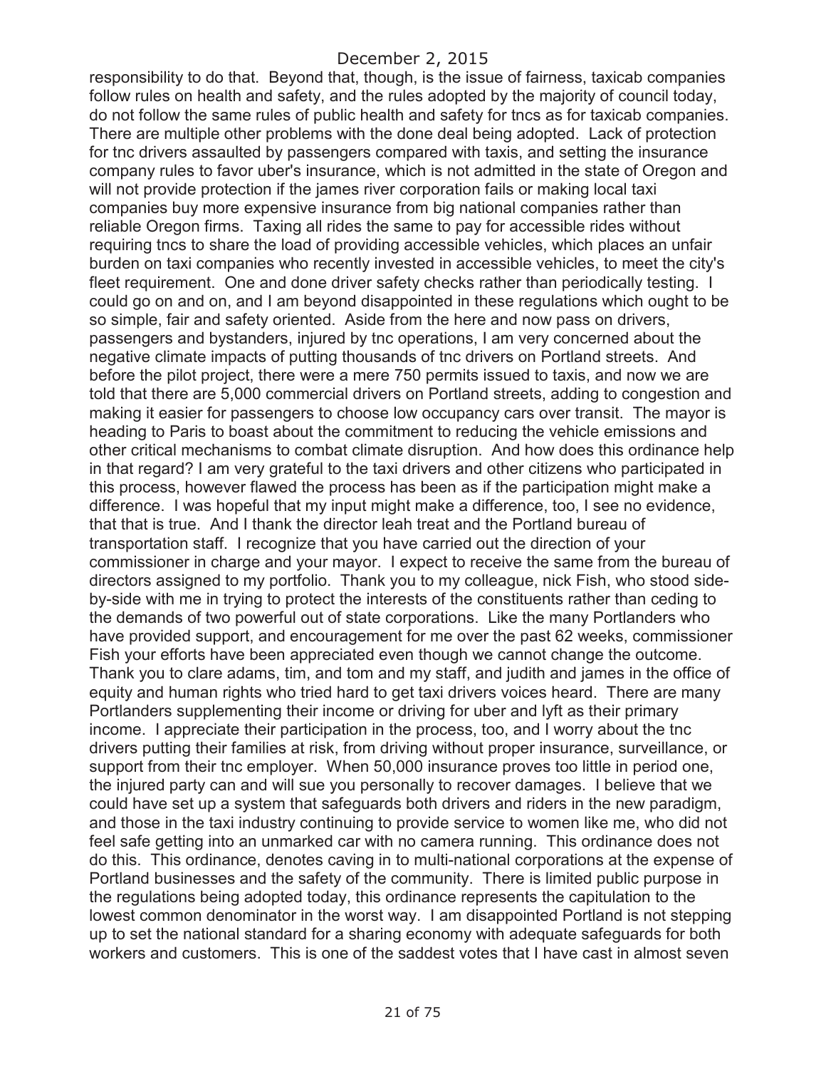responsibility to do that. Beyond that, though, is the issue of fairness, taxicab companies follow rules on health and safety, and the rules adopted by the majority of council today, do not follow the same rules of public health and safety for tncs as for taxicab companies. There are multiple other problems with the done deal being adopted. Lack of protection for tnc drivers assaulted by passengers compared with taxis, and setting the insurance company rules to favor uber's insurance, which is not admitted in the state of Oregon and will not provide protection if the james river corporation fails or making local taxi companies buy more expensive insurance from big national companies rather than reliable Oregon firms. Taxing all rides the same to pay for accessible rides without requiring tncs to share the load of providing accessible vehicles, which places an unfair burden on taxi companies who recently invested in accessible vehicles, to meet the city's fleet requirement. One and done driver safety checks rather than periodically testing. I could go on and on, and I am beyond disappointed in these regulations which ought to be so simple, fair and safety oriented. Aside from the here and now pass on drivers, passengers and bystanders, injured by tnc operations, I am very concerned about the negative climate impacts of putting thousands of tnc drivers on Portland streets. And before the pilot project, there were a mere 750 permits issued to taxis, and now we are told that there are 5,000 commercial drivers on Portland streets, adding to congestion and making it easier for passengers to choose low occupancy cars over transit. The mayor is heading to Paris to boast about the commitment to reducing the vehicle emissions and other critical mechanisms to combat climate disruption. And how does this ordinance help in that regard? I am very grateful to the taxi drivers and other citizens who participated in this process, however flawed the process has been as if the participation might make a difference. I was hopeful that my input might make a difference, too, I see no evidence, that that is true. And I thank the director leah treat and the Portland bureau of transportation staff. I recognize that you have carried out the direction of your commissioner in charge and your mayor. I expect to receive the same from the bureau of directors assigned to my portfolio. Thank you to my colleague, nick Fish, who stood side-by-side with me in trying to protect the interests of the constituents rather than ceding to the demands of two powerful out of state corporations. Like the many Portlanders who have provided support, and encouragement for me over the past 62 weeks, commissioner Fish your efforts have been appreciated even though we cannot change the outcome. Thank you to clare adams, tim, and tom and my staff, and judith and james in the office of equity and human rights who tried hard to get taxi drivers voices heard. There are many Portlanders supplementing their income or driving for uber and lyft as their primary income. I appreciate their participation in the process, too, and I worry about the tnc drivers putting their families at risk, from driving without proper insurance, surveillance, or support from their tnc employer. When 50,000 insurance proves too little in period one, the injured party can and will sue you personally to recover damages. I believe that we could have set up a system that safeguards both drivers and riders in the new paradigm, and those in the taxi industry continuing to provide service to women like me, who did not feel safe getting into an unmarked car with no camera running. This ordinance does not do this. This ordinance, denotes caving in to multi-national corporations at the expense of Portland businesses and the safety of the community. There is limited public purpose in the regulations being adopted today, this ordinance represents the capitulation to the lowest common denominator in the worst way. I am disappointed Portland is not stepping up to set the national standard for a sharing economy with adequate safeguards for both workers and customers. This is one of the saddest votes that I have cast in almost seven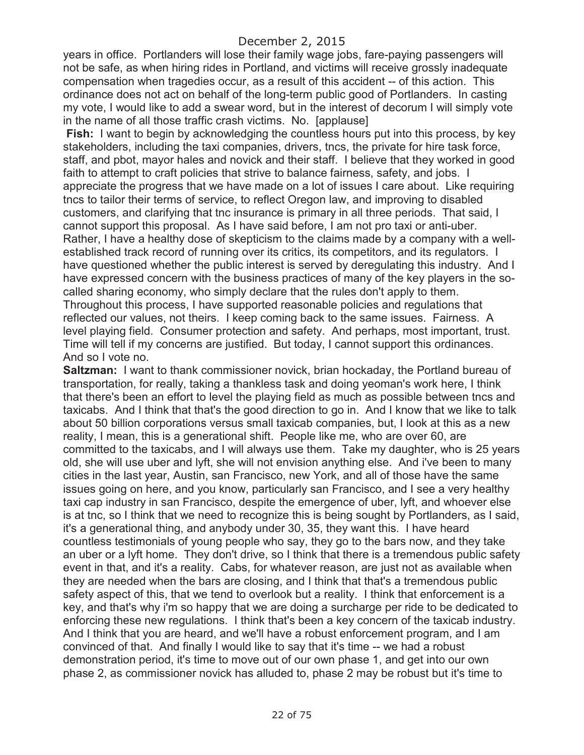years in office. Portlanders will lose their family wage jobs, fare-paying passengers will not be safe, as when hiring rides in Portland, and victims will receive grossly inadequate compensation when tragedies occur, as a result of this accident -- of this action. This ordinance does not act on behalf of the long-term public good of Portlanders. In casting my vote, I would like to add a swear word, but in the interest of decorum I will simply vote in the name of all those traffic crash victims. No. [applause]

**Fish:** I want to begin by acknowledging the countless hours put into this process, by key stakeholders, including the taxi companies, drivers, tncs, the private for hire task force, staff, and pbot, mayor hales and novick and their staff. I believe that they worked in good faith to attempt to craft policies that strive to balance fairness, safety, and jobs. I appreciate the progress that we have made on a lot of issues I care about. Like requiring tncs to tailor their terms of service, to reflect Oregon law, and improving to disabled customers, and clarifying that tnc insurance is primary in all three periods. That said, I cannot support this proposal. As I have said before, I am not pro taxi or anti-uber. Rather, I have a healthy dose of skepticism to the claims made by a company with a well-established track record of running over its critics, its competitors, and its regulators. I have questioned whether the public interest is served by deregulating this industry. And I have expressed concern with the business practices of many of the key players in the so-called sharing economy, who simply declare that the rules don't apply to them. Throughout this process, I have supported reasonable policies and regulations that reflected our values, not theirs. I keep coming back to the same issues. Fairness. A level playing field. Consumer protection and safety. And perhaps, most important, trust. Time will tell if my concerns are justified. But today, I cannot support this ordinances. And so I vote no.

**Saltzman:** I want to thank commissioner novick, brian hockaday, the Portland bureau of transportation, for really, taking a thankless task and doing yeoman's work here, I think that there's been an effort to level the playing field as much as possible between tncs and taxicabs. And I think that that's the good direction to go in. And I know that we like to talk about 50 billion corporations versus small taxicab companies, but, I look at this as a new reality, I mean, this is a generational shift. People like me, who are over 60, are committed to the taxicabs, and I will always use them. Take my daughter, who is 25 years old, she will use uber and lyft, she will not envision anything else. And i've been to many cities in the last year, Austin, san Francisco, new York, and all of those have the same issues going on here, and you know, particularly san Francisco, and I see a very healthy taxi cap industry in san Francisco, despite the emergence of uber, lyft, and whoever else is at tnc, so I think that we need to recognize this is being sought by Portlanders, as I said, it's a generational thing, and anybody under 30, 35, they want this. I have heard countless testimonials of young people who say, they go to the bars now, and they take an uber or a lyft home. They don't drive, so I think that there is a tremendous public safety event in that, and it's a reality. Cabs, for whatever reason, are just not as available when they are needed when the bars are closing, and I think that that's a tremendous public safety aspect of this, that we tend to overlook but a reality. I think that enforcement is a key, and that's why i'm so happy that we are doing a surcharge per ride to be dedicated to enforcing these new regulations. I think that's been a key concern of the taxicab industry. And I think that you are heard, and we'll have a robust enforcement program, and I am convinced of that. And finally I would like to say that it's time -- we had a robust demonstration period, it's time to move out of our own phase 1, and get into our own phase 2, as commissioner novick has alluded to, phase 2 may be robust but it's time to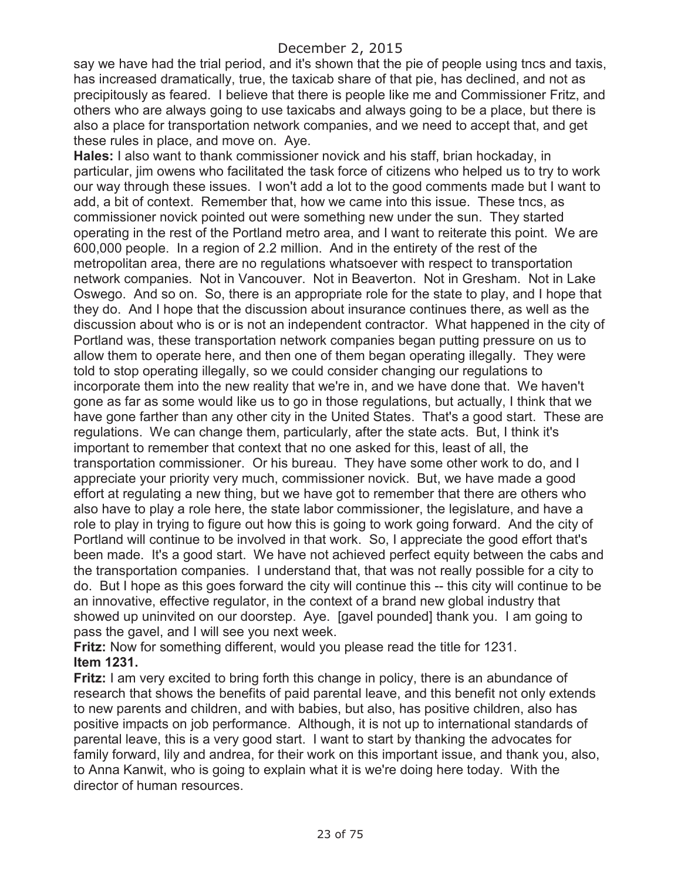say we have had the trial period, and it's shown that the pie of people using tncs and taxis, has increased dramatically, true, the taxicab share of that pie, has declined, and not as precipitously as feared. I believe that there is people like me and Commissioner Fritz, and others who are always going to use taxicabs and always going to be a place, but there is also a place for transportation network companies, and we need to accept that, and get these rules in place, and move on. Aye.

**Hales:** I also want to thank commissioner novick and his staff, brian hockaday, in particular, jim owens who facilitated the task force of citizens who helped us to try to work our way through these issues. I won't add a lot to the good comments made but I want to add, a bit of context. Remember that, how we came into this issue. These tncs, as commissioner novick pointed out were something new under the sun. They started operating in the rest of the Portland metro area, and I want to reiterate this point. We are 600,000 people. In a region of 2.2 million. And in the entirety of the rest of the metropolitan area, there are no regulations whatsoever with respect to transportation network companies. Not in Vancouver. Not in Beaverton. Not in Gresham. Not in Lake Oswego. And so on. So, there is an appropriate role for the state to play, and I hope that they do. And I hope that the discussion about insurance continues there, as well as the discussion about who is or is not an independent contractor. What happened in the city of Portland was, these transportation network companies began putting pressure on us to allow them to operate here, and then one of them began operating illegally. They were told to stop operating illegally, so we could consider changing our regulations to incorporate them into the new reality that we're in, and we have done that. We haven't gone as far as some would like us to go in those regulations, but actually, I think that we have gone farther than any other city in the United States. That's a good start. These are regulations. We can change them, particularly, after the state acts. But, I think it's important to remember that context that no one asked for this, least of all, the transportation commissioner. Or his bureau. They have some other work to do, and I appreciate your priority very much, commissioner novick. But, we have made a good effort at regulating a new thing, but we have got to remember that there are others who also have to play a role here, the state labor commissioner, the legislature, and have a role to play in trying to figure out how this is going to work going forward. And the city of Portland will continue to be involved in that work. So, I appreciate the good effort that's been made. It's a good start. We have not achieved perfect equity between the cabs and the transportation companies. I understand that, that was not really possible for a city to do. But I hope as this goes forward the city will continue this -- this city will continue to be an innovative, effective regulator, in the context of a brand new global industry that showed up uninvited on our doorstep. Aye. [gavel pounded] thank you. I am going to pass the gavel, and I will see you next week.

**Fritz:** Now for something different, would you please read the title for 1231.

**Item 1231.**

**Fritz:** I am very excited to bring forth this change in policy, there is an abundance of research that shows the benefits of paid parental leave, and this benefit not only extends to new parents and children, and with babies, but also, has positive children, also has positive impacts on job performance. Although, it is not up to international standards of parental leave, this is a very good start. I want to start by thanking the advocates for family forward, lily and andrea, for their work on this important issue, and thank you, also, to Anna Kanwit, who is going to explain what it is we're doing here today. With the director of human resources.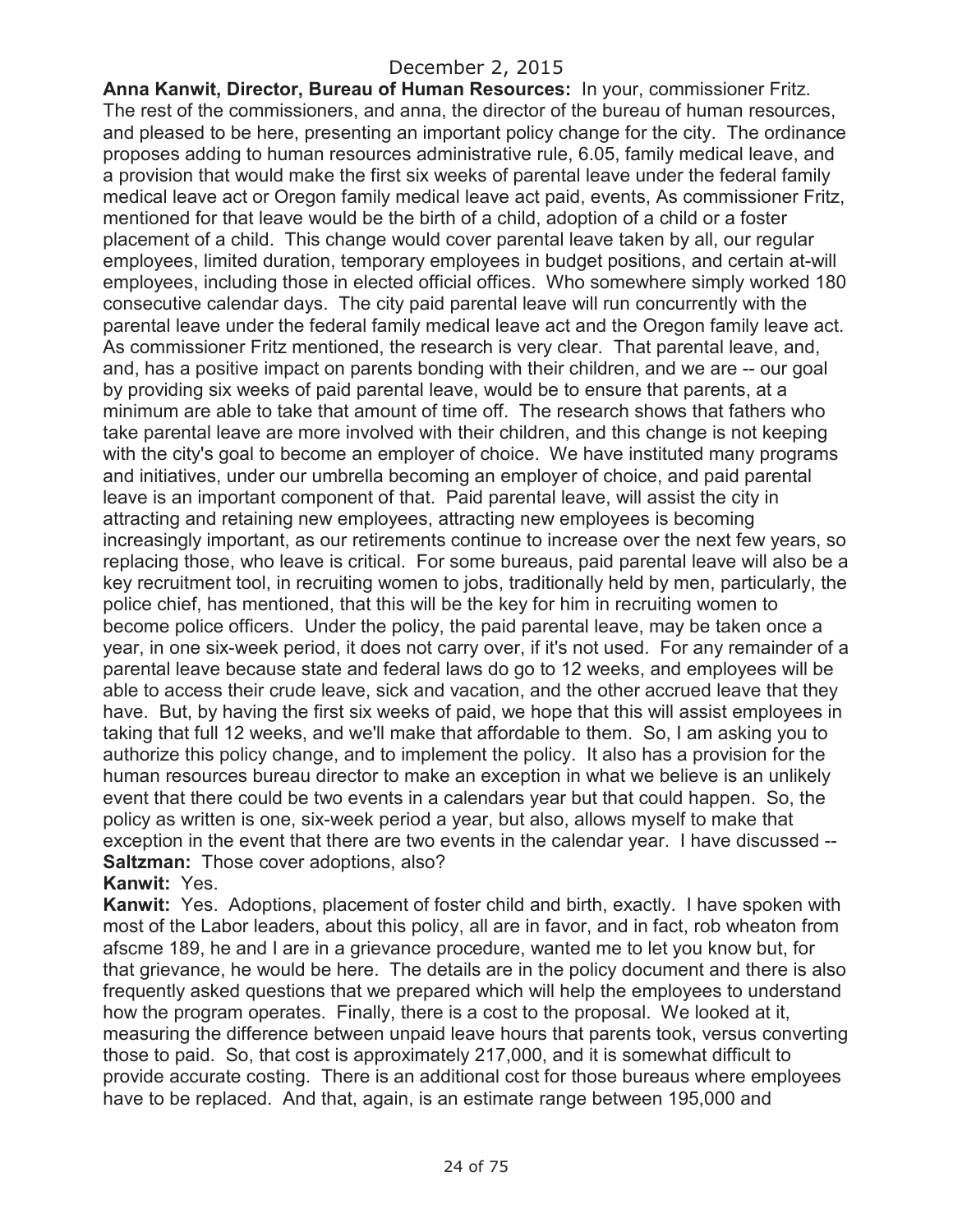December 2, 2015

**Anna Kanwit, Director, Bureau of Human Resources:** In your, commissioner Fritz. The rest of the commissioners, and anna, the director of the bureau of human resources, and pleased to be here, presenting an important policy change for the city. The ordinance proposes adding to human resources administrative rule, 6.05, family medical leave, and a provision that would make the first six weeks of parental leave under the federal family medical leave act or Oregon family medical leave act paid, events, As commissioner Fritz, mentioned for that leave would be the birth of a child, adoption of a child or a foster placement of a child. This change would cover parental leave taken by all, our regular employees, limited duration, temporary employees in budget positions, and certain at-will employees, including those in elected official offices. Who somewhere simply worked 180 consecutive calendar days. The city paid parental leave will run concurrently with the parental leave under the federal family medical leave act and the Oregon family leave act. As commissioner Fritz mentioned, the research is very clear. That parental leave, and, and, has a positive impact on parents bonding with their children, and we are -- our goal by providing six weeks of paid parental leave, would be to ensure that parents, at a minimum are able to take that amount of time off. The research shows that fathers who take parental leave are more involved with their children, and this change is not keeping with the city's goal to become an employer of choice. We have instituted many programs and initiatives, under our umbrella becoming an employer of choice, and paid parental leave is an important component of that. Paid parental leave, will assist the city in attracting and retaining new employees, attracting new employees is becoming increasingly important, as our retirements continue to increase over the next few years, so replacing those, who leave is critical. For some bureaus, paid parental leave will also be a key recruitment tool, in recruiting women to jobs, traditionally held by men, particularly, the police chief, has mentioned, that this will be the key for him in recruiting women to become police officers. Under the policy, the paid parental leave, may be taken once a year, in one six-week period, it does not carry over, if it's not used. For any remainder of a parental leave because state and federal laws do go to 12 weeks, and employees will be able to access their crude leave, sick and vacation, and the other accrued leave that they have. But, by having the first six weeks of paid, we hope that this will assist employees in taking that full 12 weeks, and we'll make that affordable to them. So, I am asking you to authorize this policy change, and to implement the policy. It also has a provision for the human resources bureau director to make an exception in what we believe is an unlikely event that there could be two events in a calendars year but that could happen. So, the policy as written is one, six-week period a year, but also, allows myself to make that exception in the event that there are two events in the calendar year. I have discussed --

**Saltzman:** Those cover adoptions, also?

**Kanwit:** Yes.

**Kanwit:** Yes. Adoptions, placement of foster child and birth, exactly. I have spoken with most of the Labor leaders, about this policy, all are in favor, and in fact, rob wheaton from afscme 189, he and I are in a grievance procedure, wanted me to let you know but, for that grievance, he would be here. The details are in the policy document and there is also frequently asked questions that we prepared which will help the employees to understand how the program operates. Finally, there is a cost to the proposal. We looked at it, measuring the difference between unpaid leave hours that parents took, versus converting those to paid. So, that cost is approximately 217,000, and it is somewhat difficult to provide accurate costing. There is an additional cost for those bureaus where employees have to be replaced. And that, again, is an estimate range between 195,000 and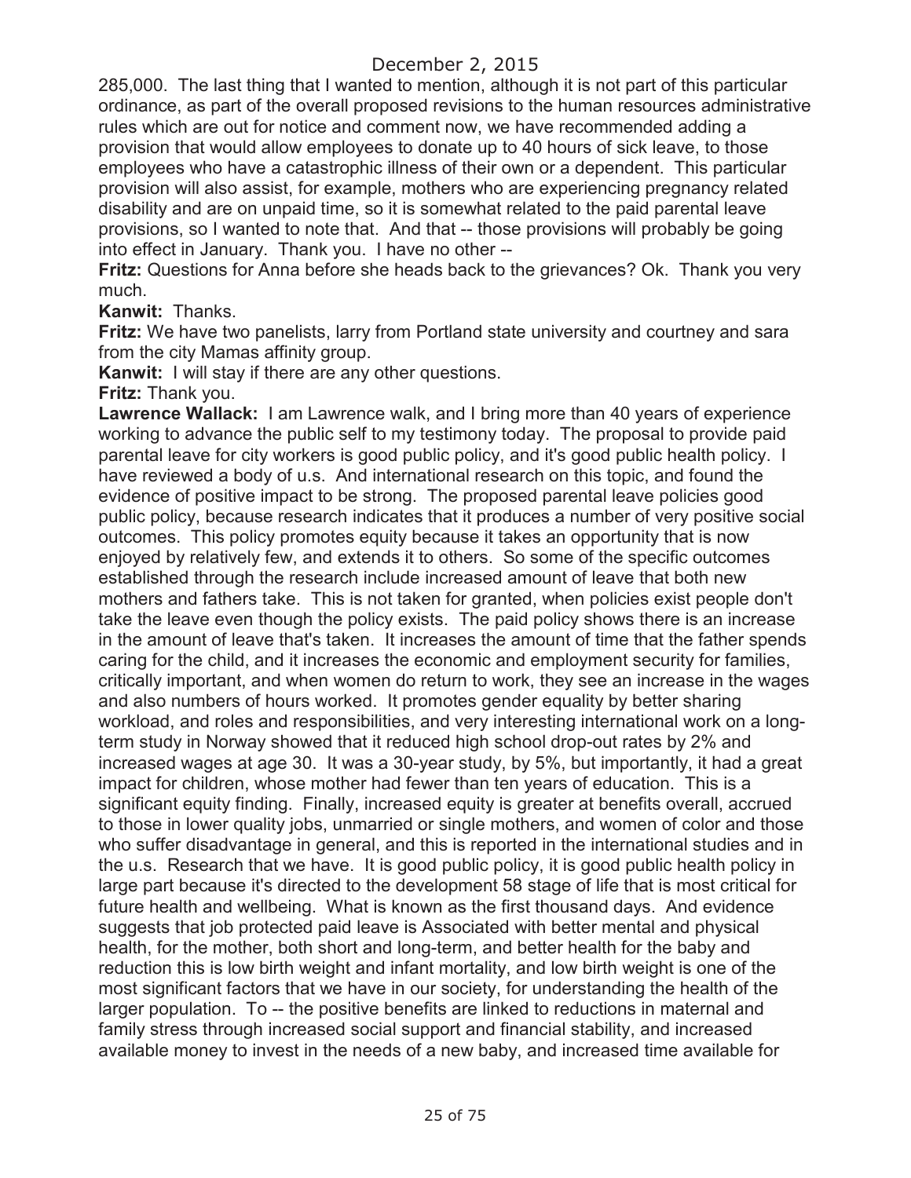285,000. The last thing that I wanted to mention, although it is not part of this particular ordinance, as part of the overall proposed revisions to the human resources administrative rules which are out for notice and comment now, we have recommended adding a provision that would allow employees to donate up to 40 hours of sick leave, to those employees who have a catastrophic illness of their own or a dependent. This particular provision will also assist, for example, mothers who are experiencing pregnancy related disability and are on unpaid time, so it is somewhat related to the paid parental leave provisions, so I wanted to note that. And that -- those provisions will probably be going into effect in January. Thank you. I have no other --

**Fritz:** Questions for Anna before she heads back to the grievances? Ok. Thank you very much.

**Kanwit:** Thanks.

**Fritz:** We have two panelists, larry from Portland state university and courtney and sara from the city Mamas affinity group.

**Kanwit:** I will stay if there are any other questions.

**Fritz:** Thank you.

**Lawrence Wallack:** I am Lawrence walk, and I bring more than 40 years of experience working to advance the public self to my testimony today. The proposal to provide paid parental leave for city workers is good public policy, and it's good public health policy. I have reviewed a body of u.s. And international research on this topic, and found the evidence of positive impact to be strong. The proposed parental leave policies good public policy, because research indicates that it produces a number of very positive social outcomes. This policy promotes equity because it takes an opportunity that is now enjoyed by relatively few, and extends it to others. So some of the specific outcomes established through the research include increased amount of leave that both new mothers and fathers take. This is not taken for granted, when policies exist people don't take the leave even though the policy exists. The paid policy shows there is an increase in the amount of leave that's taken. It increases the amount of time that the father spends caring for the child, and it increases the economic and employment security for families, critically important, and when women do return to work, they see an increase in the wages and also numbers of hours worked. It promotes gender equality by better sharing workload, and roles and responsibilities, and very interesting international work on a long-term study in Norway showed that it reduced high school drop-out rates by 2% and increased wages at age 30. It was a 30-year study, by 5%, but importantly, it had a great impact for children, whose mother had fewer than ten years of education. This is a significant equity finding. Finally, increased equity is greater at benefits overall, accrued to those in lower quality jobs, unmarried or single mothers, and women of color and those who suffer disadvantage in general, and this is reported in the international studies and in the u.s. Research that we have. It is good public policy, it is good public health policy in large part because it's directed to the development 58 stage of life that is most critical for future health and wellbeing. What is known as the first thousand days. And evidence suggests that job protected paid leave is Associated with better mental and physical health, for the mother, both short and long-term, and better health for the baby and reduction this is low birth weight and infant mortality, and low birth weight is one of the most significant factors that we have in our society, for understanding the health of the larger population. To -- the positive benefits are linked to reductions in maternal and family stress through increased social support and financial stability, and increased available money to invest in the needs of a new baby, and increased time available for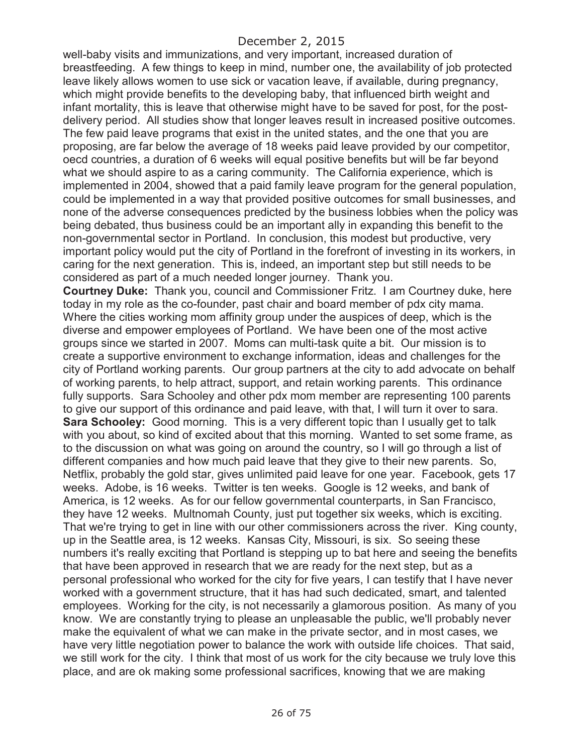well-baby visits and immunizations, and very important, increased duration of breastfeeding. A few things to keep in mind, number one, the availability of job protected leave likely allows women to use sick or vacation leave, if available, during pregnancy, which might provide benefits to the developing baby, that influenced birth weight and infant mortality, this is leave that otherwise might have to be saved for post, for the post-delivery period. All studies show that longer leaves result in increased positive outcomes. The few paid leave programs that exist in the united states, and the one that you are proposing, are far below the average of 18 weeks paid leave provided by our competitor, oecd countries, a duration of 6 weeks will equal positive benefits but will be far beyond what we should aspire to as a caring community. The California experience, which is implemented in 2004, showed that a paid family leave program for the general population, could be implemented in a way that provided positive outcomes for small businesses, and none of the adverse consequences predicted by the business lobbies when the policy was being debated, thus business could be an important ally in expanding this benefit to the non-governmental sector in Portland. In conclusion, this modest but productive, very important policy would put the city of Portland in the forefront of investing in its workers, in caring for the next generation. This is, indeed, an important step but still needs to be considered as part of a much needed longer journey. Thank you.

**Courtney Duke:** Thank you, council and Commissioner Fritz. I am Courtney duke, here today in my role as the co-founder, past chair and board member of pdx city mama. Where the cities working mom affinity group under the auspices of deep, which is the diverse and empower employees of Portland. We have been one of the most active groups since we started in 2007. Moms can multi-task quite a bit. Our mission is to create a supportive environment to exchange information, ideas and challenges for the city of Portland working parents. Our group partners at the city to add advocate on behalf of working parents, to help attract, support, and retain working parents. This ordinance fully supports. Sara Schooley and other pdx mom member are representing 100 parents to give our support of this ordinance and paid leave, with that, I will turn it over to sara.

**Sara Schooley:** Good morning. This is a very different topic than I usually get to talk with you about, so kind of excited about that this morning. Wanted to set some frame, as to the discussion on what was going on around the country, so I will go through a list of different companies and how much paid leave that they give to their new parents. So, Netflix, probably the gold star, gives unlimited paid leave for one year. Facebook, gets 17 weeks. Adobe, is 16 weeks. Twitter is ten weeks. Google is 12 weeks, and bank of America, is 12 weeks. As for our fellow governmental counterparts, in San Francisco, they have 12 weeks. Multnomah County, just put together six weeks, which is exciting. That we're trying to get in line with our other commissioners across the river. King county, up in the Seattle area, is 12 weeks. Kansas City, Missouri, is six. So seeing these numbers it's really exciting that Portland is stepping up to bat here and seeing the benefits that have been approved in research that we are ready for the next step, but as a personal professional who worked for the city for five years, I can testify that I have never worked with a government structure, that it has had such dedicated, smart, and talented employees. Working for the city, is not necessarily a glamorous position. As many of you know. We are constantly trying to please an unpleasable the public, we'll probably never make the equivalent of what we can make in the private sector, and in most cases, we have very little negotiation power to balance the work with outside life choices. That said, we still work for the city. I think that most of us work for the city because we truly love this place, and are ok making some professional sacrifices, knowing that we are making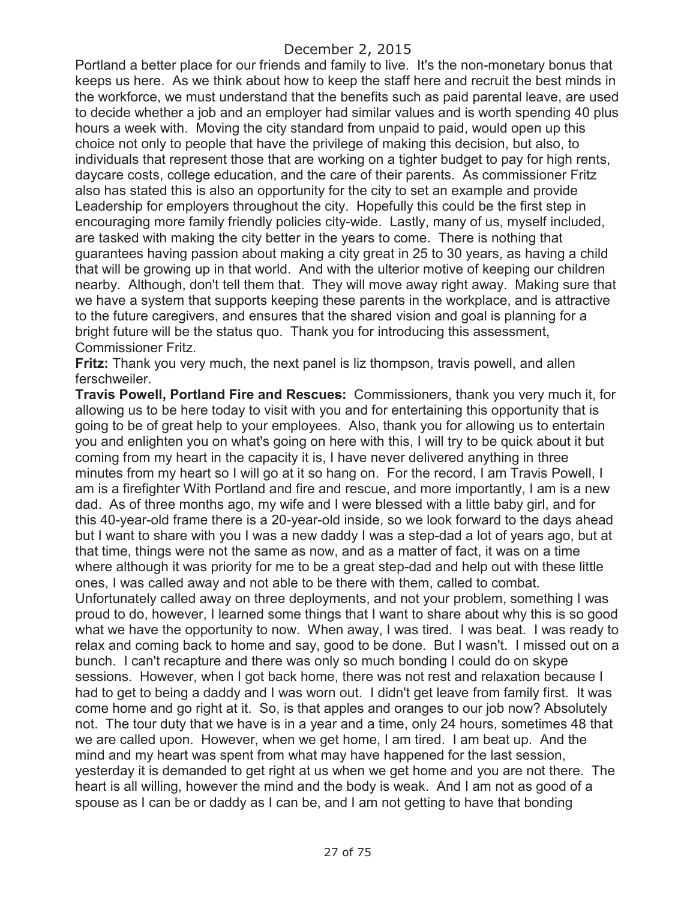Portland a better place for our friends and family to live. It's the non-monetary bonus that keeps us here. As we think about how to keep the staff here and recruit the best minds in the workforce, we must understand that the benefits such as paid parental leave, are used to decide whether a job and an employer had similar values and is worth spending 40 plus hours a week with. Moving the city standard from unpaid to paid, would open up this choice not only to people that have the privilege of making this decision, but also, to individuals that represent those that are working on a tighter budget to pay for high rents, daycare costs, college education, and the care of their parents. As commissioner Fritz also has stated this is also an opportunity for the city to set an example and provide Leadership for employers throughout the city. Hopefully this could be the first step in encouraging more family friendly policies city-wide. Lastly, many of us, myself included, are tasked with making the city better in the years to come. There is nothing that guarantees having passion about making a city great in 25 to 30 years, as having a child that will be growing up in that world. And with the ulterior motive of keeping our children nearby. Although, don't tell them that. They will move away right away. Making sure that we have a system that supports keeping these parents in the workplace, and is attractive to the future caregivers, and ensures that the shared vision and goal is planning for a bright future will be the status quo. Thank you for introducing this assessment, Commissioner Fritz.

**Fritz:** Thank you very much, the next panel is liz thompson, travis powell, and allen ferschweiler.

**Travis Powell, Portland Fire and Rescues:** Commissioners, thank you very much it, for allowing us to be here today to visit with you and for entertaining this opportunity that is going to be of great help to your employees. Also, thank you for allowing us to entertain you and enlighten you on what's going on here with this, I will try to be quick about it but coming from my heart in the capacity it is, I have never delivered anything in three minutes from my heart so I will go at it so hang on. For the record, I am Travis Powell, I am is a firefighter With Portland and fire and rescue, and more importantly, I am is a new dad. As of three months ago, my wife and I were blessed with a little baby girl, and for this 40-year-old frame there is a 20-year-old inside, so we look forward to the days ahead but I want to share with you I was a new daddy I was a step-dad a lot of years ago, but at that time, things were not the same as now, and as a matter of fact, it was on a time where although it was priority for me to be a great step-dad and help out with these little ones, I was called away and not able to be there with them, called to combat. Unfortunately called away on three deployments, and not your problem, something I was proud to do, however, I learned some things that I want to share about why this is so good what we have the opportunity to now. When away, I was tired. I was beat. I was ready to relax and coming back to home and say, good to be done. But I wasn't. I missed out on a bunch. I can't recapture and there was only so much bonding I could do on skype sessions. However, when I got back home, there was not rest and relaxation because I had to get to being a daddy and I was worn out. I didn't get leave from family first. It was come home and go right at it. So, is that apples and oranges to our job now? Absolutely not. The tour duty that we have is in a year and a time, only 24 hours, sometimes 48 that we are called upon. However, when we get home, I am tired. I am beat up. And the mind and my heart was spent from what may have happened for the last session, yesterday it is demanded to get right at us when we get home and you are not there. The heart is all willing, however the mind and the body is weak. And I am not as good of a spouse as I can be or daddy as I can be, and I am not getting to have that bonding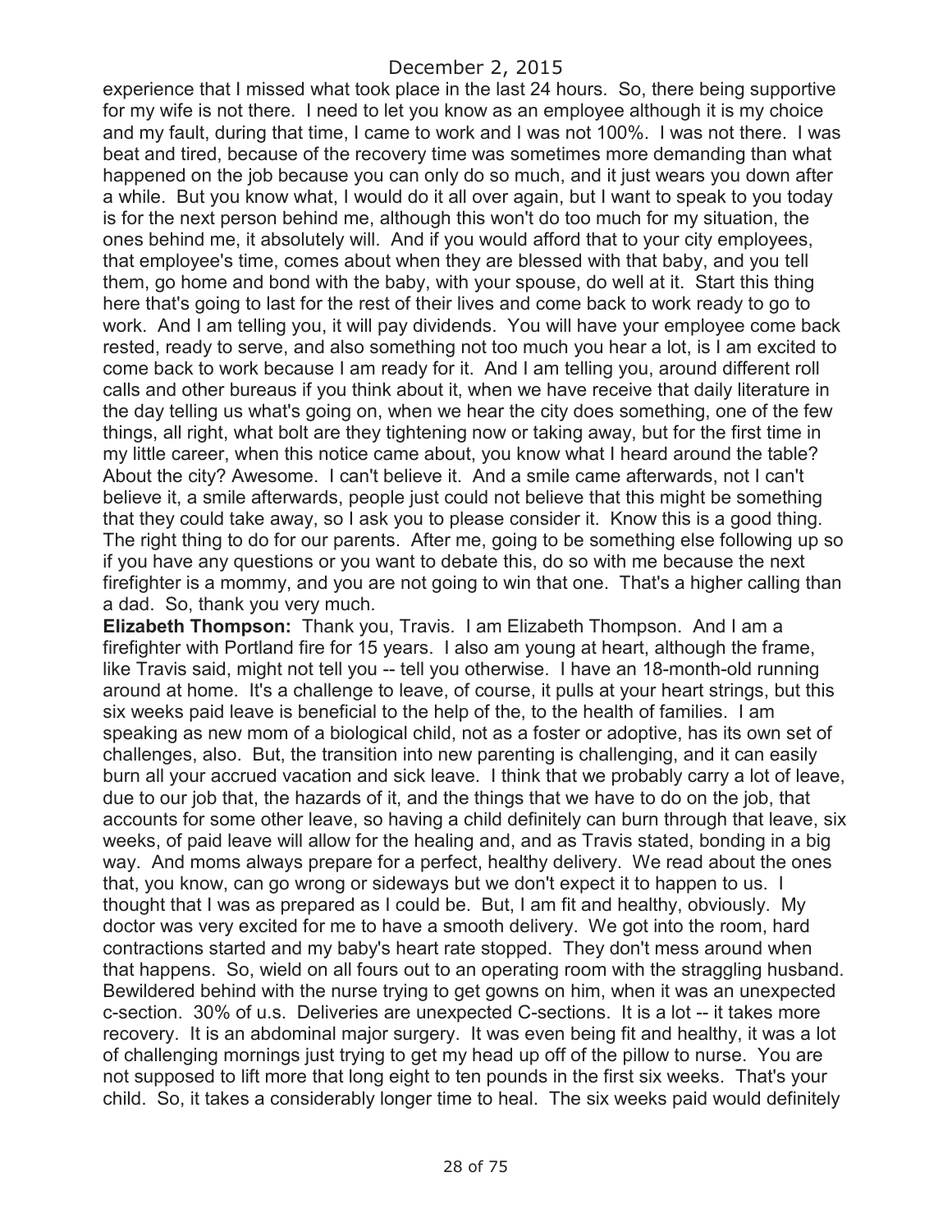experience that I missed what took place in the last 24 hours. So, there being supportive for my wife is not there. I need to let you know as an employee although it is my choice and my fault, during that time, I came to work and I was not 100%. I was not there. I was beat and tired, because of the recovery time was sometimes more demanding than what happened on the job because you can only do so much, and it just wears you down after a while. But you know what, I would do it all over again, but I want to speak to you today is for the next person behind me, although this won't do too much for my situation, the ones behind me, it absolutely will. And if you would afford that to your city employees, that employee's time, comes about when they are blessed with that baby, and you tell them, go home and bond with the baby, with your spouse, do well at it. Start this thing here that's going to last for the rest of their lives and come back to work ready to go to work. And I am telling you, it will pay dividends. You will have your employee come back rested, ready to serve, and also something not too much you hear a lot, is I am excited to come back to work because I am ready for it. And I am telling you, around different roll calls and other bureaus if you think about it, when we have receive that daily literature in the day telling us what's going on, when we hear the city does something, one of the few things, all right, what bolt are they tightening now or taking away, but for the first time in my little career, when this notice came about, you know what I heard around the table? About the city? Awesome. I can't believe it. And a smile came afterwards, not I can't believe it, a smile afterwards, people just could not believe that this might be something that they could take away, so I ask you to please consider it. Know this is a good thing. The right thing to do for our parents. After me, going to be something else following up so if you have any questions or you want to debate this, do so with me because the next firefighter is a mommy, and you are not going to win that one. That's a higher calling than a dad. So, thank you very much.

**Elizabeth Thompson:** Thank you, Travis. I am Elizabeth Thompson. And I am a firefighter with Portland fire for 15 years. I also am young at heart, although the frame, like Travis said, might not tell you -- tell you otherwise. I have an 18-month-old running around at home. It's a challenge to leave, of course, it pulls at your heart strings, but this six weeks paid leave is beneficial to the help of the, to the health of families. I am speaking as new mom of a biological child, not as a foster or adoptive, has its own set of challenges, also. But, the transition into new parenting is challenging, and it can easily burn all your accrued vacation and sick leave. I think that we probably carry a lot of leave, due to our job that, the hazards of it, and the things that we have to do on the job, that accounts for some other leave, so having a child definitely can burn through that leave, six weeks, of paid leave will allow for the healing and, and as Travis stated, bonding in a big way. And moms always prepare for a perfect, healthy delivery. We read about the ones that, you know, can go wrong or sideways but we don't expect it to happen to us. I thought that I was as prepared as I could be. But, I am fit and healthy, obviously. My doctor was very excited for me to have a smooth delivery. We got into the room, hard contractions started and my baby's heart rate stopped. They don't mess around when that happens. So, wield on all fours out to an operating room with the straggling husband. Bewildered behind with the nurse trying to get gowns on him, when it was an unexpected c-section. 30% of u.s. Deliveries are unexpected C-sections. It is a lot -- it takes more recovery. It is an abdominal major surgery. It was even being fit and healthy, it was a lot of challenging mornings just trying to get my head up off of the pillow to nurse. You are not supposed to lift more that long eight to ten pounds in the first six weeks. That's your child. So, it takes a considerably longer time to heal. The six weeks paid would definitely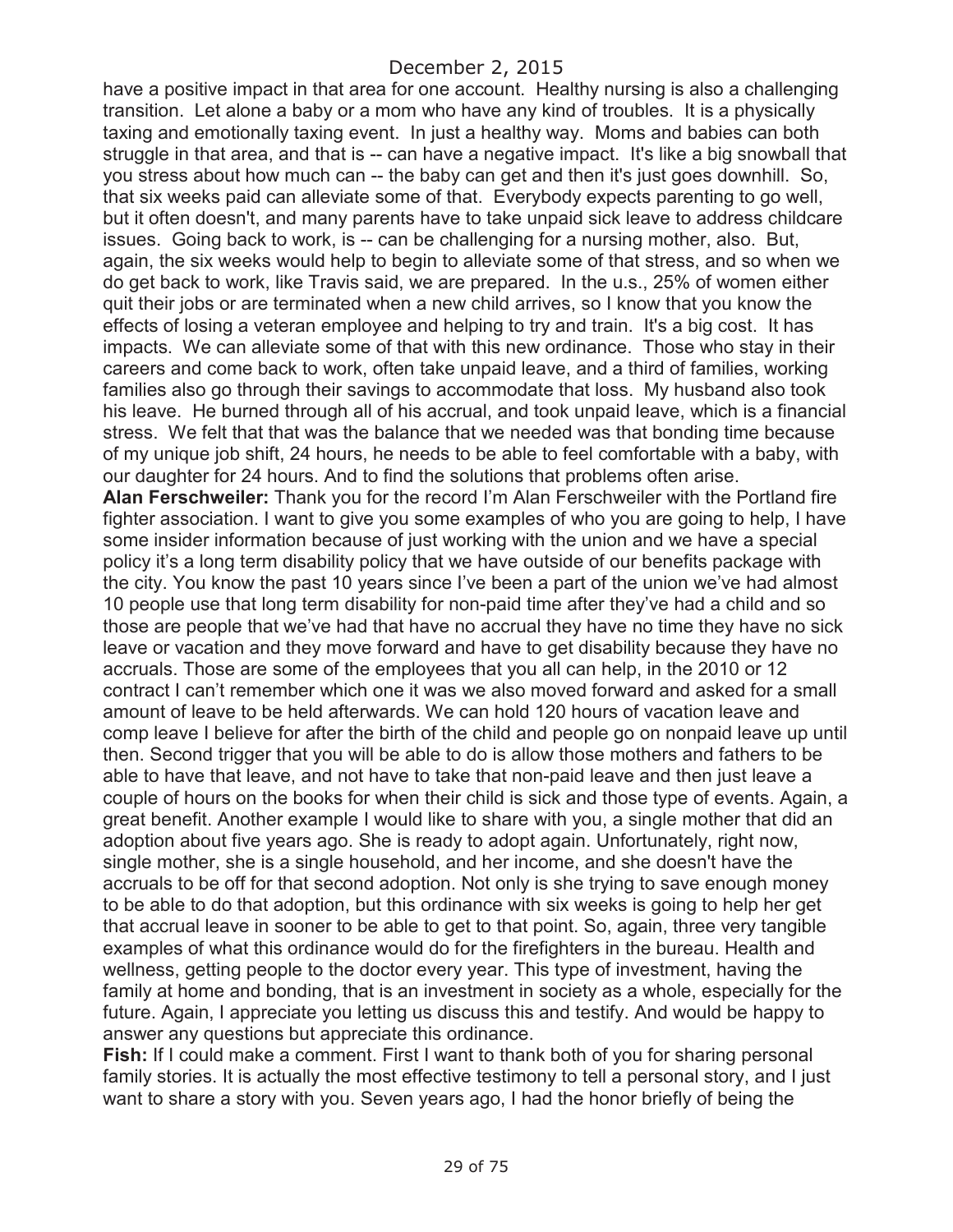have a positive impact in that area for one account. Healthy nursing is also a challenging transition. Let alone a baby or a mom who have any kind of troubles. It is a physically taxing and emotionally taxing event. In just a healthy way. Moms and babies can both struggle in that area, and that is -- can have a negative impact. It's like a big snowball that you stress about how much can -- the baby can get and then it's just goes downhill. So, that six weeks paid can alleviate some of that. Everybody expects parenting to go well, but it often doesn't, and many parents have to take unpaid sick leave to address childcare issues. Going back to work, is -- can be challenging for a nursing mother, also. But, again, the six weeks would help to begin to alleviate some of that stress, and so when we do get back to work, like Travis said, we are prepared. In the u.s., 25% of women either quit their jobs or are terminated when a new child arrives, so I know that you know the effects of losing a veteran employee and helping to try and train. It's a big cost. It has impacts. We can alleviate some of that with this new ordinance. Those who stay in their careers and come back to work, often take unpaid leave, and a third of families, working families also go through their savings to accommodate that loss. My husband also took his leave. He burned through all of his accrual, and took unpaid leave, which is a financial stress. We felt that that was the balance that we needed was that bonding time because of my unique job shift, 24 hours, he needs to be able to feel comfortable with a baby, with our daughter for 24 hours. And to find the solutions that problems often arise.

**Alan Ferschweiler:** Thank you for the record I'm Alan Ferschweiler with the Portland fire fighter association. I want to give you some examples of who you are going to help, I have some insider information because of just working with the union and we have a special policy it's a long term disability policy that we have outside of our benefits package with the city. You know the past 10 years since I've been a part of the union we've had almost 10 people use that long term disability for non-paid time after they've had a child and so those are people that we've had that have no accrual they have no time they have no sick leave or vacation and they move forward and have to get disability because they have no accruals. Those are some of the employees that you all can help, in the 2010 or 12 contract I can't remember which one it was we also moved forward and asked for a small amount of leave to be held afterwards. We can hold 120 hours of vacation leave and comp leave I believe for after the birth of the child and people go on nonpaid leave up until then. Second trigger that you will be able to do is allow those mothers and fathers to be able to have that leave, and not have to take that non-paid leave and then just leave a couple of hours on the books for when their child is sick and those type of events. Again, a great benefit. Another example I would like to share with you, a single mother that did an adoption about five years ago. She is ready to adopt again. Unfortunately, right now, single mother, she is a single household, and her income, and she doesn't have the accruals to be off for that second adoption. Not only is she trying to save enough money to be able to do that adoption, but this ordinance with six weeks is going to help her get that accrual leave in sooner to be able to get to that point. So, again, three very tangible examples of what this ordinance would do for the firefighters in the bureau. Health and wellness, getting people to the doctor every year. This type of investment, having the family at home and bonding, that is an investment in society as a whole, especially for the future. Again, I appreciate you letting us discuss this and testify. And would be happy to answer any questions but appreciate this ordinance.

**Fish:** If I could make a comment. First I want to thank both of you for sharing personal family stories. It is actually the most effective testimony to tell a personal story, and I just want to share a story with you. Seven years ago, I had the honor briefly of being the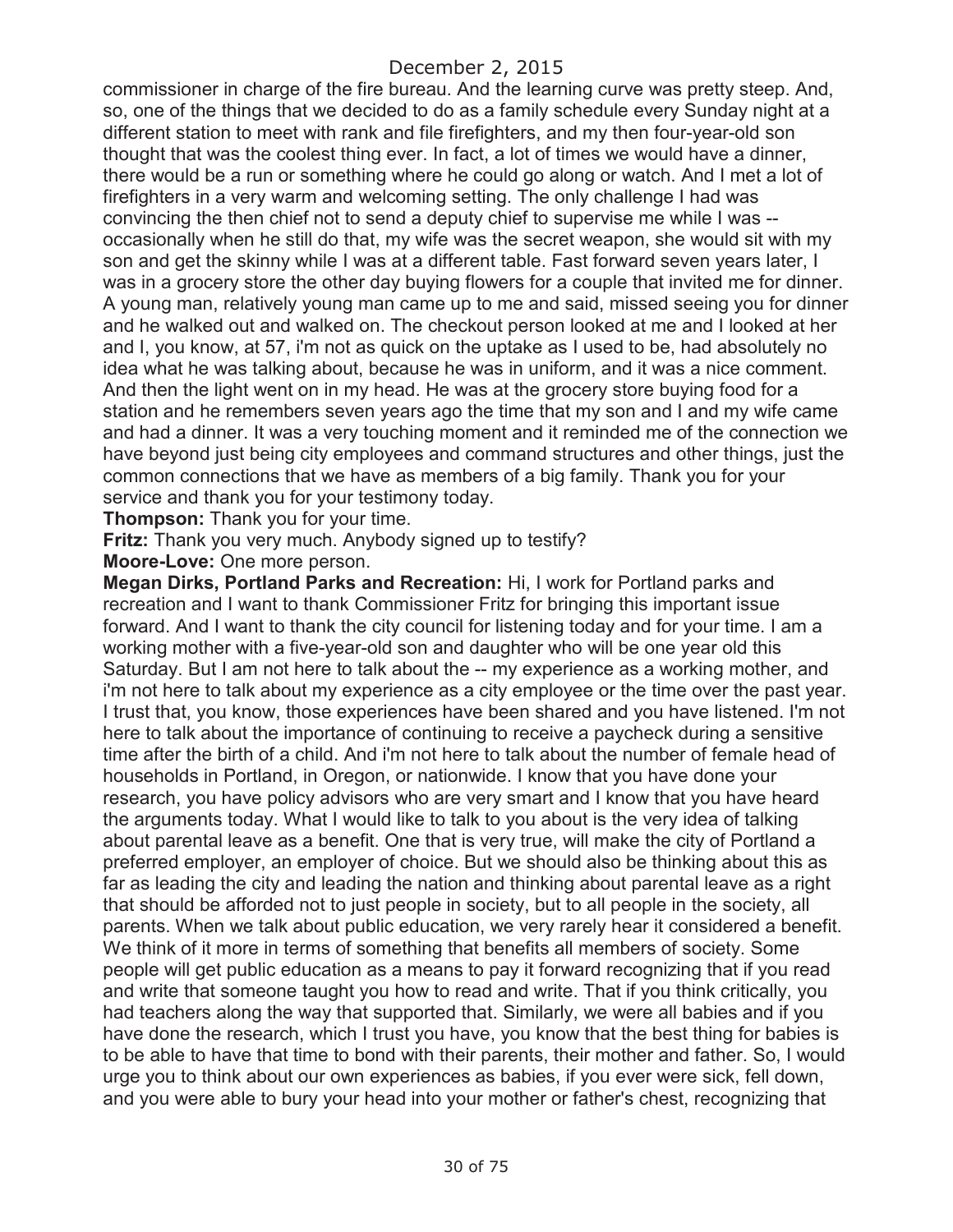commissioner in charge of the fire bureau. And the learning curve was pretty steep. And, so, one of the things that we decided to do as a family schedule every Sunday night at a different station to meet with rank and file firefighters, and my then four-year-old son thought that was the coolest thing ever. In fact, a lot of times we would have a dinner, there would be a run or something where he could go along or watch. And I met a lot of firefighters in a very warm and welcoming setting. The only challenge I had was convincing the then chief not to send a deputy chief to supervise me while I was -- occasionally when he still do that, my wife was the secret weapon, she would sit with my son and get the skinny while I was at a different table. Fast forward seven years later, I was in a grocery store the other day buying flowers for a couple that invited me for dinner. A young man, relatively young man came up to me and said, missed seeing you for dinner and he walked out and walked on. The checkout person looked at me and I looked at her and I, you know, at 57, i'm not as quick on the uptake as I used to be, had absolutely no idea what he was talking about, because he was in uniform, and it was a nice comment. And then the light went on in my head. He was at the grocery store buying food for a station and he remembers seven years ago the time that my son and I and my wife came and had a dinner. It was a very touching moment and it reminded me of the connection we have beyond just being city employees and command structures and other things, just the common connections that we have as members of a big family. Thank you for your service and thank you for your testimony today.

**Thompson:** Thank you for your time.

**Fritz:** Thank you very much. Anybody signed up to testify?

**Moore-Love:** One more person.

**Megan Dirks, Portland Parks and Recreation:** Hi, I work for Portland parks and recreation and I want to thank Commissioner Fritz for bringing this important issue forward. And I want to thank the city council for listening today and for your time. I am a working mother with a five-year-old son and daughter who will be one year old this Saturday. But I am not here to talk about the -- my experience as a working mother, and i'm not here to talk about my experience as a city employee or the time over the past year. I trust that, you know, those experiences have been shared and you have listened. I'm not here to talk about the importance of continuing to receive a paycheck during a sensitive time after the birth of a child. And i'm not here to talk about the number of female head of households in Portland, in Oregon, or nationwide. I know that you have done your research, you have policy advisors who are very smart and I know that you have heard the arguments today. What I would like to talk to you about is the very idea of talking about parental leave as a benefit. One that is very true, will make the city of Portland a preferred employer, an employer of choice. But we should also be thinking about this as far as leading the city and leading the nation and thinking about parental leave as a right that should be afforded not to just people in society, but to all people in the society, all parents. When we talk about public education, we very rarely hear it considered a benefit. We think of it more in terms of something that benefits all members of society. Some people will get public education as a means to pay it forward recognizing that if you read and write that someone taught you how to read and write. That if you think critically, you had teachers along the way that supported that. Similarly, we were all babies and if you have done the research, which I trust you have, you know that the best thing for babies is to be able to have that time to bond with their parents, their mother and father. So, I would urge you to think about our own experiences as babies, if you ever were sick, fell down, and you were able to bury your head into your mother or father's chest, recognizing that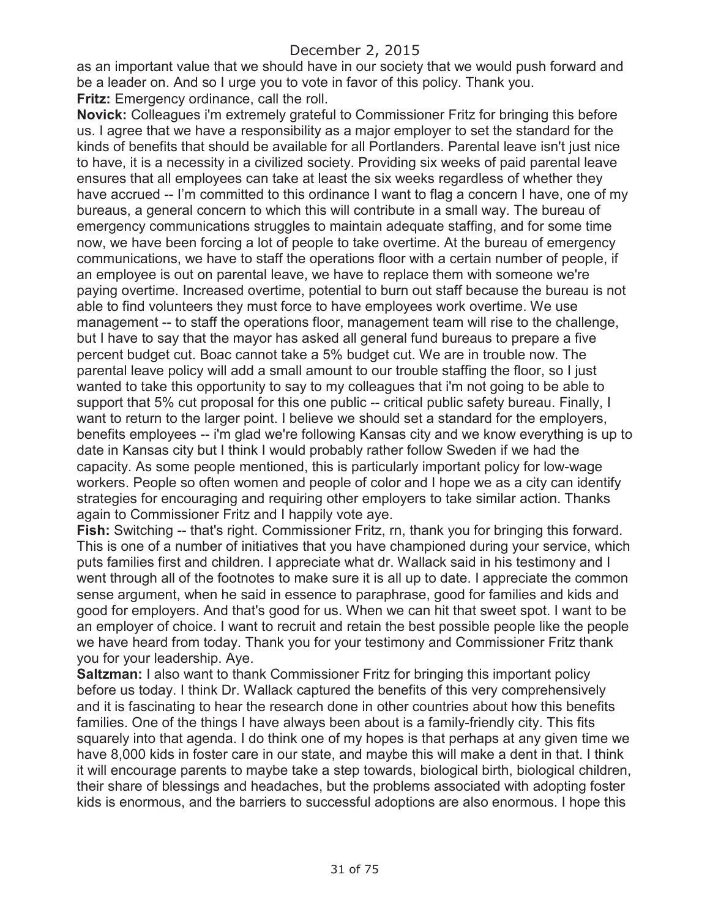as an important value that we should have in our society that we would push forward and be a leader on. And so I urge you to vote in favor of this policy. Thank you.

**Fritz:** Emergency ordinance, call the roll.

**Novick:** Colleagues i'm extremely grateful to Commissioner Fritz for bringing this before us. I agree that we have a responsibility as a major employer to set the standard for the kinds of benefits that should be available for all Portlanders. Parental leave isn't just nice to have, it is a necessity in a civilized society. Providing six weeks of paid parental leave ensures that all employees can take at least the six weeks regardless of whether they have accrued -- I'm committed to this ordinance I want to flag a concern I have, one of my bureaus, a general concern to which this will contribute in a small way. The bureau of emergency communications struggles to maintain adequate staffing, and for some time now, we have been forcing a lot of people to take overtime. At the bureau of emergency communications, we have to staff the operations floor with a certain number of people, if an employee is out on parental leave, we have to replace them with someone we're paying overtime. Increased overtime, potential to burn out staff because the bureau is not able to find volunteers they must force to have employees work overtime. We use management -- to staff the operations floor, management team will rise to the challenge, but I have to say that the mayor has asked all general fund bureaus to prepare a five percent budget cut. Boac cannot take a 5% budget cut. We are in trouble now. The parental leave policy will add a small amount to our trouble staffing the floor, so I just wanted to take this opportunity to say to my colleagues that i'm not going to be able to support that 5% cut proposal for this one public -- critical public safety bureau. Finally, I want to return to the larger point. I believe we should set a standard for the employers, benefits employees -- i'm glad we're following Kansas city and we know everything is up to date in Kansas city but I think I would probably rather follow Sweden if we had the capacity. As some people mentioned, this is particularly important policy for low-wage workers. People so often women and people of color and I hope we as a city can identify strategies for encouraging and requiring other employers to take similar action. Thanks again to Commissioner Fritz and I happily vote aye.

**Fish:** Switching -- that's right. Commissioner Fritz, rn, thank you for bringing this forward. This is one of a number of initiatives that you have championed during your service, which puts families first and children. I appreciate what dr. Wallack said in his testimony and I went through all of the footnotes to make sure it is all up to date. I appreciate the common sense argument, when he said in essence to paraphrase, good for families and kids and good for employers. And that's good for us. When we can hit that sweet spot. I want to be an employer of choice. I want to recruit and retain the best possible people like the people we have heard from today. Thank you for your testimony and Commissioner Fritz thank you for your leadership. Aye.

**Saltzman:** I also want to thank Commissioner Fritz for bringing this important policy before us today. I think Dr. Wallack captured the benefits of this very comprehensively and it is fascinating to hear the research done in other countries about how this benefits families. One of the things I have always been about is a family-friendly city. This fits squarely into that agenda. I do think one of my hopes is that perhaps at any given time we have 8,000 kids in foster care in our state, and maybe this will make a dent in that. I think it will encourage parents to maybe take a step towards, biological birth, biological children, their share of blessings and headaches, but the problems associated with adopting foster kids is enormous, and the barriers to successful adoptions are also enormous. I hope this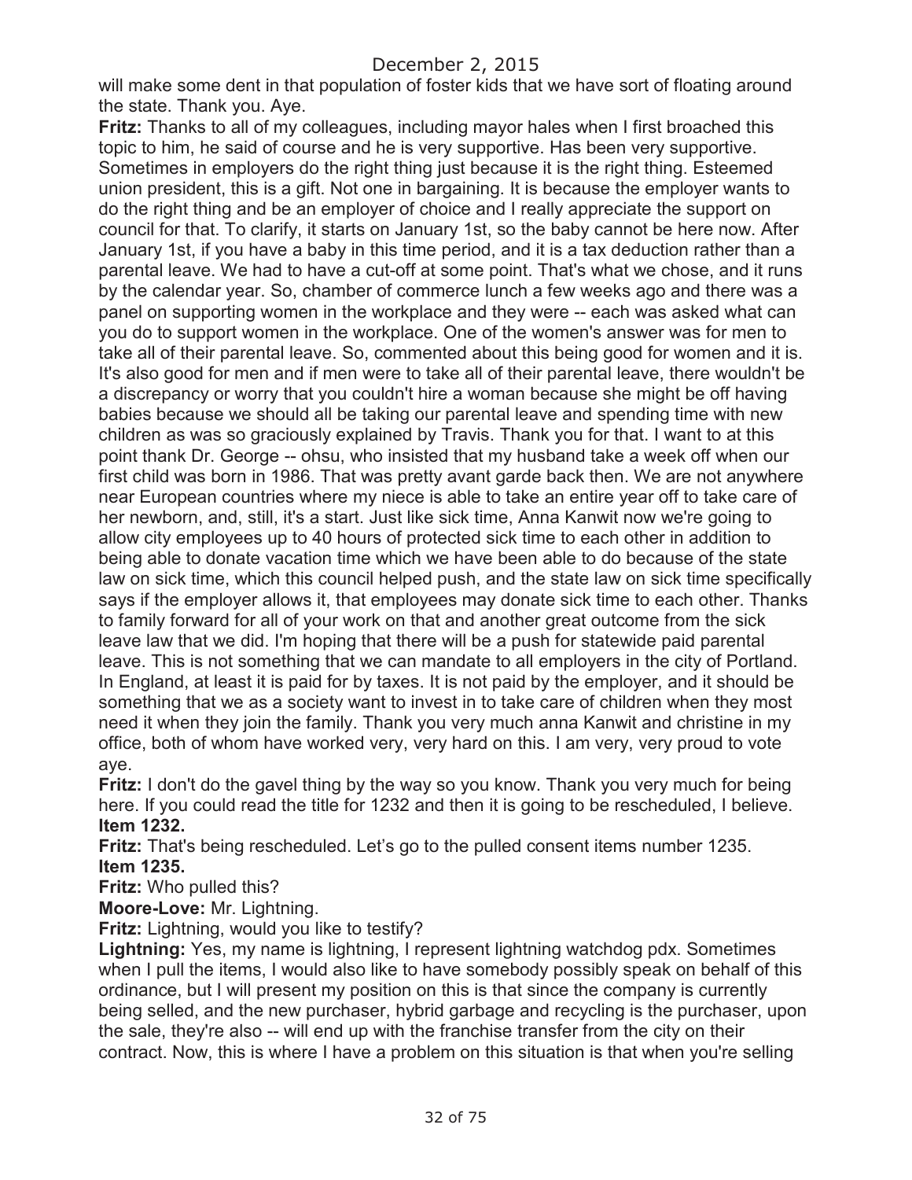will make some dent in that population of foster kids that we have sort of floating around the state. Thank you. Aye.

**Fritz:** Thanks to all of my colleagues, including mayor hales when I first broached this topic to him, he said of course and he is very supportive. Has been very supportive. Sometimes in employers do the right thing just because it is the right thing. Esteemed union president, this is a gift. Not one in bargaining. It is because the employer wants to do the right thing and be an employer of choice and I really appreciate the support on council for that. To clarify, it starts on January 1st, so the baby cannot be here now. After January 1st, if you have a baby in this time period, and it is a tax deduction rather than a parental leave. We had to have a cut-off at some point. That's what we chose, and it runs by the calendar year. So, chamber of commerce lunch a few weeks ago and there was a panel on supporting women in the workplace and they were -- each was asked what can you do to support women in the workplace. One of the women's answer was for men to take all of their parental leave. So, commented about this being good for women and it is. It's also good for men and if men were to take all of their parental leave, there wouldn't be a discrepancy or worry that you couldn't hire a woman because she might be off having babies because we should all be taking our parental leave and spending time with new children as was so graciously explained by Travis. Thank you for that. I want to at this point thank Dr. George -- ohsu, who insisted that my husband take a week off when our first child was born in 1986. That was pretty avant garde back then. We are not anywhere near European countries where my niece is able to take an entire year off to take care of her newborn, and, still, it's a start. Just like sick time, Anna Kanwit now we're going to allow city employees up to 40 hours of protected sick time to each other in addition to being able to donate vacation time which we have been able to do because of the state law on sick time, which this council helped push, and the state law on sick time specifically says if the employer allows it, that employees may donate sick time to each other. Thanks to family forward for all of your work on that and another great outcome from the sick leave law that we did. I'm hoping that there will be a push for statewide paid parental leave. This is not something that we can mandate to all employers in the city of Portland. In England, at least it is paid for by taxes. It is not paid by the employer, and it should be something that we as a society want to invest in to take care of children when they most need it when they join the family. Thank you very much anna Kanwit and christine in my office, both of whom have worked very, very hard on this. I am very, very proud to vote aye.

**Fritz:** I don't do the gavel thing by the way so you know. Thank you very much for being here. If you could read the title for 1232 and then it is going to be rescheduled, I believe.

**Item 1232.**

**Fritz:** That's being rescheduled. Let's go to the pulled consent items number 1235.

**Item 1235.**

**Fritz:** Who pulled this?

**Moore-Love:** Mr. Lightning.

**Fritz:** Lightning, would you like to testify?

**Lightning:** Yes, my name is lightning, I represent lightning watchdog pdx. Sometimes when I pull the items, I would also like to have somebody possibly speak on behalf of this ordinance, but I will present my position on this is that since the company is currently being selled, and the new purchaser, hybrid garbage and recycling is the purchaser, upon the sale, they're also -- will end up with the franchise transfer from the city on their contract. Now, this is where I have a problem on this situation is that when you're selling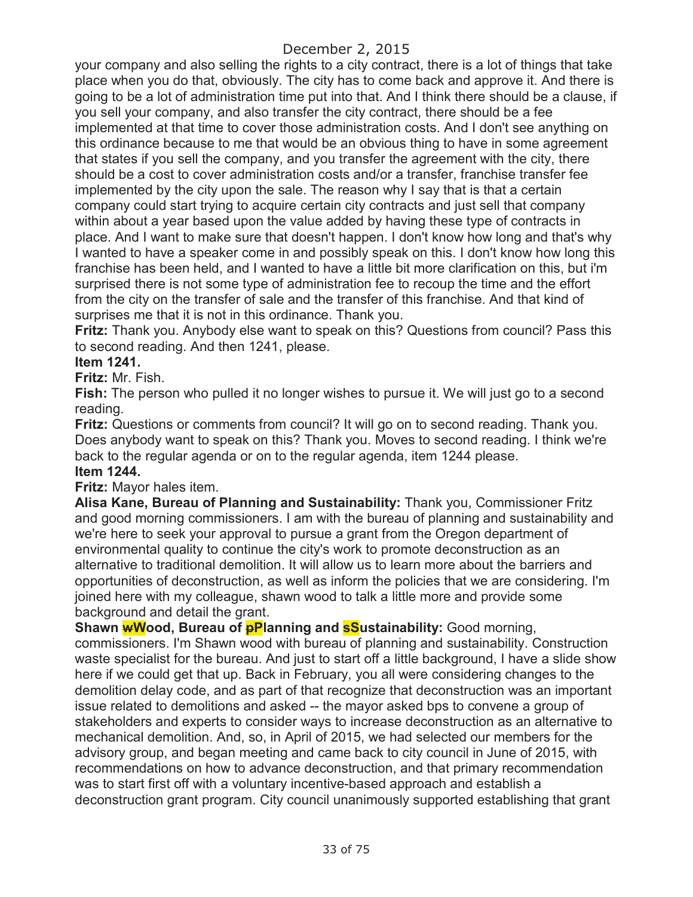your company and also selling the rights to a city contract, there is a lot of things that take place when you do that, obviously. The city has to come back and approve it. And there is going to be a lot of administration time put into that. And I think there should be a clause, if you sell your company, and also transfer the city contract, there should be a fee implemented at that time to cover those administration costs. And I don't see anything on this ordinance because to me that would be an obvious thing to have in some agreement that states if you sell the company, and you transfer the agreement with the city, there should be a cost to cover administration costs and/or a transfer, franchise transfer fee implemented by the city upon the sale. The reason why I say that is that a certain company could start trying to acquire certain city contracts and just sell that company within about a year based upon the value added by having these type of contracts in place. And I want to make sure that doesn't happen. I don't know how long and that's why I wanted to have a speaker come in and possibly speak on this. I don't know how long this franchise has been held, and I wanted to have a little bit more clarification on this, but i'm surprised there is not some type of administration fee to recoup the time and the effort from the city on the transfer of sale and the transfer of this franchise. And that kind of surprises me that it is not in this ordinance. Thank you.

**Fritz:** Thank you. Anybody else want to speak on this? Questions from council? Pass this to second reading. And then 1241, please.

**Item 1241.**

**Fritz:** Mr. Fish.

**Fish:** The person who pulled it no longer wishes to pursue it. We will just go to a second reading.

**Fritz:** Questions or comments from council? It will go on to second reading. Thank you. Does anybody want to speak on this? Thank you. Moves to second reading. I think we're back to the regular agenda or on to the regular agenda, item 1244 please.

**Item 1244.**

**Fritz:** Mayor hales item.

**Alisa Kane, Bureau of Planning and Sustainability:** Thank you, Commissioner Fritz and good morning commissioners. I am with the bureau of planning and sustainability and we're here to seek your approval to pursue a grant from the Oregon department of environmental quality to continue the city's work to promote deconstruction as an alternative to traditional demolition. It will allow us to learn more about the barriers and opportunities of deconstruction, as well as inform the policies that we are considering. I'm joined here with my colleague, shawn wood to talk a little more and provide some background and detail the grant.

**Shawn ~~w~~Wood, Bureau of ~~p~~Planning and ~~s~~Sustainability:** Good morning, commissioners. I'm Shawn wood with bureau of planning and sustainability. Construction waste specialist for the bureau. And just to start off a little background, I have a slide show here if we could get that up. Back in February, you all were considering changes to the demolition delay code, and as part of that recognize that deconstruction was an important issue related to demolitions and asked -- the mayor asked bps to convene a group of stakeholders and experts to consider ways to increase deconstruction as an alternative to mechanical demolition. And, so, in April of 2015, we had selected our members for the advisory group, and began meeting and came back to city council in June of 2015, with recommendations on how to advance deconstruction, and that primary recommendation was to start first off with a voluntary incentive-based approach and establish a deconstruction grant program. City council unanimously supported establishing that grant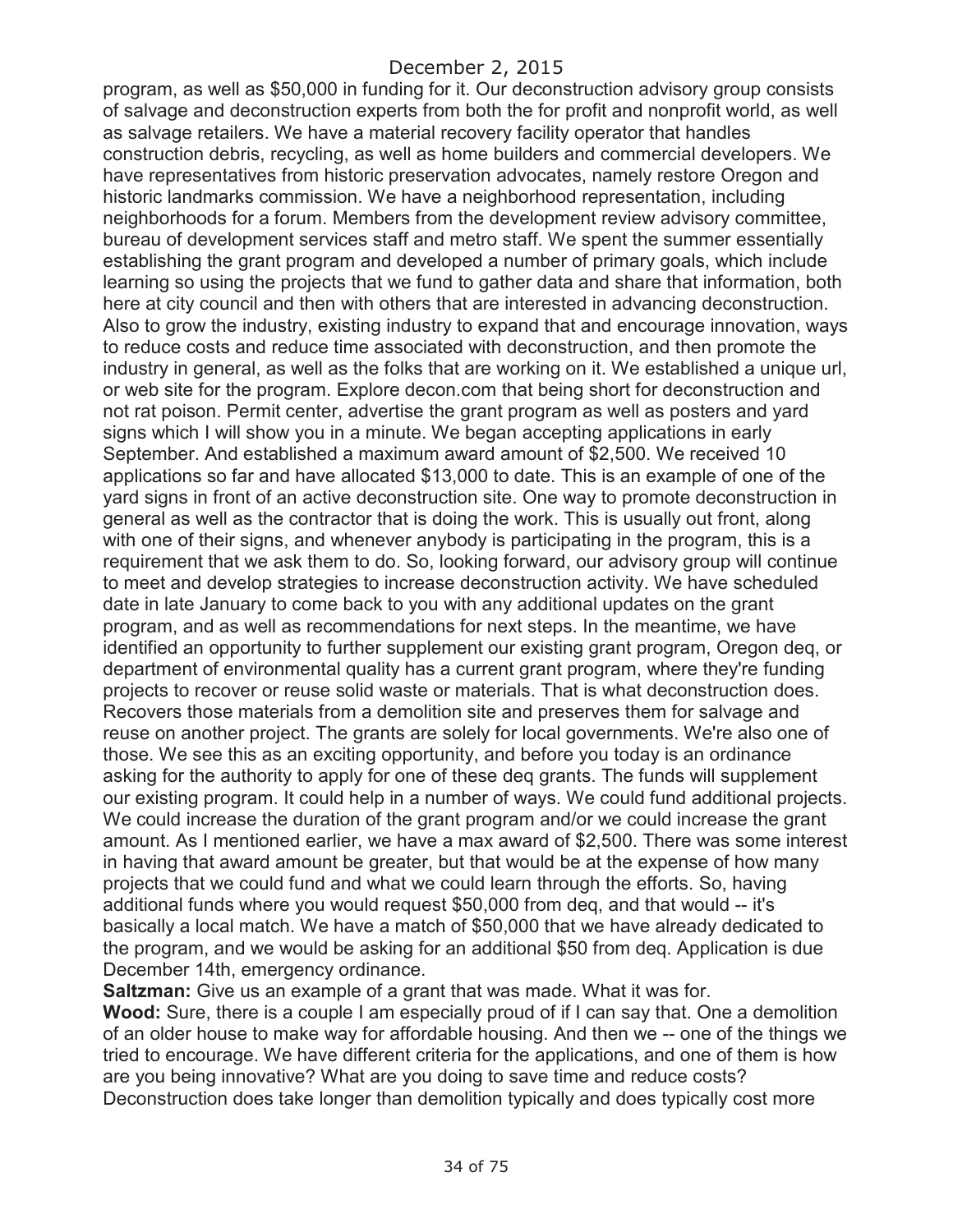program, as well as $50,000 in funding for it. Our deconstruction advisory group consists of salvage and deconstruction experts from both the for profit and nonprofit world, as well as salvage retailers. We have a material recovery facility operator that handles construction debris, recycling, as well as home builders and commercial developers. We have representatives from historic preservation advocates, namely restore Oregon and historic landmarks commission. We have a neighborhood representation, including neighborhoods for a forum. Members from the development review advisory committee, bureau of development services staff and metro staff. We spent the summer essentially establishing the grant program and developed a number of primary goals, which include learning so using the projects that we fund to gather data and share that information, both here at city council and then with others that are interested in advancing deconstruction. Also to grow the industry, existing industry to expand that and encourage innovation, ways to reduce costs and reduce time associated with deconstruction, and then promote the industry in general, as well as the folks that are working on it. We established a unique url, or web site for the program. Explore decon.com that being short for deconstruction and not rat poison. Permit center, advertise the grant program as well as posters and yard signs which I will show you in a minute. We began accepting applications in early September. And established a maximum award amount of $2,500. We received 10 applications so far and have allocated $13,000 to date. This is an example of one of the yard signs in front of an active deconstruction site. One way to promote deconstruction in general as well as the contractor that is doing the work. This is usually out front, along with one of their signs, and whenever anybody is participating in the program, this is a requirement that we ask them to do. So, looking forward, our advisory group will continue to meet and develop strategies to increase deconstruction activity. We have scheduled date in late January to come back to you with any additional updates on the grant program, and as well as recommendations for next steps. In the meantime, we have identified an opportunity to further supplement our existing grant program, Oregon deq, or department of environmental quality has a current grant program, where they're funding projects to recover or reuse solid waste or materials. That is what deconstruction does. Recovers those materials from a demolition site and preserves them for salvage and reuse on another project. The grants are solely for local governments. We're also one of those. We see this as an exciting opportunity, and before you today is an ordinance asking for the authority to apply for one of these deq grants. The funds will supplement our existing program. It could help in a number of ways. We could fund additional projects. We could increase the duration of the grant program and/or we could increase the grant amount. As I mentioned earlier, we have a max award of $2,500. There was some interest in having that award amount be greater, but that would be at the expense of how many projects that we could fund and what we could learn through the efforts. So, having additional funds where you would request $50,000 from deq, and that would -- it's basically a local match. We have a match of $50,000 that we have already dedicated to the program, and we would be asking for an additional $50 from deq. Application is due December 14th, emergency ordinance.

**Saltzman:** Give us an example of a grant that was made. What it was for.

**Wood:** Sure, there is a couple I am especially proud of if I can say that. One a demolition of an older house to make way for affordable housing. And then we -- one of the things we tried to encourage. We have different criteria for the applications, and one of them is how are you being innovative? What are you doing to save time and reduce costs? Deconstruction does take longer than demolition typically and does typically cost more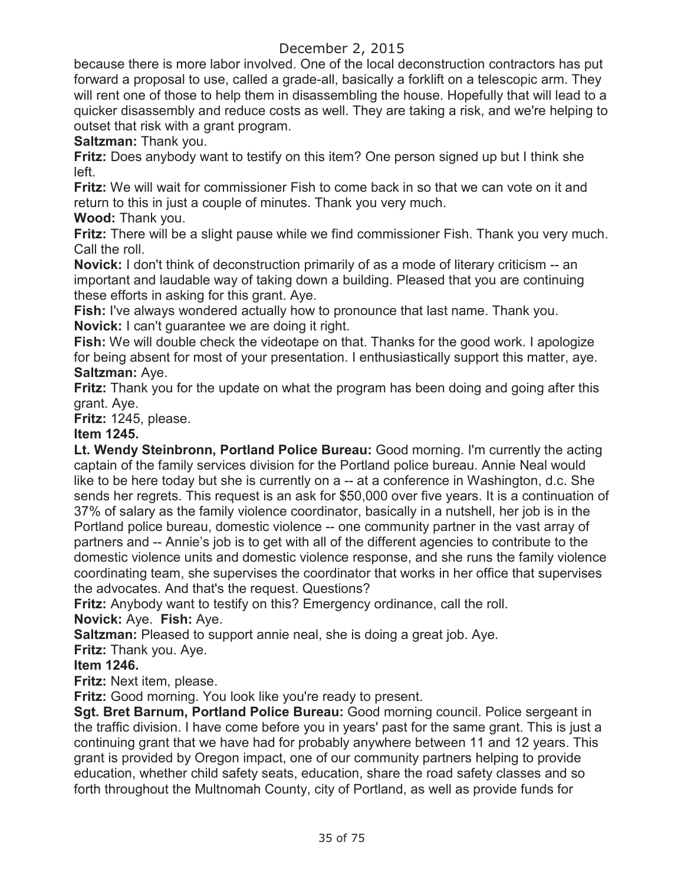because there is more labor involved. One of the local deconstruction contractors has put forward a proposal to use, called a grade-all, basically a forklift on a telescopic arm. They will rent one of those to help them in disassembling the house. Hopefully that will lead to a quicker disassembly and reduce costs as well. They are taking a risk, and we're helping to outset that risk with a grant program.

**Saltzman:** Thank you.

**Fritz:** Does anybody want to testify on this item? One person signed up but I think she left.

**Fritz:** We will wait for commissioner Fish to come back in so that we can vote on it and return to this in just a couple of minutes. Thank you very much.

**Wood:** Thank you.

**Fritz:** There will be a slight pause while we find commissioner Fish. Thank you very much. Call the roll.

**Novick:** I don't think of deconstruction primarily of as a mode of literary criticism -- an important and laudable way of taking down a building. Pleased that you are continuing these efforts in asking for this grant. Aye.

**Fish:** I've always wondered actually how to pronounce that last name. Thank you.

**Novick:** I can't guarantee we are doing it right.

**Fish:** We will double check the videotape on that. Thanks for the good work. I apologize for being absent for most of your presentation. I enthusiastically support this matter, aye.

**Saltzman:** Aye.

**Fritz:** Thank you for the update on what the program has been doing and going after this grant. Aye.

**Fritz:** 1245, please.

**Item 1245.**

**Lt. Wendy Steinbronn, Portland Police Bureau:** Good morning. I'm currently the acting captain of the family services division for the Portland police bureau. Annie Neal would like to be here today but she is currently on a -- at a conference in Washington, d.c. She sends her regrets. This request is an ask for $50,000 over five years. It is a continuation of 37% of salary as the family violence coordinator, basically in a nutshell, her job is in the Portland police bureau, domestic violence -- one community partner in the vast array of partners and -- Annie's job is to get with all of the different agencies to contribute to the domestic violence units and domestic violence response, and she runs the family violence coordinating team, she supervises the coordinator that works in her office that supervises the advocates. And that's the request. Questions?

**Fritz:** Anybody want to testify on this? Emergency ordinance, call the roll.

**Novick:** Aye. **Fish:** Aye.

**Saltzman:** Pleased to support annie neal, she is doing a great job. Aye.

**Fritz:** Thank you. Aye.

**Item 1246.**

**Fritz:** Next item, please.

**Fritz:** Good morning. You look like you're ready to present.

**Sgt. Bret Barnum, Portland Police Bureau:** Good morning council. Police sergeant in the traffic division. I have come before you in years' past for the same grant. This is just a continuing grant that we have had for probably anywhere between 11 and 12 years. This grant is provided by Oregon impact, one of our community partners helping to provide education, whether child safety seats, education, share the road safety classes and so forth throughout the Multnomah County, city of Portland, as well as provide funds for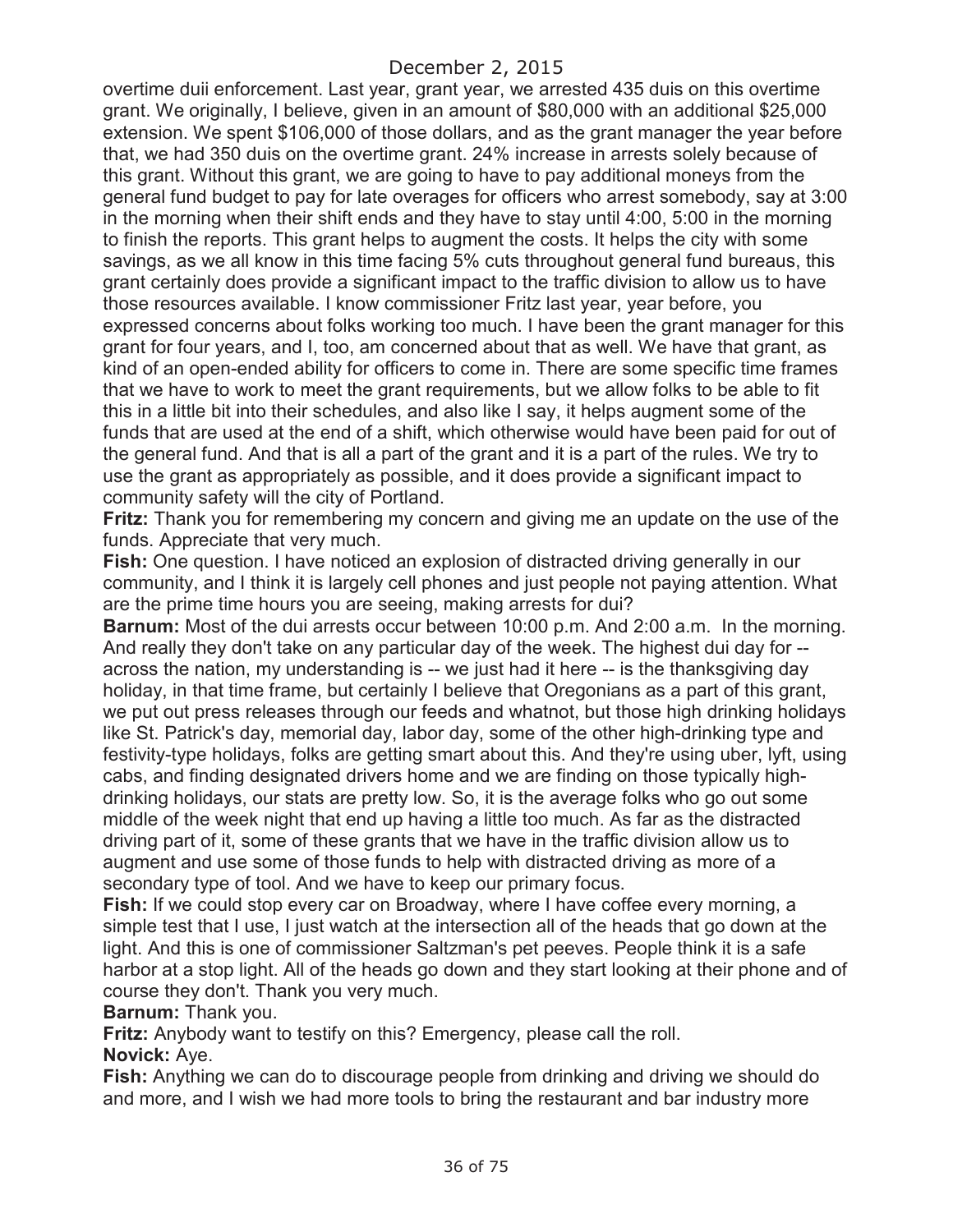overtime duii enforcement. Last year, grant year, we arrested 435 duis on this overtime grant. We originally, I believe, given in an amount of $80,000 with an additional $25,000 extension. We spent $106,000 of those dollars, and as the grant manager the year before that, we had 350 duis on the overtime grant. 24% increase in arrests solely because of this grant. Without this grant, we are going to have to pay additional moneys from the general fund budget to pay for late overages for officers who arrest somebody, say at 3:00 in the morning when their shift ends and they have to stay until 4:00, 5:00 in the morning to finish the reports. This grant helps to augment the costs. It helps the city with some savings, as we all know in this time facing 5% cuts throughout general fund bureaus, this grant certainly does provide a significant impact to the traffic division to allow us to have those resources available. I know commissioner Fritz last year, year before, you expressed concerns about folks working too much. I have been the grant manager for this grant for four years, and I, too, am concerned about that as well. We have that grant, as kind of an open-ended ability for officers to come in. There are some specific time frames that we have to work to meet the grant requirements, but we allow folks to be able to fit this in a little bit into their schedules, and also like I say, it helps augment some of the funds that are used at the end of a shift, which otherwise would have been paid for out of the general fund. And that is all a part of the grant and it is a part of the rules. We try to use the grant as appropriately as possible, and it does provide a significant impact to community safety will the city of Portland.

**Fritz:** Thank you for remembering my concern and giving me an update on the use of the funds. Appreciate that very much.

**Fish:** One question. I have noticed an explosion of distracted driving generally in our community, and I think it is largely cell phones and just people not paying attention. What are the prime time hours you are seeing, making arrests for dui?

**Barnum:** Most of the dui arrests occur between 10:00 p.m. And 2:00 a.m. In the morning. And really they don't take on any particular day of the week. The highest dui day for -- across the nation, my understanding is -- we just had it here -- is the thanksgiving day holiday, in that time frame, but certainly I believe that Oregonians as a part of this grant, we put out press releases through our feeds and whatnot, but those high drinking holidays like St. Patrick's day, memorial day, labor day, some of the other high-drinking type and festivity-type holidays, folks are getting smart about this. And they're using uber, lyft, using cabs, and finding designated drivers home and we are finding on those typically high-drinking holidays, our stats are pretty low. So, it is the average folks who go out some middle of the week night that end up having a little too much. As far as the distracted driving part of it, some of these grants that we have in the traffic division allow us to augment and use some of those funds to help with distracted driving as more of a secondary type of tool. And we have to keep our primary focus.

**Fish:** If we could stop every car on Broadway, where I have coffee every morning, a simple test that I use, I just watch at the intersection all of the heads that go down at the light. And this is one of commissioner Saltzman's pet peeves. People think it is a safe harbor at a stop light. All of the heads go down and they start looking at their phone and of course they don't. Thank you very much.

**Barnum:** Thank you.

**Fritz:** Anybody want to testify on this? Emergency, please call the roll.

**Novick:** Aye.

**Fish:** Anything we can do to discourage people from drinking and driving we should do and more, and I wish we had more tools to bring the restaurant and bar industry more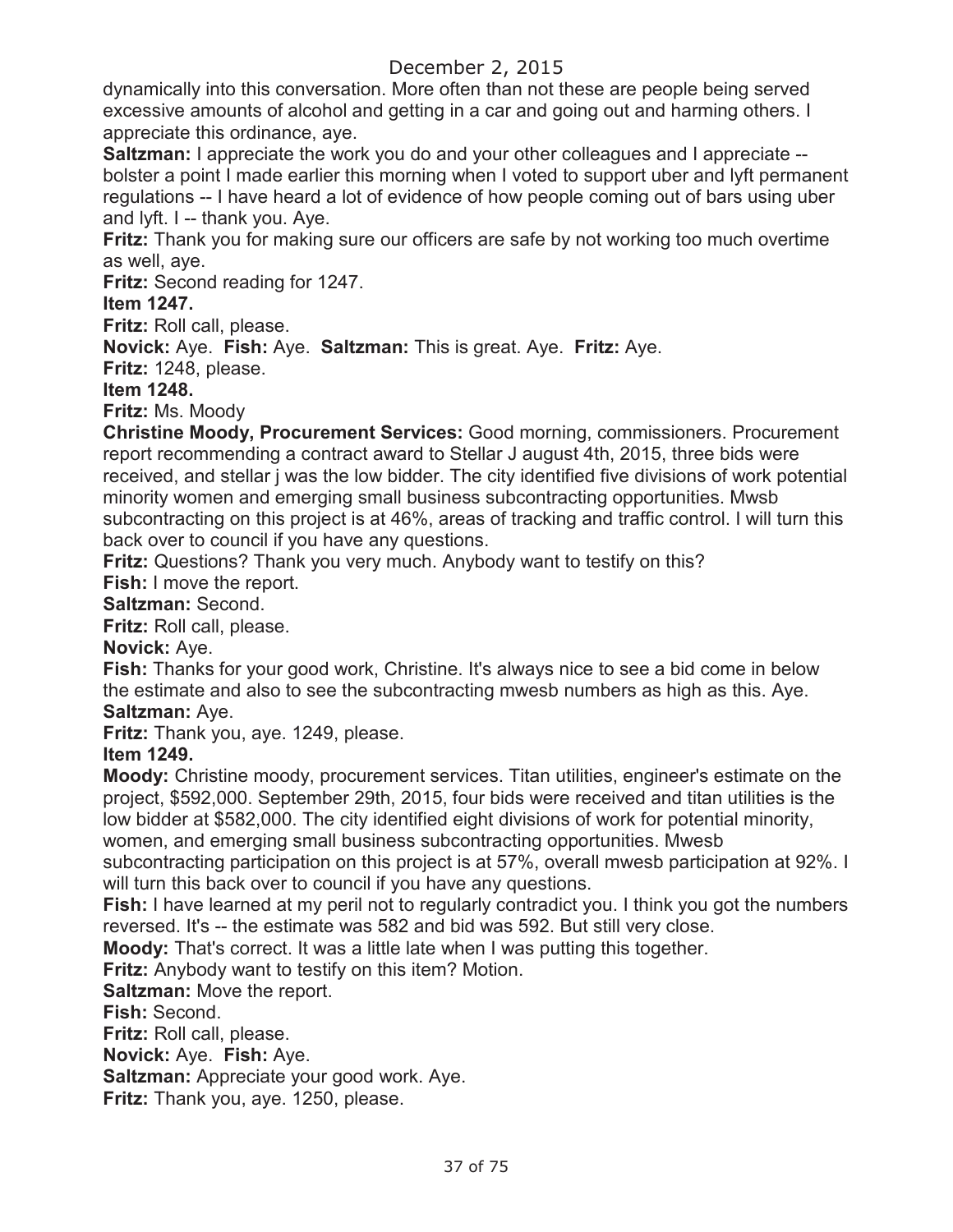dynamically into this conversation. More often than not these are people being served excessive amounts of alcohol and getting in a car and going out and harming others. I appreciate this ordinance, aye.

**Saltzman:** I appreciate the work you do and your other colleagues and I appreciate -- bolster a point I made earlier this morning when I voted to support uber and lyft permanent regulations -- I have heard a lot of evidence of how people coming out of bars using uber and lyft. I -- thank you. Aye.

**Fritz:** Thank you for making sure our officers are safe by not working too much overtime as well, aye.

**Fritz:** Second reading for 1247.

**Item 1247.**

**Fritz:** Roll call, please.

**Novick:** Aye. **Fish:** Aye. **Saltzman:** This is great. Aye. **Fritz:** Aye.

**Fritz:** 1248, please.

**Item 1248.**

**Fritz:** Ms. Moody

**Christine Moody, Procurement Services:** Good morning, commissioners. Procurement report recommending a contract award to Stellar J august 4th, 2015, three bids were received, and stellar j was the low bidder. The city identified five divisions of work potential minority women and emerging small business subcontracting opportunities. Mwsb subcontracting on this project is at 46%, areas of tracking and traffic control. I will turn this back over to council if you have any questions.

**Fritz:** Questions? Thank you very much. Anybody want to testify on this?

**Fish:** I move the report.

**Saltzman:** Second.

**Fritz:** Roll call, please.

**Novick:** Aye.

**Fish:** Thanks for your good work, Christine. It's always nice to see a bid come in below the estimate and also to see the subcontracting mwesb numbers as high as this. Aye.

**Saltzman:** Aye.

**Fritz:** Thank you, aye. 1249, please.

**Item 1249.**

**Moody:** Christine moody, procurement services. Titan utilities, engineer's estimate on the project, $592,000. September 29th, 2015, four bids were received and titan utilities is the low bidder at $582,000. The city identified eight divisions of work for potential minority, women, and emerging small business subcontracting opportunities. Mwesb subcontracting participation on this project is at 57%, overall mwesb participation at 92%. I will turn this back over to council if you have any questions.

**Fish:** I have learned at my peril not to regularly contradict you. I think you got the numbers reversed. It's -- the estimate was 582 and bid was 592. But still very close.

**Moody:** That's correct. It was a little late when I was putting this together.

**Fritz:** Anybody want to testify on this item? Motion.

**Saltzman:** Move the report.

**Fish:** Second.

**Fritz:** Roll call, please.

**Novick:** Aye. **Fish:** Aye.

**Saltzman:** Appreciate your good work. Aye.

**Fritz:** Thank you, aye. 1250, please.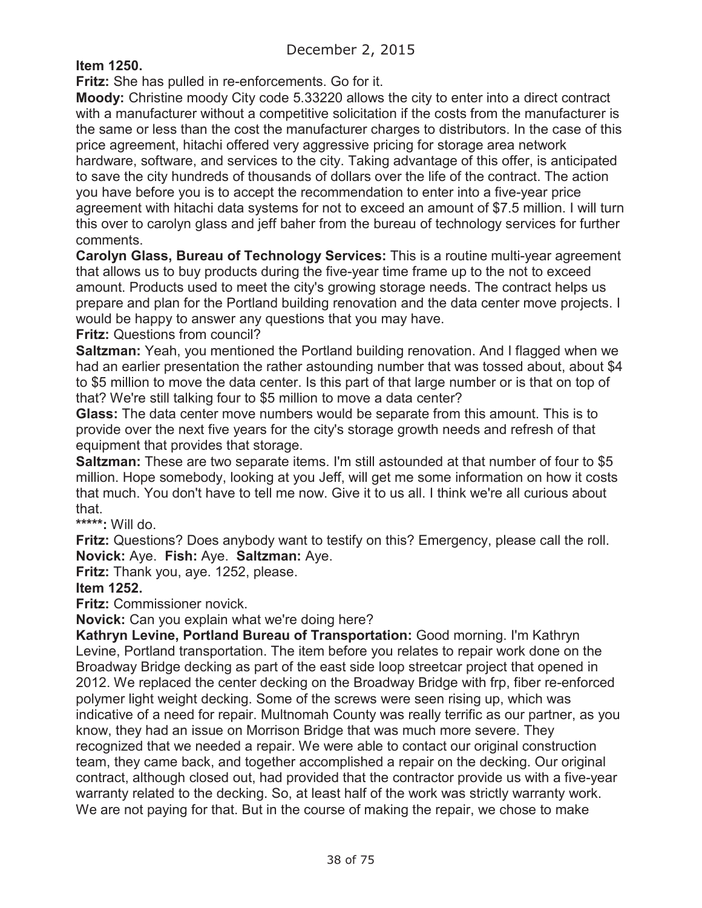**Item 1250.**

**Fritz:** She has pulled in re-enforcements. Go for it.

**Moody:** Christine moody City code 5.33220 allows the city to enter into a direct contract with a manufacturer without a competitive solicitation if the costs from the manufacturer is the same or less than the cost the manufacturer charges to distributors. In the case of this price agreement, hitachi offered very aggressive pricing for storage area network hardware, software, and services to the city. Taking advantage of this offer, is anticipated to save the city hundreds of thousands of dollars over the life of the contract. The action you have before you is to accept the recommendation to enter into a five-year price agreement with hitachi data systems for not to exceed an amount of $7.5 million. I will turn this over to carolyn glass and jeff baher from the bureau of technology services for further comments.

**Carolyn Glass, Bureau of Technology Services:** This is a routine multi-year agreement that allows us to buy products during the five-year time frame up to the not to exceed amount. Products used to meet the city's growing storage needs. The contract helps us prepare and plan for the Portland building renovation and the data center move projects. I would be happy to answer any questions that you may have.

**Fritz:** Questions from council?

**Saltzman:** Yeah, you mentioned the Portland building renovation. And I flagged when we had an earlier presentation the rather astounding number that was tossed about, about $4 to $5 million to move the data center. Is this part of that large number or is that on top of that? We're still talking four to $5 million to move a data center?

**Glass:** The data center move numbers would be separate from this amount. This is to provide over the next five years for the city's storage growth needs and refresh of that equipment that provides that storage.

**Saltzman:** These are two separate items. I'm still astounded at that number of four to $5 million. Hope somebody, looking at you Jeff, will get me some information on how it costs that much. You don't have to tell me now. Give it to us all. I think we're all curious about that.

**\*\*\*\*\*:** Will do.

**Fritz:** Questions? Does anybody want to testify on this? Emergency, please call the roll.

**Novick:** Aye. **Fish:** Aye. **Saltzman:** Aye.

**Fritz:** Thank you, aye. 1252, please.

**Item 1252.**

**Fritz:** Commissioner novick.

**Novick:** Can you explain what we're doing here?

**Kathryn Levine, Portland Bureau of Transportation:** Good morning. I'm Kathryn Levine, Portland transportation. The item before you relates to repair work done on the Broadway Bridge decking as part of the east side loop streetcar project that opened in 2012. We replaced the center decking on the Broadway Bridge with frp, fiber re-enforced polymer light weight decking. Some of the screws were seen rising up, which was indicative of a need for repair. Multnomah County was really terrific as our partner, as you know, they had an issue on Morrison Bridge that was much more severe. They recognized that we needed a repair. We were able to contact our original construction team, they came back, and together accomplished a repair on the decking. Our original contract, although closed out, had provided that the contractor provide us with a five-year warranty related to the decking. So, at least half of the work was strictly warranty work. We are not paying for that. But in the course of making the repair, we chose to make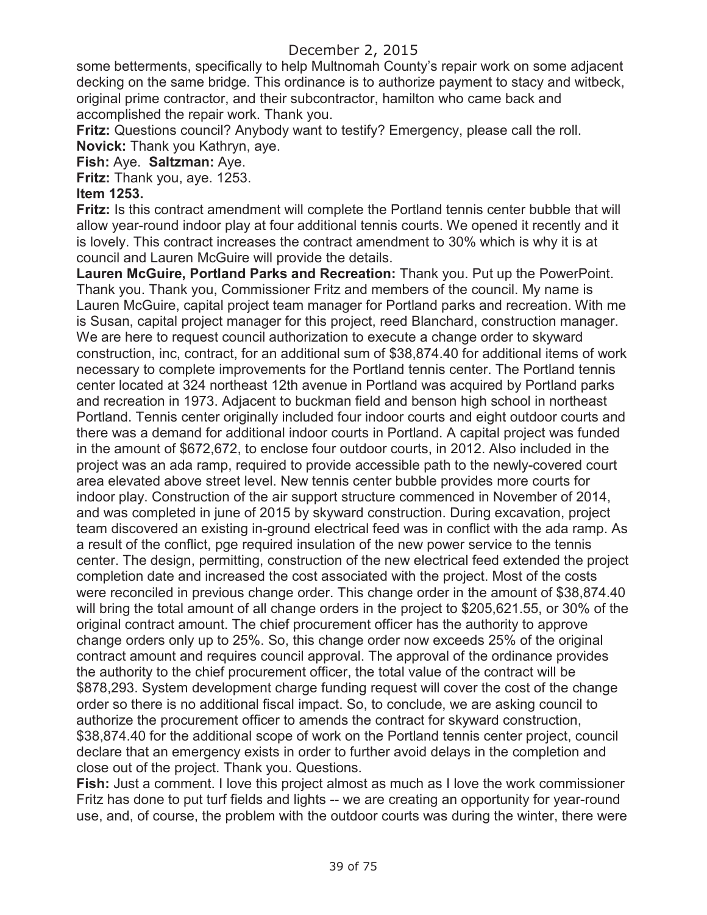some betterments, specifically to help Multnomah County's repair work on some adjacent decking on the same bridge. This ordinance is to authorize payment to stacy and witbeck, original prime contractor, and their subcontractor, hamilton who came back and accomplished the repair work. Thank you.

**Fritz:** Questions council? Anybody want to testify? Emergency, please call the roll.

**Novick:** Thank you Kathryn, aye.

**Fish:** Aye. **Saltzman:** Aye.

**Fritz:** Thank you, aye. 1253.

**Item 1253.**

**Fritz:** Is this contract amendment will complete the Portland tennis center bubble that will allow year-round indoor play at four additional tennis courts. We opened it recently and it is lovely. This contract increases the contract amendment to 30% which is why it is at council and Lauren McGuire will provide the details.

**Lauren McGuire, Portland Parks and Recreation:** Thank you. Put up the PowerPoint. Thank you. Thank you, Commissioner Fritz and members of the council. My name is Lauren McGuire, capital project team manager for Portland parks and recreation. With me is Susan, capital project manager for this project, reed Blanchard, construction manager. We are here to request council authorization to execute a change order to skyward construction, inc, contract, for an additional sum of $38,874.40 for additional items of work necessary to complete improvements for the Portland tennis center. The Portland tennis center located at 324 northeast 12th avenue in Portland was acquired by Portland parks and recreation in 1973. Adjacent to buckman field and benson high school in northeast Portland. Tennis center originally included four indoor courts and eight outdoor courts and there was a demand for additional indoor courts in Portland. A capital project was funded in the amount of $672,672, to enclose four outdoor courts, in 2012. Also included in the project was an ada ramp, required to provide accessible path to the newly-covered court area elevated above street level. New tennis center bubble provides more courts for indoor play. Construction of the air support structure commenced in November of 2014, and was completed in june of 2015 by skyward construction. During excavation, project team discovered an existing in-ground electrical feed was in conflict with the ada ramp. As a result of the conflict, pge required insulation of the new power service to the tennis center. The design, permitting, construction of the new electrical feed extended the project completion date and increased the cost associated with the project. Most of the costs were reconciled in previous change order. This change order in the amount of $38,874.40 will bring the total amount of all change orders in the project to $205,621.55, or 30% of the original contract amount. The chief procurement officer has the authority to approve change orders only up to 25%. So, this change order now exceeds 25% of the original contract amount and requires council approval. The approval of the ordinance provides the authority to the chief procurement officer, the total value of the contract will be $878,293. System development charge funding request will cover the cost of the change order so there is no additional fiscal impact. So, to conclude, we are asking council to authorize the procurement officer to amends the contract for skyward construction, $38,874.40 for the additional scope of work on the Portland tennis center project, council declare that an emergency exists in order to further avoid delays in the completion and close out of the project. Thank you. Questions.

**Fish:** Just a comment. I love this project almost as much as I love the work commissioner Fritz has done to put turf fields and lights -- we are creating an opportunity for year-round use, and, of course, the problem with the outdoor courts was during the winter, there were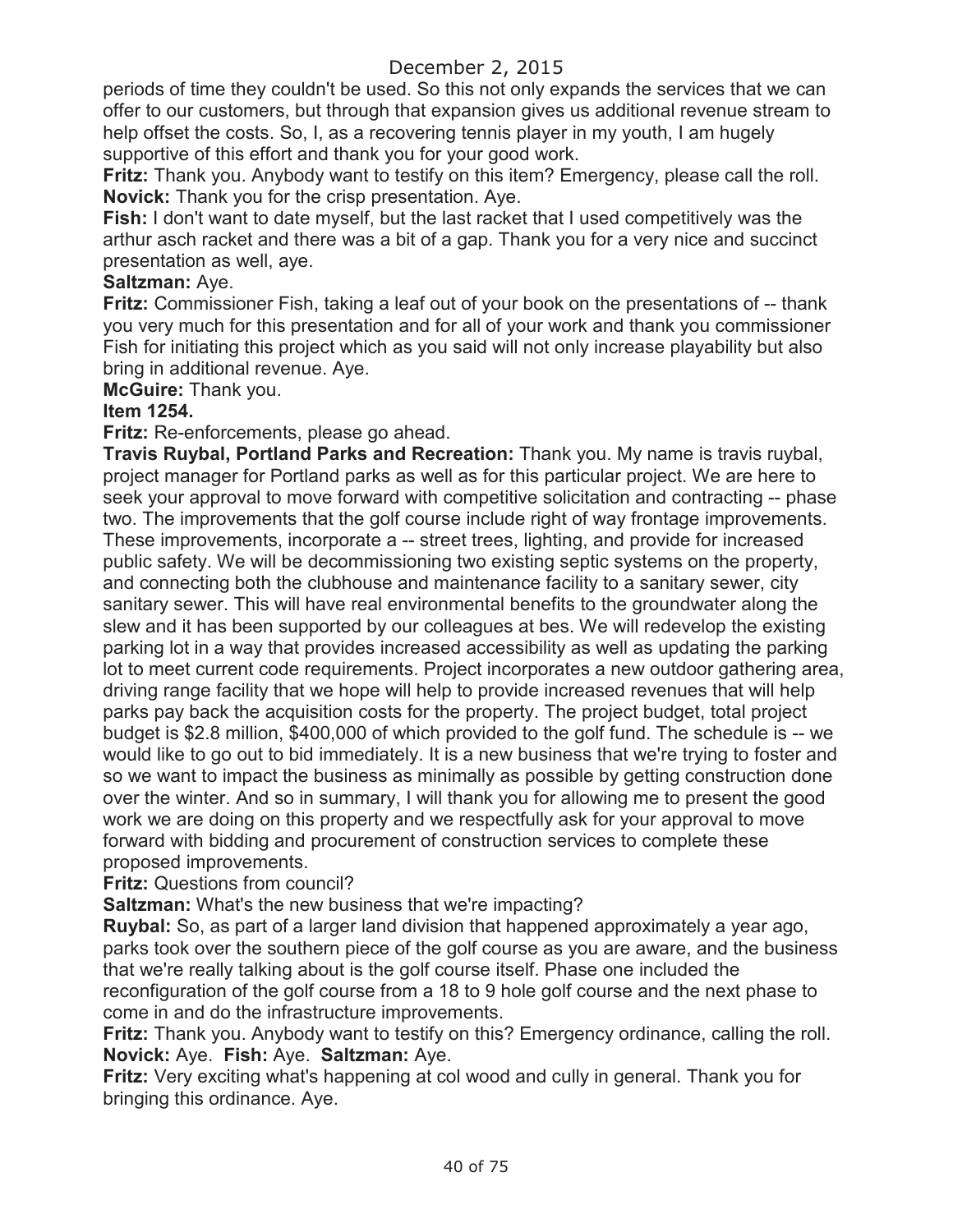periods of time they couldn't be used. So this not only expands the services that we can offer to our customers, but through that expansion gives us additional revenue stream to help offset the costs. So, I, as a recovering tennis player in my youth, I am hugely supportive of this effort and thank you for your good work.

**Fritz:** Thank you. Anybody want to testify on this item? Emergency, please call the roll.

**Novick:** Thank you for the crisp presentation. Aye.

**Fish:** I don't want to date myself, but the last racket that I used competitively was the arthur asch racket and there was a bit of a gap. Thank you for a very nice and succinct presentation as well, aye.

**Saltzman:** Aye.

**Fritz:** Commissioner Fish, taking a leaf out of your book on the presentations of -- thank you very much for this presentation and for all of your work and thank you commissioner Fish for initiating this project which as you said will not only increase playability but also bring in additional revenue. Aye.

**McGuire:** Thank you.

**Item 1254.**

**Fritz:** Re-enforcements, please go ahead.

**Travis Ruybal, Portland Parks and Recreation:** Thank you. My name is travis ruybal, project manager for Portland parks as well as for this particular project. We are here to seek your approval to move forward with competitive solicitation and contracting -- phase two. The improvements that the golf course include right of way frontage improvements. These improvements, incorporate a -- street trees, lighting, and provide for increased public safety. We will be decommissioning two existing septic systems on the property, and connecting both the clubhouse and maintenance facility to a sanitary sewer, city sanitary sewer. This will have real environmental benefits to the groundwater along the slew and it has been supported by our colleagues at bes. We will redevelop the existing parking lot in a way that provides increased accessibility as well as updating the parking lot to meet current code requirements. Project incorporates a new outdoor gathering area, driving range facility that we hope will help to provide increased revenues that will help parks pay back the acquisition costs for the property. The project budget, total project budget is $2.8 million, $400,000 of which provided to the golf fund. The schedule is -- we would like to go out to bid immediately. It is a new business that we're trying to foster and so we want to impact the business as minimally as possible by getting construction done over the winter. And so in summary, I will thank you for allowing me to present the good work we are doing on this property and we respectfully ask for your approval to move forward with bidding and procurement of construction services to complete these proposed improvements.

**Fritz:** Questions from council?

**Saltzman:** What's the new business that we're impacting?

**Ruybal:** So, as part of a larger land division that happened approximately a year ago, parks took over the southern piece of the golf course as you are aware, and the business that we're really talking about is the golf course itself. Phase one included the reconfiguration of the golf course from a 18 to 9 hole golf course and the next phase to come in and do the infrastructure improvements.

**Fritz:** Thank you. Anybody want to testify on this? Emergency ordinance, calling the roll.

**Novick:** Aye. **Fish:** Aye. **Saltzman:** Aye.

**Fritz:** Very exciting what's happening at col wood and cully in general. Thank you for bringing this ordinance. Aye.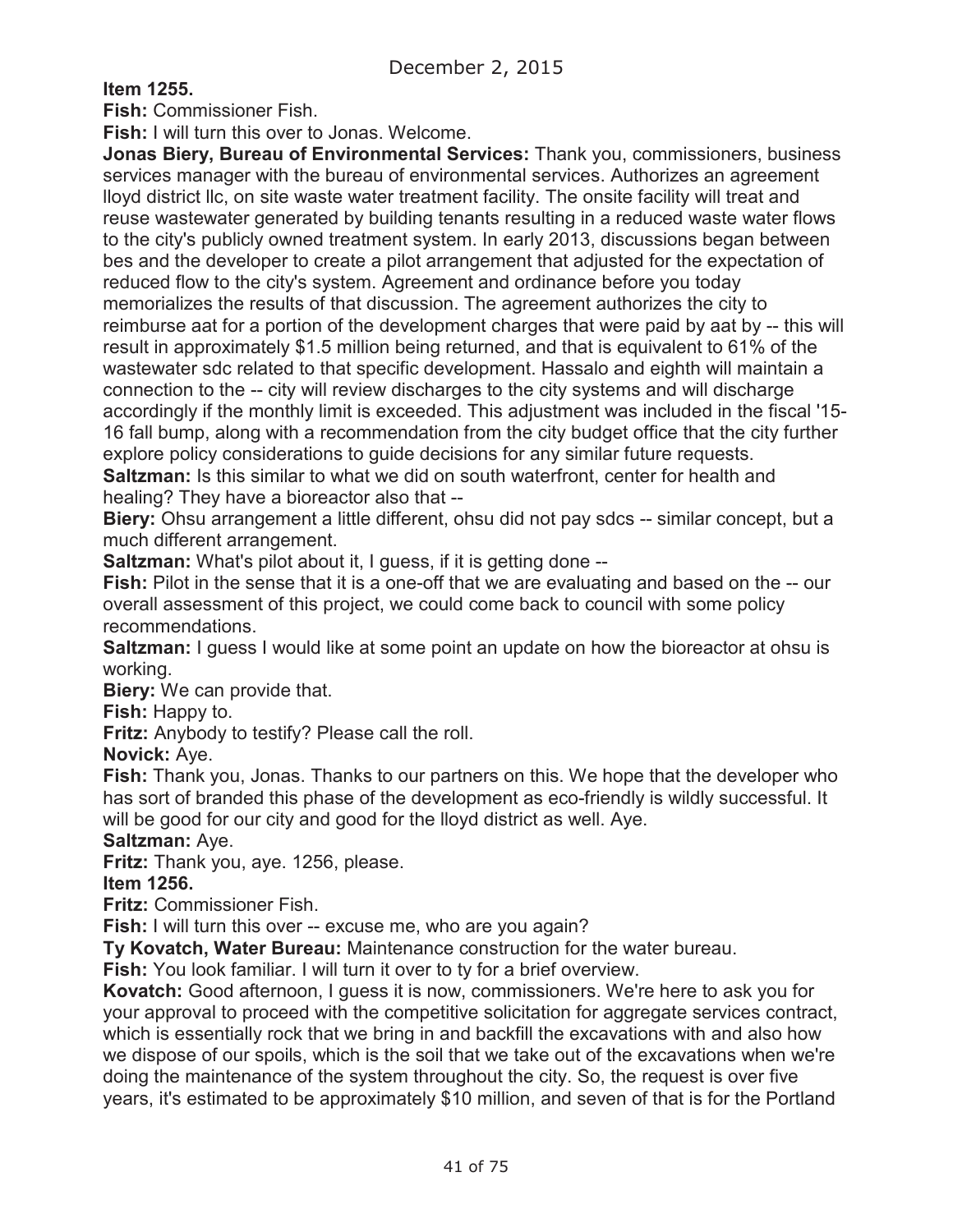December 2, 2015

**Item 1255.**

**Fish:** Commissioner Fish.

**Fish:** I will turn this over to Jonas. Welcome.

**Jonas Biery, Bureau of Environmental Services:** Thank you, commissioners, business services manager with the bureau of environmental services. Authorizes an agreement lloyd district llc, on site waste water treatment facility. The onsite facility will treat and reuse wastewater generated by building tenants resulting in a reduced waste water flows to the city's publicly owned treatment system. In early 2013, discussions began between bes and the developer to create a pilot arrangement that adjusted for the expectation of reduced flow to the city's system. Agreement and ordinance before you today memorializes the results of that discussion. The agreement authorizes the city to reimburse aat for a portion of the development charges that were paid by aat by -- this will result in approximately $1.5 million being returned, and that is equivalent to 61% of the wastewater sdc related to that specific development. Hassalo and eighth will maintain a connection to the -- city will review discharges to the city systems and will discharge accordingly if the monthly limit is exceeded. This adjustment was included in the fiscal '15-16 fall bump, along with a recommendation from the city budget office that the city further explore policy considerations to guide decisions for any similar future requests.

**Saltzman:** Is this similar to what we did on south waterfront, center for health and healing? They have a bioreactor also that --

**Biery:** Ohsu arrangement a little different, ohsu did not pay sdcs -- similar concept, but a much different arrangement.

**Saltzman:** What's pilot about it, I guess, if it is getting done --

**Fish:** Pilot in the sense that it is a one-off that we are evaluating and based on the -- our overall assessment of this project, we could come back to council with some policy recommendations.

**Saltzman:** I guess I would like at some point an update on how the bioreactor at ohsu is working.

**Biery:** We can provide that.

**Fish:** Happy to.

**Fritz:** Anybody to testify? Please call the roll.

**Novick:** Aye.

**Fish:** Thank you, Jonas. Thanks to our partners on this. We hope that the developer who has sort of branded this phase of the development as eco-friendly is wildly successful. It will be good for our city and good for the lloyd district as well. Aye.

**Saltzman:** Aye.

**Fritz:** Thank you, aye. 1256, please.

**Item 1256.**

**Fritz:** Commissioner Fish.

**Fish:** I will turn this over -- excuse me, who are you again?

**Ty Kovatch, Water Bureau:** Maintenance construction for the water bureau.

**Fish:** You look familiar. I will turn it over to ty for a brief overview.

**Kovatch:** Good afternoon, I guess it is now, commissioners. We're here to ask you for your approval to proceed with the competitive solicitation for aggregate services contract, which is essentially rock that we bring in and backfill the excavations with and also how we dispose of our spoils, which is the soil that we take out of the excavations when we're doing the maintenance of the system throughout the city. So, the request is over five years, it's estimated to be approximately $10 million, and seven of that is for the Portland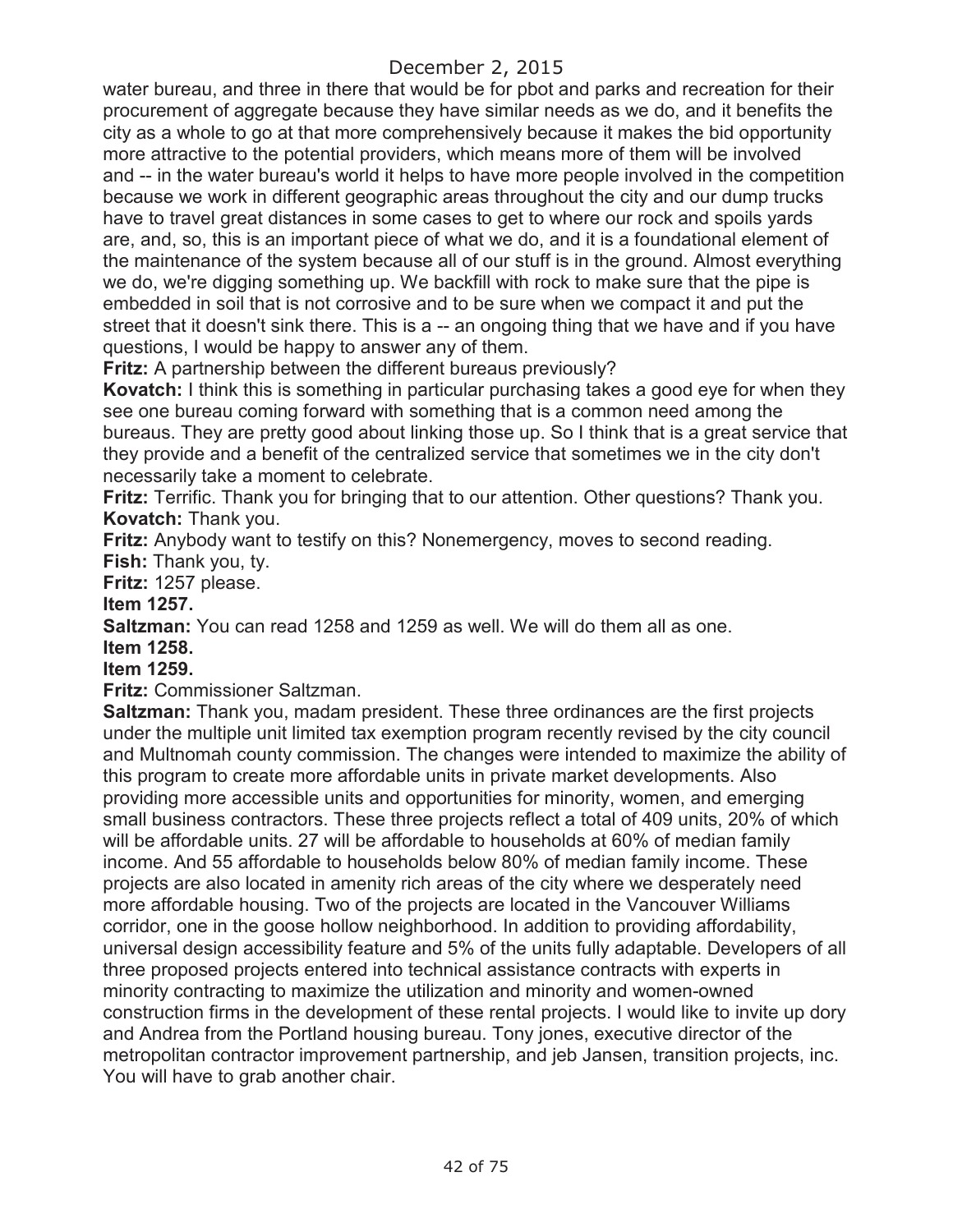water bureau, and three in there that would be for pbot and parks and recreation for their procurement of aggregate because they have similar needs as we do, and it benefits the city as a whole to go at that more comprehensively because it makes the bid opportunity more attractive to the potential providers, which means more of them will be involved and -- in the water bureau's world it helps to have more people involved in the competition because we work in different geographic areas throughout the city and our dump trucks have to travel great distances in some cases to get to where our rock and spoils yards are, and, so, this is an important piece of what we do, and it is a foundational element of the maintenance of the system because all of our stuff is in the ground. Almost everything we do, we're digging something up. We backfill with rock to make sure that the pipe is embedded in soil that is not corrosive and to be sure when we compact it and put the street that it doesn't sink there. This is a -- an ongoing thing that we have and if you have questions, I would be happy to answer any of them.

**Fritz:** A partnership between the different bureaus previously?

**Kovatch:** I think this is something in particular purchasing takes a good eye for when they see one bureau coming forward with something that is a common need among the bureaus. They are pretty good about linking those up. So I think that is a great service that they provide and a benefit of the centralized service that sometimes we in the city don't necessarily take a moment to celebrate.

**Fritz:** Terrific. Thank you for bringing that to our attention. Other questions? Thank you.

**Kovatch:** Thank you.

**Fritz:** Anybody want to testify on this? Nonemergency, moves to second reading.

**Fish:** Thank you, ty.

**Fritz:** 1257 please.

**Item 1257.**

**Saltzman:** You can read 1258 and 1259 as well. We will do them all as one.

**Item 1258.**

**Item 1259.**

**Fritz:** Commissioner Saltzman.

**Saltzman:** Thank you, madam president. These three ordinances are the first projects under the multiple unit limited tax exemption program recently revised by the city council and Multnomah county commission. The changes were intended to maximize the ability of this program to create more affordable units in private market developments. Also providing more accessible units and opportunities for minority, women, and emerging small business contractors. These three projects reflect a total of 409 units, 20% of which will be affordable units. 27 will be affordable to households at 60% of median family income. And 55 affordable to households below 80% of median family income. These projects are also located in amenity rich areas of the city where we desperately need more affordable housing. Two of the projects are located in the Vancouver Williams corridor, one in the goose hollow neighborhood. In addition to providing affordability, universal design accessibility feature and 5% of the units fully adaptable. Developers of all three proposed projects entered into technical assistance contracts with experts in minority contracting to maximize the utilization and minority and women-owned construction firms in the development of these rental projects. I would like to invite up dory and Andrea from the Portland housing bureau. Tony jones, executive director of the metropolitan contractor improvement partnership, and jeb Jansen, transition projects, inc. You will have to grab another chair.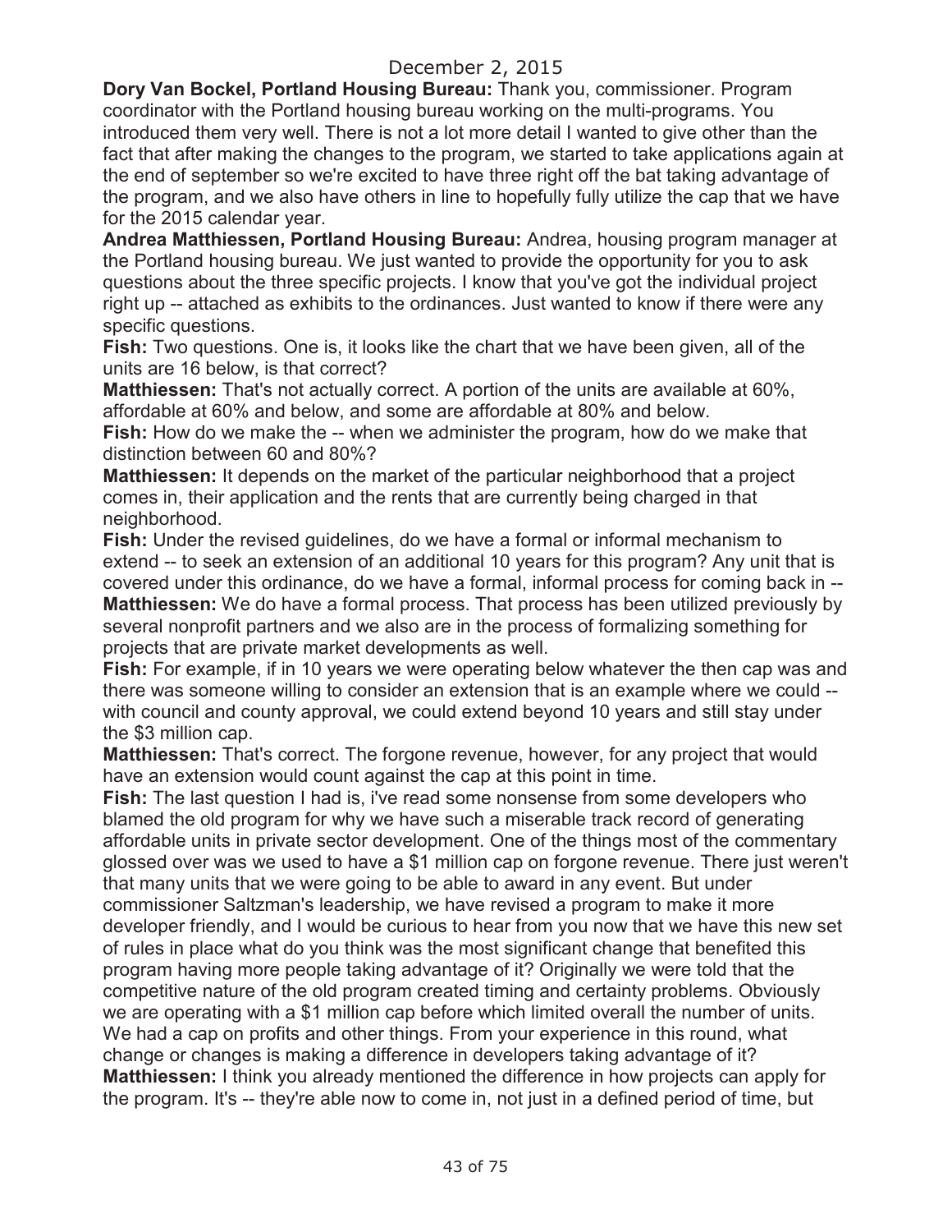December 2, 2015

**Dory Van Bockel, Portland Housing Bureau:** Thank you, commissioner. Program coordinator with the Portland housing bureau working on the multi-programs. You introduced them very well. There is not a lot more detail I wanted to give other than the fact that after making the changes to the program, we started to take applications again at the end of september so we're excited to have three right off the bat taking advantage of the program, and we also have others in line to hopefully fully utilize the cap that we have for the 2015 calendar year.

**Andrea Matthiessen, Portland Housing Bureau:** Andrea, housing program manager at the Portland housing bureau. We just wanted to provide the opportunity for you to ask questions about the three specific projects. I know that you've got the individual project right up -- attached as exhibits to the ordinances. Just wanted to know if there were any specific questions.

**Fish:** Two questions. One is, it looks like the chart that we have been given, all of the units are 16 below, is that correct?

**Matthiessen:** That's not actually correct. A portion of the units are available at 60%, affordable at 60% and below, and some are affordable at 80% and below.

**Fish:** How do we make the -- when we administer the program, how do we make that distinction between 60 and 80%?

**Matthiessen:** It depends on the market of the particular neighborhood that a project comes in, their application and the rents that are currently being charged in that neighborhood.

**Fish:** Under the revised guidelines, do we have a formal or informal mechanism to extend -- to seek an extension of an additional 10 years for this program? Any unit that is covered under this ordinance, do we have a formal, informal process for coming back in --

**Matthiessen:** We do have a formal process. That process has been utilized previously by several nonprofit partners and we also are in the process of formalizing something for projects that are private market developments as well.

**Fish:** For example, if in 10 years we were operating below whatever the then cap was and there was someone willing to consider an extension that is an example where we could -- with council and county approval, we could extend beyond 10 years and still stay under the $3 million cap.

**Matthiessen:** That's correct. The forgone revenue, however, for any project that would have an extension would count against the cap at this point in time.

**Fish:** The last question I had is, i've read some nonsense from some developers who blamed the old program for why we have such a miserable track record of generating affordable units in private sector development. One of the things most of the commentary glossed over was we used to have a $1 million cap on forgone revenue. There just weren't that many units that we were going to be able to award in any event. But under commissioner Saltzman's leadership, we have revised a program to make it more developer friendly, and I would be curious to hear from you now that we have this new set of rules in place what do you think was the most significant change that benefited this program having more people taking advantage of it? Originally we were told that the competitive nature of the old program created timing and certainty problems. Obviously we are operating with a $1 million cap before which limited overall the number of units. We had a cap on profits and other things. From your experience in this round, what change or changes is making a difference in developers taking advantage of it?

**Matthiessen:** I think you already mentioned the difference in how projects can apply for the program. It's -- they're able now to come in, not just in a defined period of time, but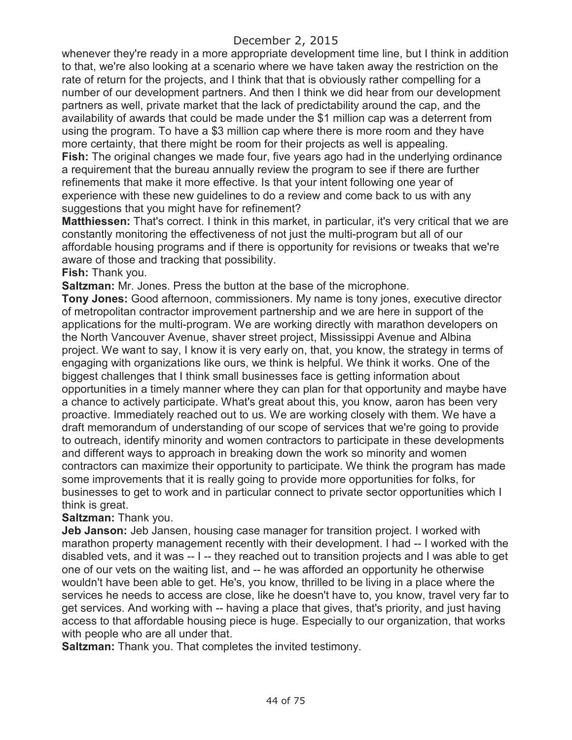whenever they're ready in a more appropriate development time line, but I think in addition to that, we're also looking at a scenario where we have taken away the restriction on the rate of return for the projects, and I think that that is obviously rather compelling for a number of our development partners. And then I think we did hear from our development partners as well, private market that the lack of predictability around the cap, and the availability of awards that could be made under the $1 million cap was a deterrent from using the program. To have a $3 million cap where there is more room and they have more certainty, that there might be room for their projects as well is appealing.

**Fish:** The original changes we made four, five years ago had in the underlying ordinance a requirement that the bureau annually review the program to see if there are further refinements that make it more effective. Is that your intent following one year of experience with these new guidelines to do a review and come back to us with any suggestions that you might have for refinement?

**Matthiessen:** That's correct. I think in this market, in particular, it's very critical that we are constantly monitoring the effectiveness of not just the multi-program but all of our affordable housing programs and if there is opportunity for revisions or tweaks that we're aware of those and tracking that possibility.

**Fish:** Thank you.

**Saltzman:** Mr. Jones. Press the button at the base of the microphone.

**Tony Jones:** Good afternoon, commissioners. My name is tony jones, executive director of metropolitan contractor improvement partnership and we are here in support of the applications for the multi-program. We are working directly with marathon developers on the North Vancouver Avenue, shaver street project, Mississippi Avenue and Albina project. We want to say, I know it is very early on, that, you know, the strategy in terms of engaging with organizations like ours, we think is helpful. We think it works. One of the biggest challenges that I think small businesses face is getting information about opportunities in a timely manner where they can plan for that opportunity and maybe have a chance to actively participate. What's great about this, you know, aaron has been very proactive. Immediately reached out to us. We are working closely with them. We have a draft memorandum of understanding of our scope of services that we're going to provide to outreach, identify minority and women contractors to participate in these developments and different ways to approach in breaking down the work so minority and women contractors can maximize their opportunity to participate. We think the program has made some improvements that it is really going to provide more opportunities for folks, for businesses to get to work and in particular connect to private sector opportunities which I think is great.

**Saltzman:** Thank you.

**Jeb Janson:** Jeb Jansen, housing case manager for transition project. I worked with marathon property management recently with their development. I had -- I worked with the disabled vets, and it was -- I -- they reached out to transition projects and I was able to get one of our vets on the waiting list, and -- he was afforded an opportunity he otherwise wouldn't have been able to get. He's, you know, thrilled to be living in a place where the services he needs to access are close, like he doesn't have to, you know, travel very far to get services. And working with -- having a place that gives, that's priority, and just having access to that affordable housing piece is huge. Especially to our organization, that works with people who are all under that.

**Saltzman:** Thank you. That completes the invited testimony.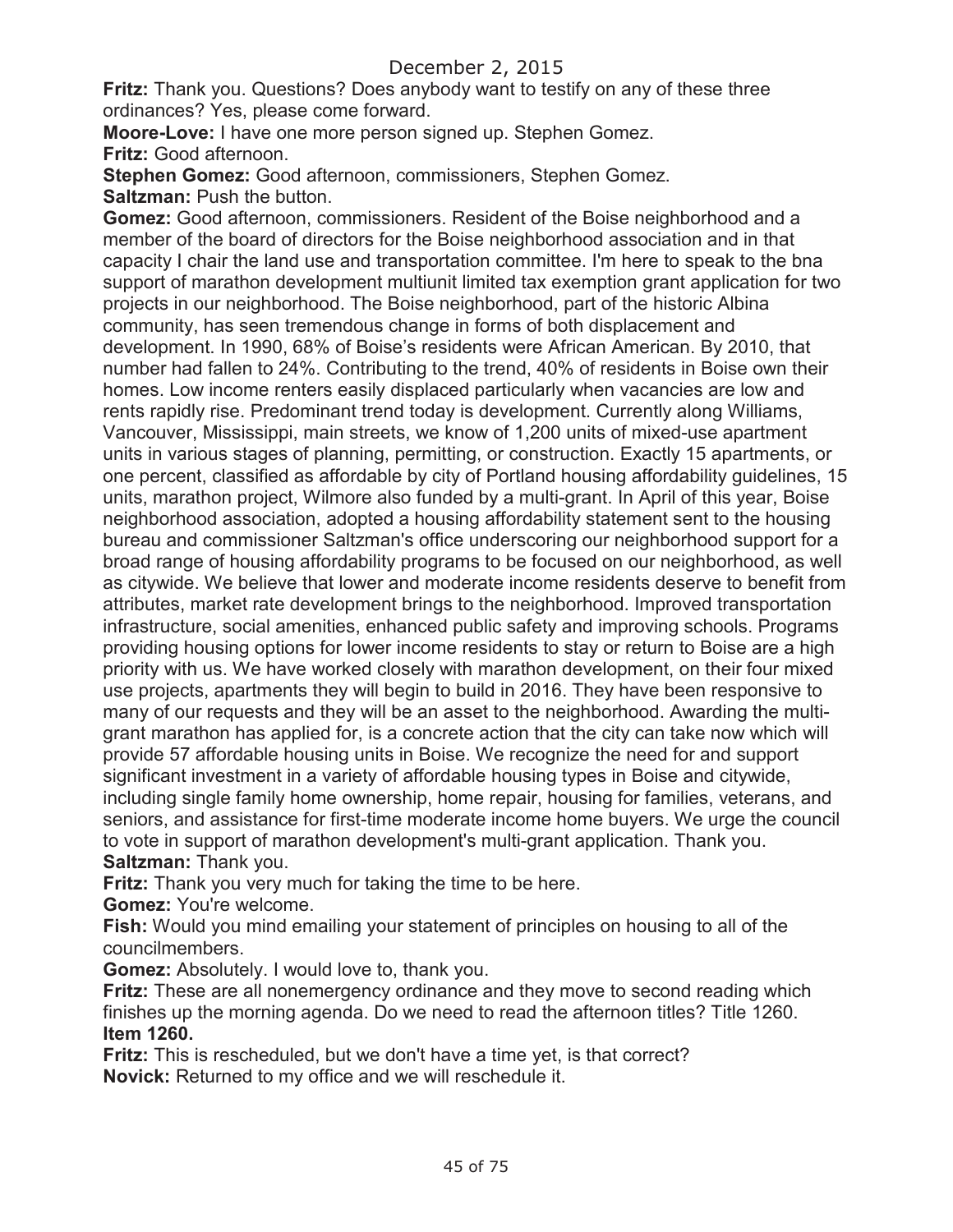December 2, 2015

**Fritz:** Thank you. Questions? Does anybody want to testify on any of these three ordinances? Yes, please come forward.

**Moore-Love:** I have one more person signed up. Stephen Gomez.

**Fritz:** Good afternoon.

**Stephen Gomez:** Good afternoon, commissioners, Stephen Gomez.

**Saltzman:** Push the button.

**Gomez:** Good afternoon, commissioners. Resident of the Boise neighborhood and a member of the board of directors for the Boise neighborhood association and in that capacity I chair the land use and transportation committee. I'm here to speak to the bna support of marathon development multiunit limited tax exemption grant application for two projects in our neighborhood. The Boise neighborhood, part of the historic Albina community, has seen tremendous change in forms of both displacement and development. In 1990, 68% of Boise's residents were African American. By 2010, that number had fallen to 24%. Contributing to the trend, 40% of residents in Boise own their homes. Low income renters easily displaced particularly when vacancies are low and rents rapidly rise. Predominant trend today is development. Currently along Williams, Vancouver, Mississippi, main streets, we know of 1,200 units of mixed-use apartment units in various stages of planning, permitting, or construction. Exactly 15 apartments, or one percent, classified as affordable by city of Portland housing affordability guidelines, 15 units, marathon project, Wilmore also funded by a multi-grant. In April of this year, Boise neighborhood association, adopted a housing affordability statement sent to the housing bureau and commissioner Saltzman's office underscoring our neighborhood support for a broad range of housing affordability programs to be focused on our neighborhood, as well as citywide. We believe that lower and moderate income residents deserve to benefit from attributes, market rate development brings to the neighborhood. Improved transportation infrastructure, social amenities, enhanced public safety and improving schools. Programs providing housing options for lower income residents to stay or return to Boise are a high priority with us. We have worked closely with marathon development, on their four mixed use projects, apartments they will begin to build in 2016. They have been responsive to many of our requests and they will be an asset to the neighborhood. Awarding the multi-grant marathon has applied for, is a concrete action that the city can take now which will provide 57 affordable housing units in Boise. We recognize the need for and support significant investment in a variety of affordable housing types in Boise and citywide, including single family home ownership, home repair, housing for families, veterans, and seniors, and assistance for first-time moderate income home buyers. We urge the council to vote in support of marathon development's multi-grant application. Thank you.

**Saltzman:** Thank you.

**Fritz:** Thank you very much for taking the time to be here.

**Gomez:** You're welcome.

**Fish:** Would you mind emailing your statement of principles on housing to all of the councilmembers.

**Gomez:** Absolutely. I would love to, thank you.

**Fritz:** These are all nonemergency ordinance and they move to second reading which finishes up the morning agenda. Do we need to read the afternoon titles? Title 1260.

**Item 1260.**

**Fritz:** This is rescheduled, but we don't have a time yet, is that correct?

**Novick:** Returned to my office and we will reschedule it.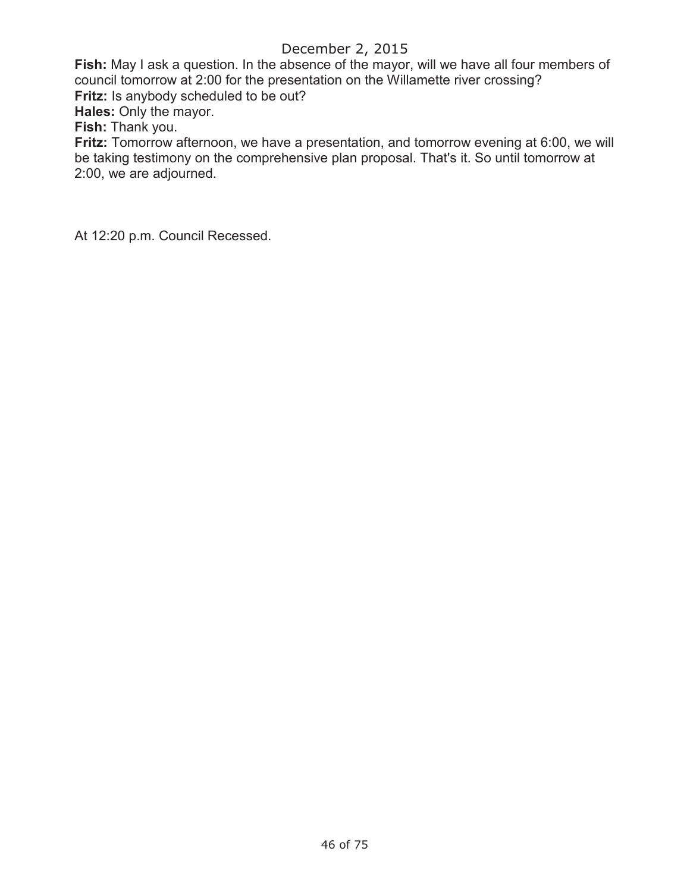**Fish:** May I ask a question. In the absence of the mayor, will we have all four members of council tomorrow at 2:00 for the presentation on the Willamette river crossing?

**Fritz:** Is anybody scheduled to be out?

**Hales:** Only the mayor.

**Fish:** Thank you.

**Fritz:** Tomorrow afternoon, we have a presentation, and tomorrow evening at 6:00, we will be taking testimony on the comprehensive plan proposal. That's it. So until tomorrow at 2:00, we are adjourned.

At 12:20 p.m. Council Recessed.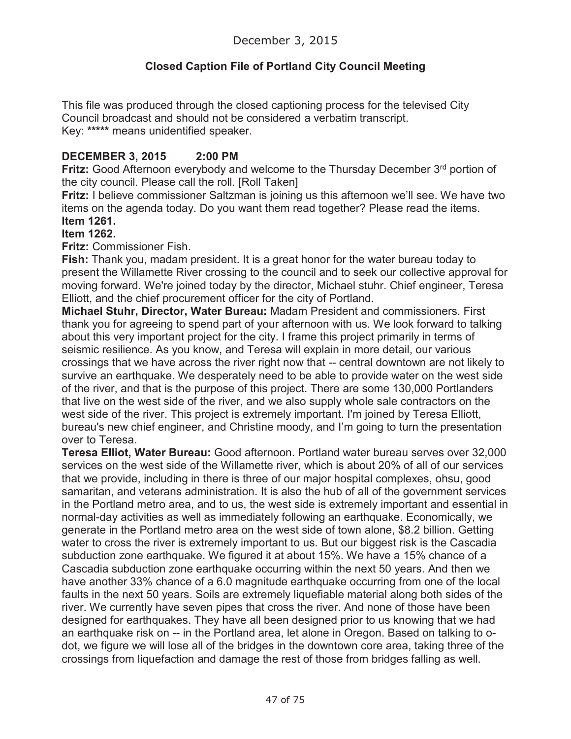December 3, 2015

**Closed Caption File of Portland City Council Meeting**

This file was produced through the closed captioning process for the televised City Council broadcast and should not be considered a verbatim transcript.
Key: ***** means unidentified speaker.

**DECEMBER 3, 2015 2:00 PM**

**Fritz:** Good Afternoon everybody and welcome to the Thursday December 3rd portion of the city council. Please call the roll. [Roll Taken]

**Fritz:** I believe commissioner Saltzman is joining us this afternoon we'll see. We have two items on the agenda today. Do you want them read together? Please read the items.

**Item 1261.**

**Item 1262.**

**Fritz:** Commissioner Fish.

**Fish:** Thank you, madam president. It is a great honor for the water bureau today to present the Willamette River crossing to the council and to seek our collective approval for moving forward. We're joined today by the director, Michael stuhr. Chief engineer, Teresa Elliott, and the chief procurement officer for the city of Portland.

**Michael Stuhr, Director, Water Bureau:** Madam President and commissioners. First thank you for agreeing to spend part of your afternoon with us. We look forward to talking about this very important project for the city. I frame this project primarily in terms of seismic resilience. As you know, and Teresa will explain in more detail, our various crossings that we have across the river right now that -- central downtown are not likely to survive an earthquake. We desperately need to be able to provide water on the west side of the river, and that is the purpose of this project. There are some 130,000 Portlanders that live on the west side of the river, and we also supply whole sale contractors on the west side of the river. This project is extremely important. I'm joined by Teresa Elliott, bureau's new chief engineer, and Christine moody, and I'm going to turn the presentation over to Teresa.

**Teresa Elliot, Water Bureau:** Good afternoon. Portland water bureau serves over 32,000 services on the west side of the Willamette river, which is about 20% of all of our services that we provide, including in there is three of our major hospital complexes, ohsu, good samaritan, and veterans administration. It is also the hub of all of the government services in the Portland metro area, and to us, the west side is extremely important and essential in normal-day activities as well as immediately following an earthquake. Economically, we generate in the Portland metro area on the west side of town alone, $8.2 billion. Getting water to cross the river is extremely important to us. But our biggest risk is the Cascadia subduction zone earthquake. We figured it at about 15%. We have a 15% chance of a Cascadia subduction zone earthquake occurring within the next 50 years. And then we have another 33% chance of a 6.0 magnitude earthquake occurring from one of the local faults in the next 50 years. Soils are extremely liquefiable material along both sides of the river. We currently have seven pipes that cross the river. And none of those have been designed for earthquakes. They have all been designed prior to us knowing that we had an earthquake risk on -- in the Portland area, let alone in Oregon. Based on talking to o-dot, we figure we will lose all of the bridges in the downtown core area, taking three of the crossings from liquefaction and damage the rest of those from bridges falling as well.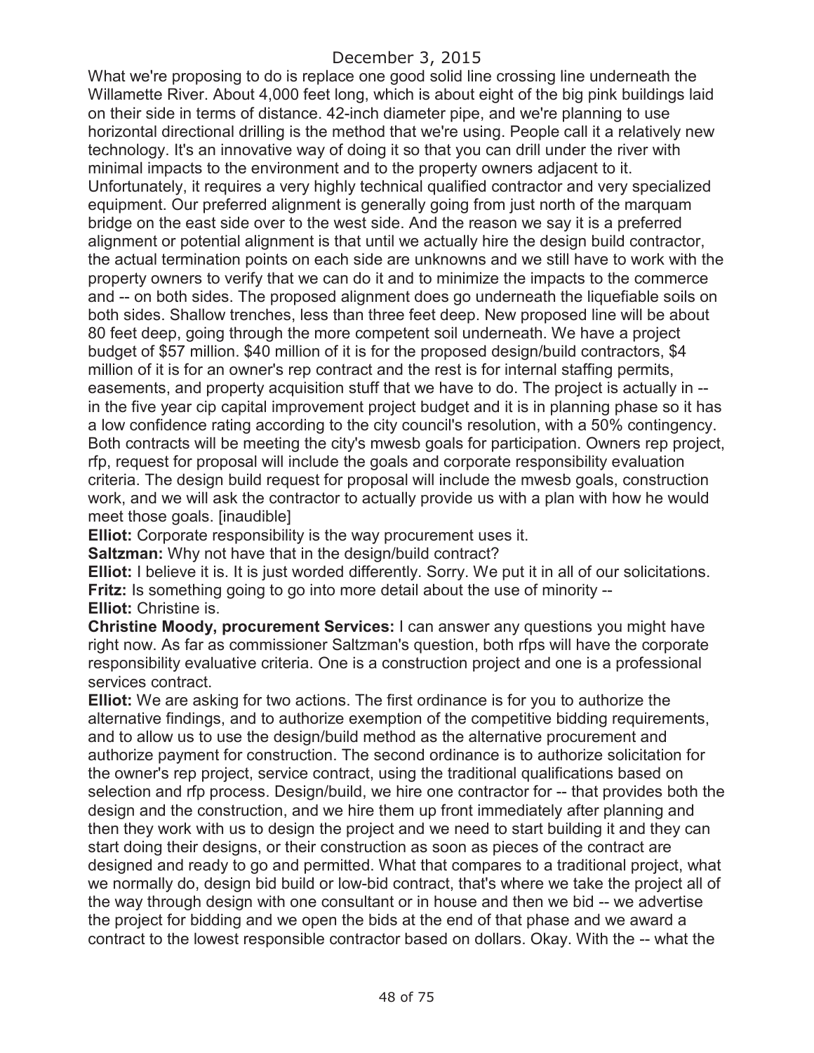What we're proposing to do is replace one good solid line crossing line underneath the Willamette River. About 4,000 feet long, which is about eight of the big pink buildings laid on their side in terms of distance. 42-inch diameter pipe, and we're planning to use horizontal directional drilling is the method that we're using. People call it a relatively new technology. It's an innovative way of doing it so that you can drill under the river with minimal impacts to the environment and to the property owners adjacent to it. Unfortunately, it requires a very highly technical qualified contractor and very specialized equipment. Our preferred alignment is generally going from just north of the marquam bridge on the east side over to the west side. And the reason we say it is a preferred alignment or potential alignment is that until we actually hire the design build contractor, the actual termination points on each side are unknowns and we still have to work with the property owners to verify that we can do it and to minimize the impacts to the commerce and -- on both sides. The proposed alignment does go underneath the liquefiable soils on both sides. Shallow trenches, less than three feet deep. New proposed line will be about 80 feet deep, going through the more competent soil underneath. We have a project budget of $57 million. $40 million of it is for the proposed design/build contractors, $4 million of it is for an owner's rep contract and the rest is for internal staffing permits, easements, and property acquisition stuff that we have to do. The project is actually in -- in the five year cip capital improvement project budget and it is in planning phase so it has a low confidence rating according to the city council's resolution, with a 50% contingency. Both contracts will be meeting the city's mwesb goals for participation. Owners rep project, rfp, request for proposal will include the goals and corporate responsibility evaluation criteria. The design build request for proposal will include the mwesb goals, construction work, and we will ask the contractor to actually provide us with a plan with how he would meet those goals. [inaudible]

**Elliot:** Corporate responsibility is the way procurement uses it.

**Saltzman:** Why not have that in the design/build contract?

**Elliot:** I believe it is. It is just worded differently. Sorry. We put it in all of our solicitations.

**Fritz:** Is something going to go into more detail about the use of minority --

**Elliot:** Christine is.

**Christine Moody, procurement Services:** I can answer any questions you might have right now. As far as commissioner Saltzman's question, both rfps will have the corporate responsibility evaluative criteria. One is a construction project and one is a professional services contract.

**Elliot:** We are asking for two actions. The first ordinance is for you to authorize the alternative findings, and to authorize exemption of the competitive bidding requirements, and to allow us to use the design/build method as the alternative procurement and authorize payment for construction. The second ordinance is to authorize solicitation for the owner's rep project, service contract, using the traditional qualifications based on selection and rfp process. Design/build, we hire one contractor for -- that provides both the design and the construction, and we hire them up front immediately after planning and then they work with us to design the project and we need to start building it and they can start doing their designs, or their construction as soon as pieces of the contract are designed and ready to go and permitted. What that compares to a traditional project, what we normally do, design bid build or low-bid contract, that's where we take the project all of the way through design with one consultant or in house and then we bid -- we advertise the project for bidding and we open the bids at the end of that phase and we award a contract to the lowest responsible contractor based on dollars. Okay. With the -- what the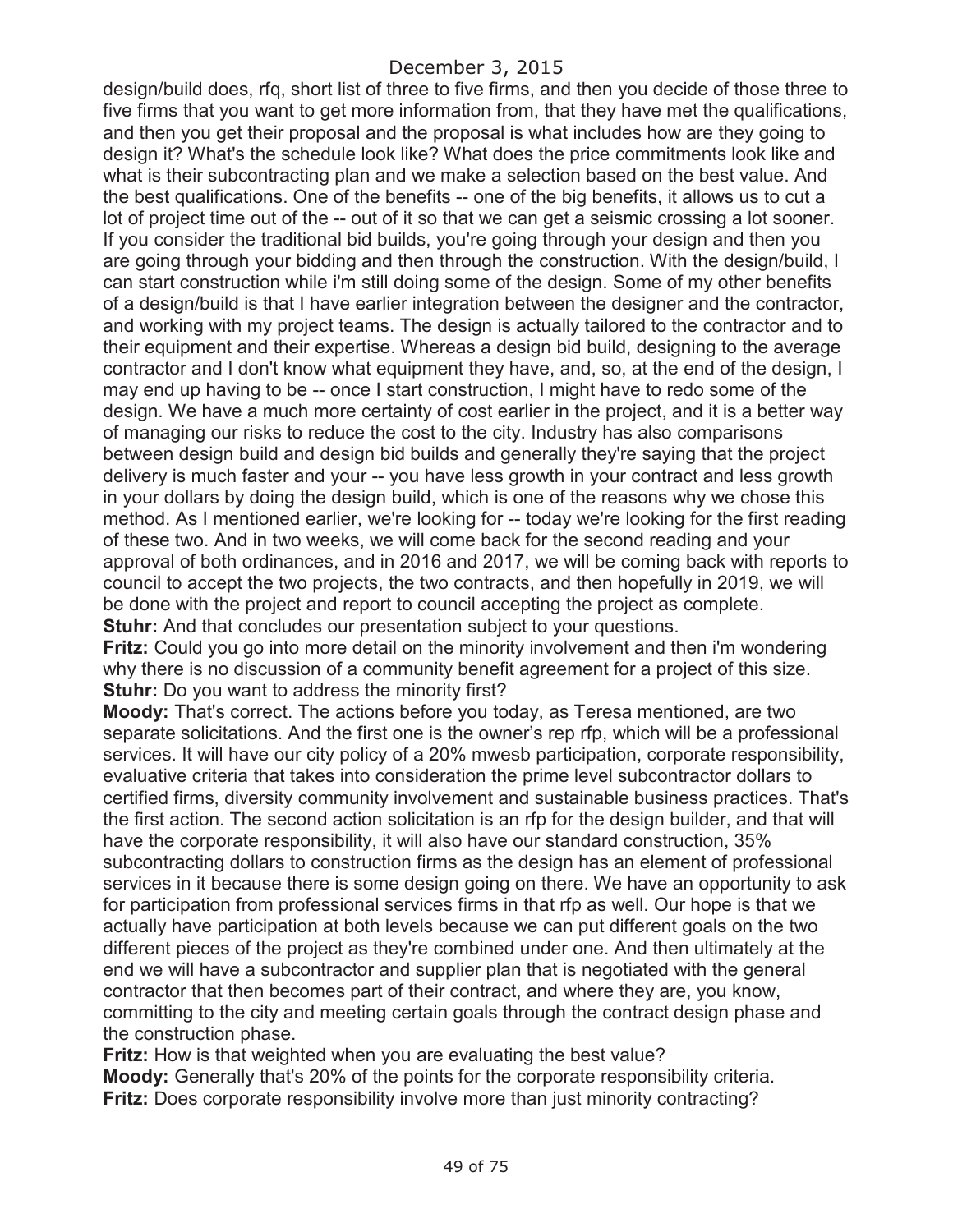design/build does, rfq, short list of three to five firms, and then you decide of those three to five firms that you want to get more information from, that they have met the qualifications, and then you get their proposal and the proposal is what includes how are they going to design it? What's the schedule look like? What does the price commitments look like and what is their subcontracting plan and we make a selection based on the best value. And the best qualifications. One of the benefits -- one of the big benefits, it allows us to cut a lot of project time out of the -- out of it so that we can get a seismic crossing a lot sooner. If you consider the traditional bid builds, you're going through your design and then you are going through your bidding and then through the construction. With the design/build, I can start construction while i'm still doing some of the design. Some of my other benefits of a design/build is that I have earlier integration between the designer and the contractor, and working with my project teams. The design is actually tailored to the contractor and to their equipment and their expertise. Whereas a design bid build, designing to the average contractor and I don't know what equipment they have, and, so, at the end of the design, I may end up having to be -- once I start construction, I might have to redo some of the design. We have a much more certainty of cost earlier in the project, and it is a better way of managing our risks to reduce the cost to the city. Industry has also comparisons between design build and design bid builds and generally they're saying that the project delivery is much faster and your -- you have less growth in your contract and less growth in your dollars by doing the design build, which is one of the reasons why we chose this method. As I mentioned earlier, we're looking for -- today we're looking for the first reading of these two. And in two weeks, we will come back for the second reading and your approval of both ordinances, and in 2016 and 2017, we will be coming back with reports to council to accept the two projects, the two contracts, and then hopefully in 2019, we will be done with the project and report to council accepting the project as complete.

**Stuhr:** And that concludes our presentation subject to your questions.

**Fritz:** Could you go into more detail on the minority involvement and then i'm wondering why there is no discussion of a community benefit agreement for a project of this size.

**Stuhr:** Do you want to address the minority first?

**Moody:** That's correct. The actions before you today, as Teresa mentioned, are two separate solicitations. And the first one is the owner's rep rfp, which will be a professional services. It will have our city policy of a 20% mwesb participation, corporate responsibility, evaluative criteria that takes into consideration the prime level subcontractor dollars to certified firms, diversity community involvement and sustainable business practices. That's the first action. The second action solicitation is an rfp for the design builder, and that will have the corporate responsibility, it will also have our standard construction, 35% subcontracting dollars to construction firms as the design has an element of professional services in it because there is some design going on there. We have an opportunity to ask for participation from professional services firms in that rfp as well. Our hope is that we actually have participation at both levels because we can put different goals on the two different pieces of the project as they're combined under one. And then ultimately at the end we will have a subcontractor and supplier plan that is negotiated with the general contractor that then becomes part of their contract, and where they are, you know, committing to the city and meeting certain goals through the contract design phase and the construction phase.

**Fritz:** How is that weighted when you are evaluating the best value?

**Moody:** Generally that's 20% of the points for the corporate responsibility criteria.

**Fritz:** Does corporate responsibility involve more than just minority contracting?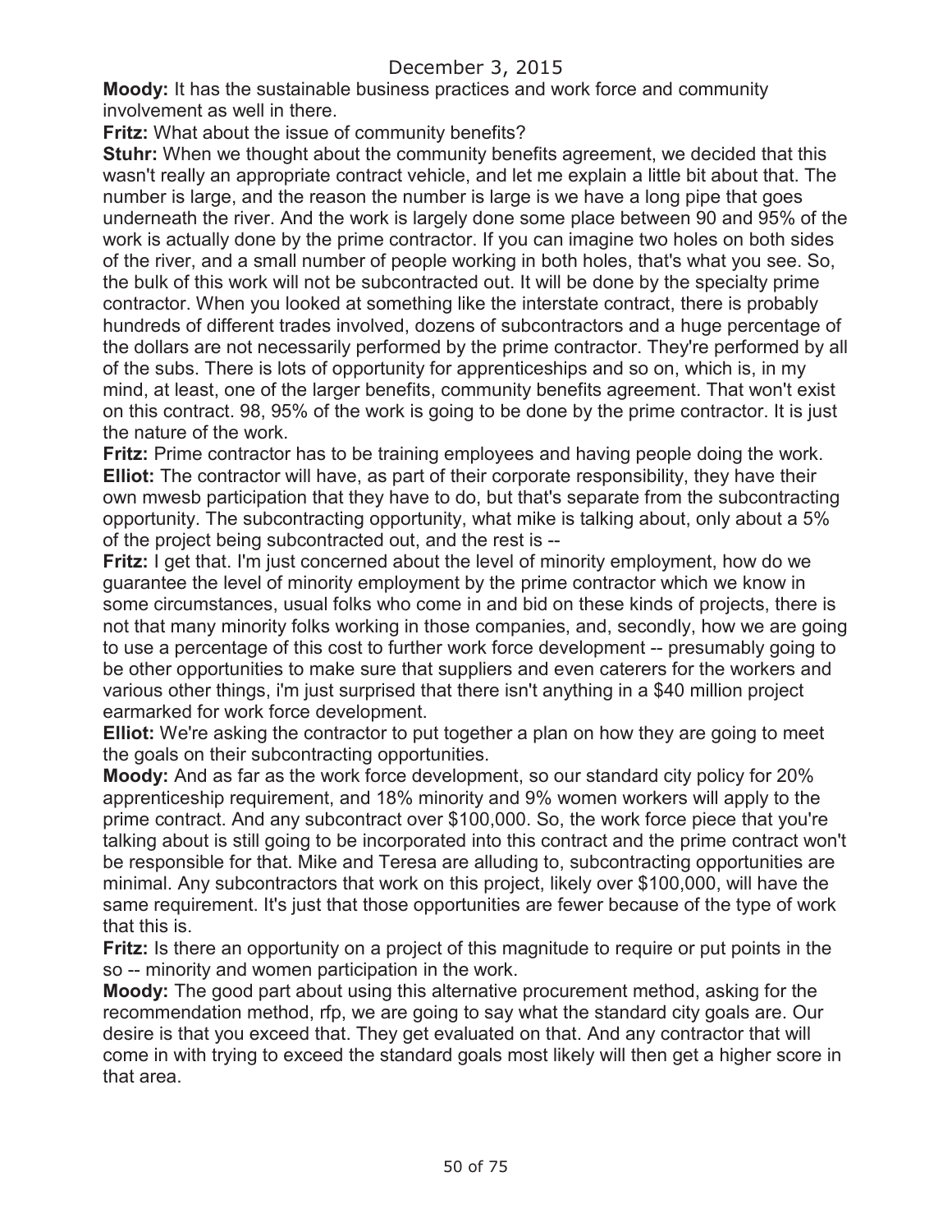**Moody:** It has the sustainable business practices and work force and community involvement as well in there.

**Fritz:** What about the issue of community benefits?

**Stuhr:** When we thought about the community benefits agreement, we decided that this wasn't really an appropriate contract vehicle, and let me explain a little bit about that. The number is large, and the reason the number is large is we have a long pipe that goes underneath the river. And the work is largely done some place between 90 and 95% of the work is actually done by the prime contractor. If you can imagine two holes on both sides of the river, and a small number of people working in both holes, that's what you see. So, the bulk of this work will not be subcontracted out. It will be done by the specialty prime contractor. When you looked at something like the interstate contract, there is probably hundreds of different trades involved, dozens of subcontractors and a huge percentage of the dollars are not necessarily performed by the prime contractor. They're performed by all of the subs. There is lots of opportunity for apprenticeships and so on, which is, in my mind, at least, one of the larger benefits, community benefits agreement. That won't exist on this contract. 98, 95% of the work is going to be done by the prime contractor. It is just the nature of the work.

**Fritz:** Prime contractor has to be training employees and having people doing the work.

**Elliot:** The contractor will have, as part of their corporate responsibility, they have their own mwesb participation that they have to do, but that's separate from the subcontracting opportunity. The subcontracting opportunity, what mike is talking about, only about a 5% of the project being subcontracted out, and the rest is --

**Fritz:** I get that. I'm just concerned about the level of minority employment, how do we guarantee the level of minority employment by the prime contractor which we know in some circumstances, usual folks who come in and bid on these kinds of projects, there is not that many minority folks working in those companies, and, secondly, how we are going to use a percentage of this cost to further work force development -- presumably going to be other opportunities to make sure that suppliers and even caterers for the workers and various other things, i'm just surprised that there isn't anything in a $40 million project earmarked for work force development.

**Elliot:** We're asking the contractor to put together a plan on how they are going to meet the goals on their subcontracting opportunities.

**Moody:** And as far as the work force development, so our standard city policy for 20% apprenticeship requirement, and 18% minority and 9% women workers will apply to the prime contract. And any subcontract over $100,000. So, the work force piece that you're talking about is still going to be incorporated into this contract and the prime contract won't be responsible for that. Mike and Teresa are alluding to, subcontracting opportunities are minimal. Any subcontractors that work on this project, likely over $100,000, will have the same requirement. It's just that those opportunities are fewer because of the type of work that this is.

**Fritz:** Is there an opportunity on a project of this magnitude to require or put points in the so -- minority and women participation in the work.

**Moody:** The good part about using this alternative procurement method, asking for the recommendation method, rfp, we are going to say what the standard city goals are. Our desire is that you exceed that. They get evaluated on that. And any contractor that will come in with trying to exceed the standard goals most likely will then get a higher score in that area.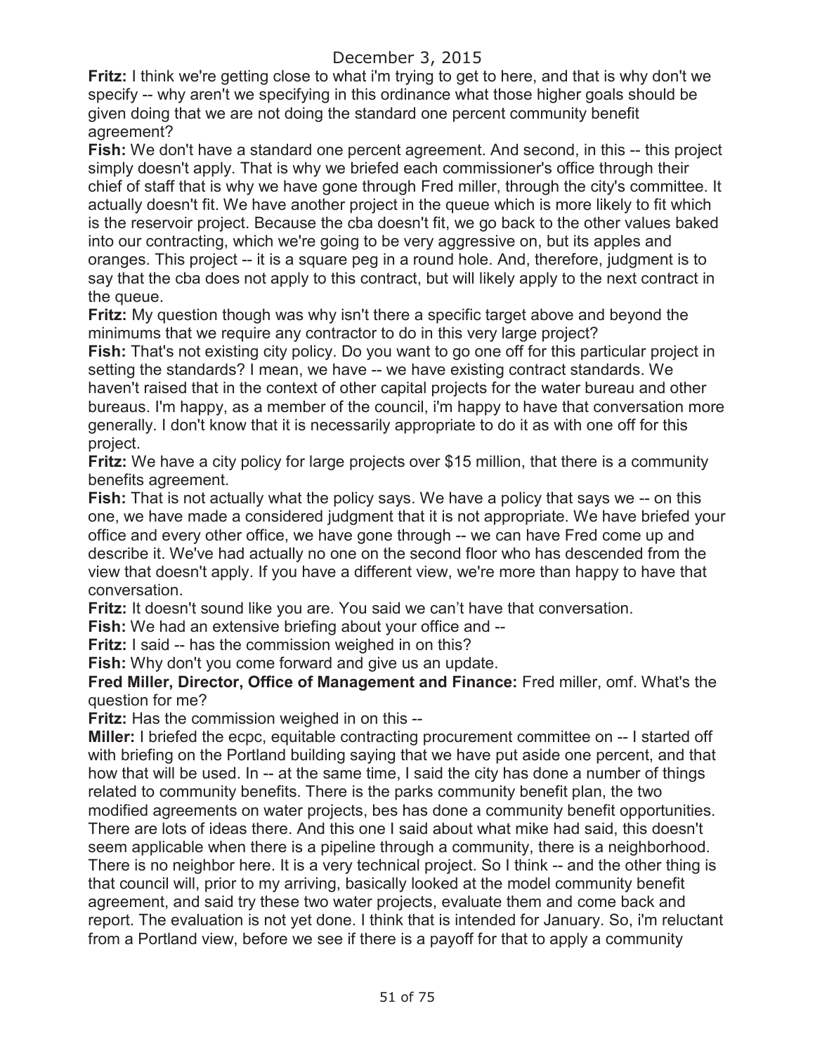**Fritz:** I think we're getting close to what i'm trying to get to here, and that is why don't we specify -- why aren't we specifying in this ordinance what those higher goals should be given doing that we are not doing the standard one percent community benefit agreement?

**Fish:** We don't have a standard one percent agreement. And second, in this -- this project simply doesn't apply. That is why we briefed each commissioner's office through their chief of staff that is why we have gone through Fred miller, through the city's committee. It actually doesn't fit. We have another project in the queue which is more likely to fit which is the reservoir project. Because the cba doesn't fit, we go back to the other values baked into our contracting, which we're going to be very aggressive on, but its apples and oranges. This project -- it is a square peg in a round hole. And, therefore, judgment is to say that the cba does not apply to this contract, but will likely apply to the next contract in the queue.

**Fritz:** My question though was why isn't there a specific target above and beyond the minimums that we require any contractor to do in this very large project?

**Fish:** That's not existing city policy. Do you want to go one off for this particular project in setting the standards? I mean, we have -- we have existing contract standards. We haven't raised that in the context of other capital projects for the water bureau and other bureaus. I'm happy, as a member of the council, i'm happy to have that conversation more generally. I don't know that it is necessarily appropriate to do it as with one off for this project.

**Fritz:** We have a city policy for large projects over $15 million, that there is a community benefits agreement.

**Fish:** That is not actually what the policy says. We have a policy that says we -- on this one, we have made a considered judgment that it is not appropriate. We have briefed your office and every other office, we have gone through -- we can have Fred come up and describe it. We've had actually no one on the second floor who has descended from the view that doesn't apply. If you have a different view, we're more than happy to have that conversation.

**Fritz:** It doesn't sound like you are. You said we can't have that conversation.

**Fish:** We had an extensive briefing about your office and --

**Fritz:** I said -- has the commission weighed in on this?

**Fish:** Why don't you come forward and give us an update.

**Fred Miller, Director, Office of Management and Finance:** Fred miller, omf. What's the question for me?

**Fritz:** Has the commission weighed in on this --

**Miller:** I briefed the ecpc, equitable contracting procurement committee on -- I started off with briefing on the Portland building saying that we have put aside one percent, and that how that will be used. In -- at the same time, I said the city has done a number of things related to community benefits. There is the parks community benefit plan, the two modified agreements on water projects, bes has done a community benefit opportunities. There are lots of ideas there. And this one I said about what mike had said, this doesn't seem applicable when there is a pipeline through a community, there is a neighborhood. There is no neighbor here. It is a very technical project. So I think -- and the other thing is that council will, prior to my arriving, basically looked at the model community benefit agreement, and said try these two water projects, evaluate them and come back and report. The evaluation is not yet done. I think that is intended for January. So, i'm reluctant from a Portland view, before we see if there is a payoff for that to apply a community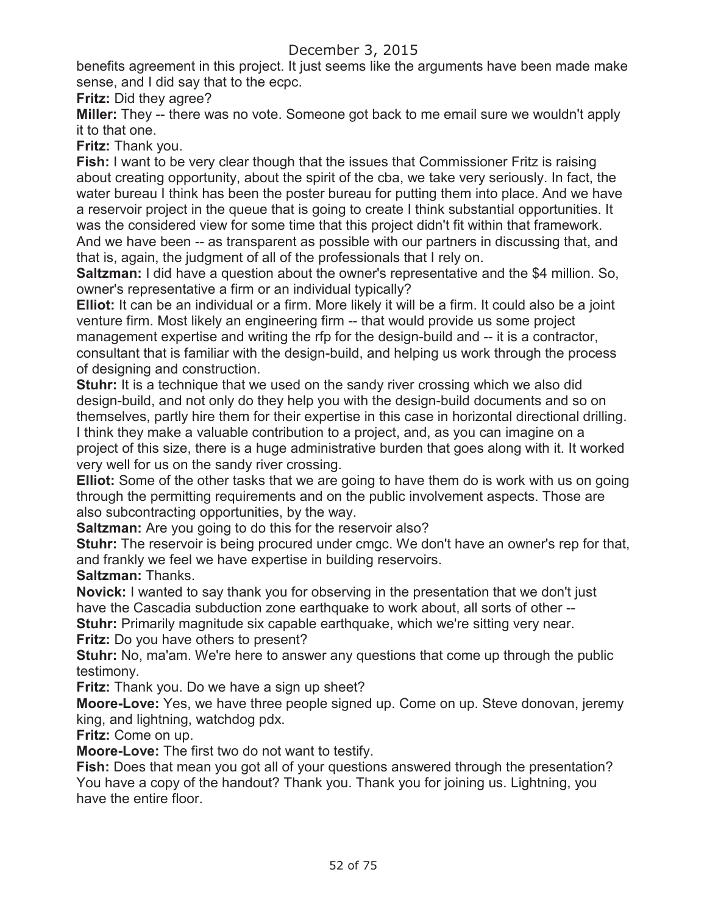benefits agreement in this project. It just seems like the arguments have been made make sense, and I did say that to the ecpc.

**Fritz:** Did they agree?

**Miller:** They -- there was no vote. Someone got back to me email sure we wouldn't apply it to that one.

**Fritz:** Thank you.

**Fish:** I want to be very clear though that the issues that Commissioner Fritz is raising about creating opportunity, about the spirit of the cba, we take very seriously. In fact, the water bureau I think has been the poster bureau for putting them into place. And we have a reservoir project in the queue that is going to create I think substantial opportunities. It was the considered view for some time that this project didn't fit within that framework. And we have been -- as transparent as possible with our partners in discussing that, and that is, again, the judgment of all of the professionals that I rely on.

**Saltzman:** I did have a question about the owner's representative and the $4 million. So, owner's representative a firm or an individual typically?

**Elliot:** It can be an individual or a firm. More likely it will be a firm. It could also be a joint venture firm. Most likely an engineering firm -- that would provide us some project management expertise and writing the rfp for the design-build and -- it is a contractor, consultant that is familiar with the design-build, and helping us work through the process of designing and construction.

**Stuhr:** It is a technique that we used on the sandy river crossing which we also did design-build, and not only do they help you with the design-build documents and so on themselves, partly hire them for their expertise in this case in horizontal directional drilling. I think they make a valuable contribution to a project, and, as you can imagine on a project of this size, there is a huge administrative burden that goes along with it. It worked very well for us on the sandy river crossing.

**Elliot:** Some of the other tasks that we are going to have them do is work with us on going through the permitting requirements and on the public involvement aspects. Those are also subcontracting opportunities, by the way.

**Saltzman:** Are you going to do this for the reservoir also?

**Stuhr:** The reservoir is being procured under cmgc. We don't have an owner's rep for that, and frankly we feel we have expertise in building reservoirs.

**Saltzman:** Thanks.

**Novick:** I wanted to say thank you for observing in the presentation that we don't just have the Cascadia subduction zone earthquake to work about, all sorts of other --

**Stuhr:** Primarily magnitude six capable earthquake, which we're sitting very near.

**Fritz:** Do you have others to present?

**Stuhr:** No, ma'am. We're here to answer any questions that come up through the public testimony.

**Fritz:** Thank you. Do we have a sign up sheet?

**Moore-Love:** Yes, we have three people signed up. Come on up. Steve donovan, jeremy king, and lightning, watchdog pdx.

**Fritz:** Come on up.

**Moore-Love:** The first two do not want to testify.

**Fish:** Does that mean you got all of your questions answered through the presentation? You have a copy of the handout? Thank you. Thank you for joining us. Lightning, you have the entire floor.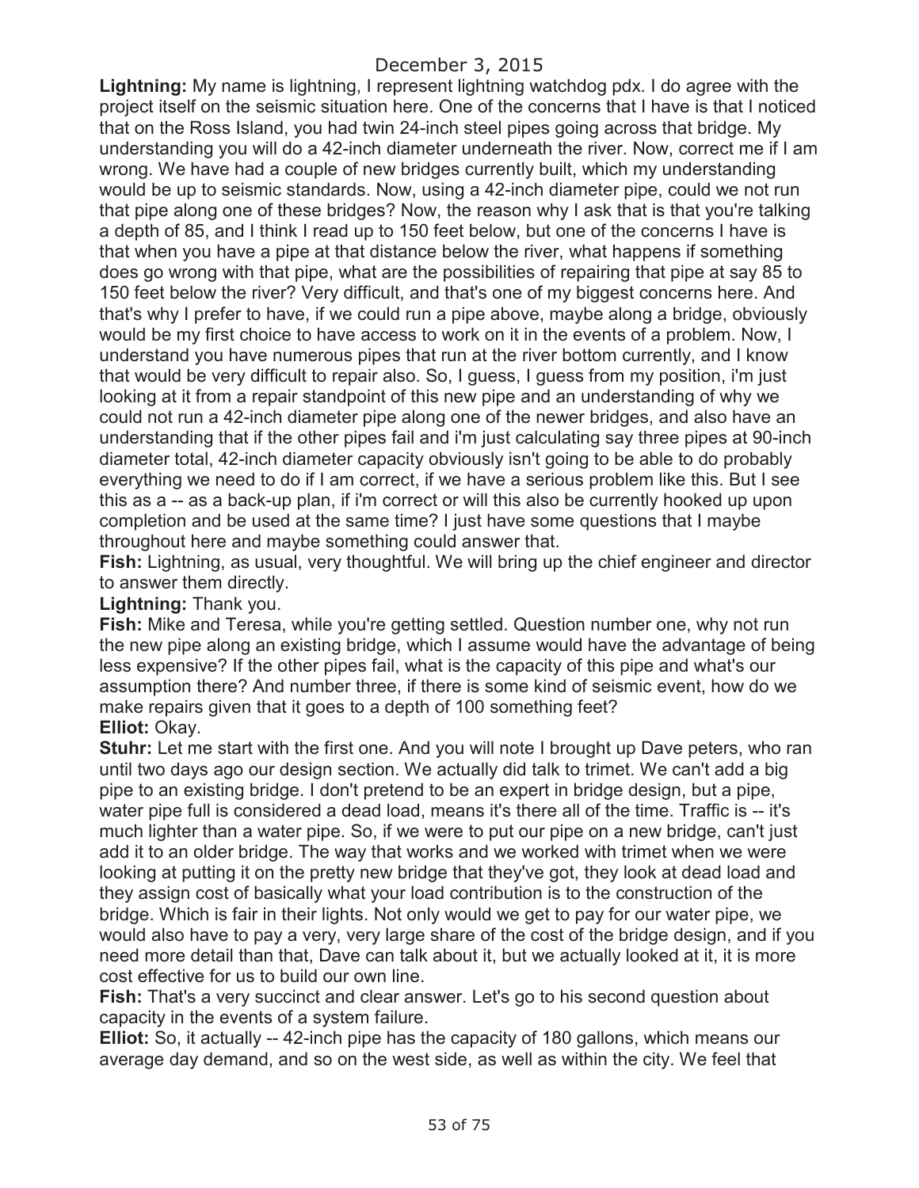**Lightning:** My name is lightning, I represent lightning watchdog pdx. I do agree with the project itself on the seismic situation here. One of the concerns that I have is that I noticed that on the Ross Island, you had twin 24-inch steel pipes going across that bridge. My understanding you will do a 42-inch diameter underneath the river. Now, correct me if I am wrong. We have had a couple of new bridges currently built, which my understanding would be up to seismic standards. Now, using a 42-inch diameter pipe, could we not run that pipe along one of these bridges? Now, the reason why I ask that is that you're talking a depth of 85, and I think I read up to 150 feet below, but one of the concerns I have is that when you have a pipe at that distance below the river, what happens if something does go wrong with that pipe, what are the possibilities of repairing that pipe at say 85 to 150 feet below the river? Very difficult, and that's one of my biggest concerns here. And that's why I prefer to have, if we could run a pipe above, maybe along a bridge, obviously would be my first choice to have access to work on it in the events of a problem. Now, I understand you have numerous pipes that run at the river bottom currently, and I know that would be very difficult to repair also. So, I guess, I guess from my position, i'm just looking at it from a repair standpoint of this new pipe and an understanding of why we could not run a 42-inch diameter pipe along one of the newer bridges, and also have an understanding that if the other pipes fail and i'm just calculating say three pipes at 90-inch diameter total, 42-inch diameter capacity obviously isn't going to be able to do probably everything we need to do if I am correct, if we have a serious problem like this. But I see this as a -- as a back-up plan, if i'm correct or will this also be currently hooked up upon completion and be used at the same time? I just have some questions that I maybe throughout here and maybe something could answer that.

**Fish:** Lightning, as usual, very thoughtful. We will bring up the chief engineer and director to answer them directly.

**Lightning:** Thank you.

**Fish:** Mike and Teresa, while you're getting settled. Question number one, why not run the new pipe along an existing bridge, which I assume would have the advantage of being less expensive? If the other pipes fail, what is the capacity of this pipe and what's our assumption there? And number three, if there is some kind of seismic event, how do we make repairs given that it goes to a depth of 100 something feet?

**Elliot:** Okay.

**Stuhr:** Let me start with the first one. And you will note I brought up Dave peters, who ran until two days ago our design section. We actually did talk to trimet. We can't add a big pipe to an existing bridge. I don't pretend to be an expert in bridge design, but a pipe, water pipe full is considered a dead load, means it's there all of the time. Traffic is -- it's much lighter than a water pipe. So, if we were to put our pipe on a new bridge, can't just add it to an older bridge. The way that works and we worked with trimet when we were looking at putting it on the pretty new bridge that they've got, they look at dead load and they assign cost of basically what your load contribution is to the construction of the bridge. Which is fair in their lights. Not only would we get to pay for our water pipe, we would also have to pay a very, very large share of the cost of the bridge design, and if you need more detail than that, Dave can talk about it, but we actually looked at it, it is more cost effective for us to build our own line.

**Fish:** That's a very succinct and clear answer. Let's go to his second question about capacity in the events of a system failure.

**Elliot:** So, it actually -- 42-inch pipe has the capacity of 180 gallons, which means our average day demand, and so on the west side, as well as within the city. We feel that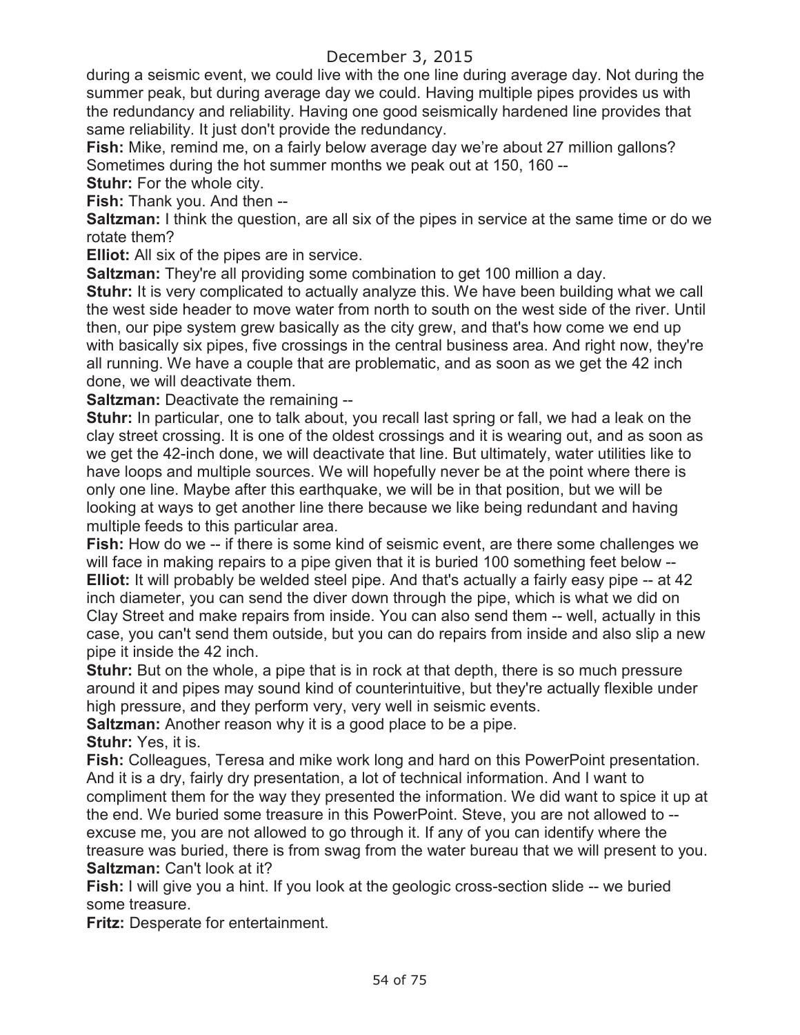during a seismic event, we could live with the one line during average day. Not during the summer peak, but during average day we could. Having multiple pipes provides us with the redundancy and reliability. Having one good seismically hardened line provides that same reliability. It just don't provide the redundancy.

**Fish:** Mike, remind me, on a fairly below average day we're about 27 million gallons? Sometimes during the hot summer months we peak out at 150, 160 --

**Stuhr:** For the whole city.

**Fish:** Thank you. And then --

**Saltzman:** I think the question, are all six of the pipes in service at the same time or do we rotate them?

**Elliot:** All six of the pipes are in service.

**Saltzman:** They're all providing some combination to get 100 million a day.

**Stuhr:** It is very complicated to actually analyze this. We have been building what we call the west side header to move water from north to south on the west side of the river. Until then, our pipe system grew basically as the city grew, and that's how come we end up with basically six pipes, five crossings in the central business area. And right now, they're all running. We have a couple that are problematic, and as soon as we get the 42 inch done, we will deactivate them.

**Saltzman:** Deactivate the remaining --

**Stuhr:** In particular, one to talk about, you recall last spring or fall, we had a leak on the clay street crossing. It is one of the oldest crossings and it is wearing out, and as soon as we get the 42-inch done, we will deactivate that line. But ultimately, water utilities like to have loops and multiple sources. We will hopefully never be at the point where there is only one line. Maybe after this earthquake, we will be in that position, but we will be looking at ways to get another line there because we like being redundant and having multiple feeds to this particular area.

**Fish:** How do we -- if there is some kind of seismic event, are there some challenges we will face in making repairs to a pipe given that it is buried 100 something feet below --

**Elliot:** It will probably be welded steel pipe. And that's actually a fairly easy pipe -- at 42 inch diameter, you can send the diver down through the pipe, which is what we did on Clay Street and make repairs from inside. You can also send them -- well, actually in this case, you can't send them outside, but you can do repairs from inside and also slip a new pipe it inside the 42 inch.

**Stuhr:** But on the whole, a pipe that is in rock at that depth, there is so much pressure around it and pipes may sound kind of counterintuitive, but they're actually flexible under high pressure, and they perform very, very well in seismic events.

**Saltzman:** Another reason why it is a good place to be a pipe.

**Stuhr:** Yes, it is.

**Fish:** Colleagues, Teresa and mike work long and hard on this PowerPoint presentation. And it is a dry, fairly dry presentation, a lot of technical information. And I want to compliment them for the way they presented the information. We did want to spice it up at the end. We buried some treasure in this PowerPoint. Steve, you are not allowed to -- excuse me, you are not allowed to go through it. If any of you can identify where the treasure was buried, there is from swag from the water bureau that we will present to you.

**Saltzman:** Can't look at it?

**Fish:** I will give you a hint. If you look at the geologic cross-section slide -- we buried some treasure.

**Fritz:** Desperate for entertainment.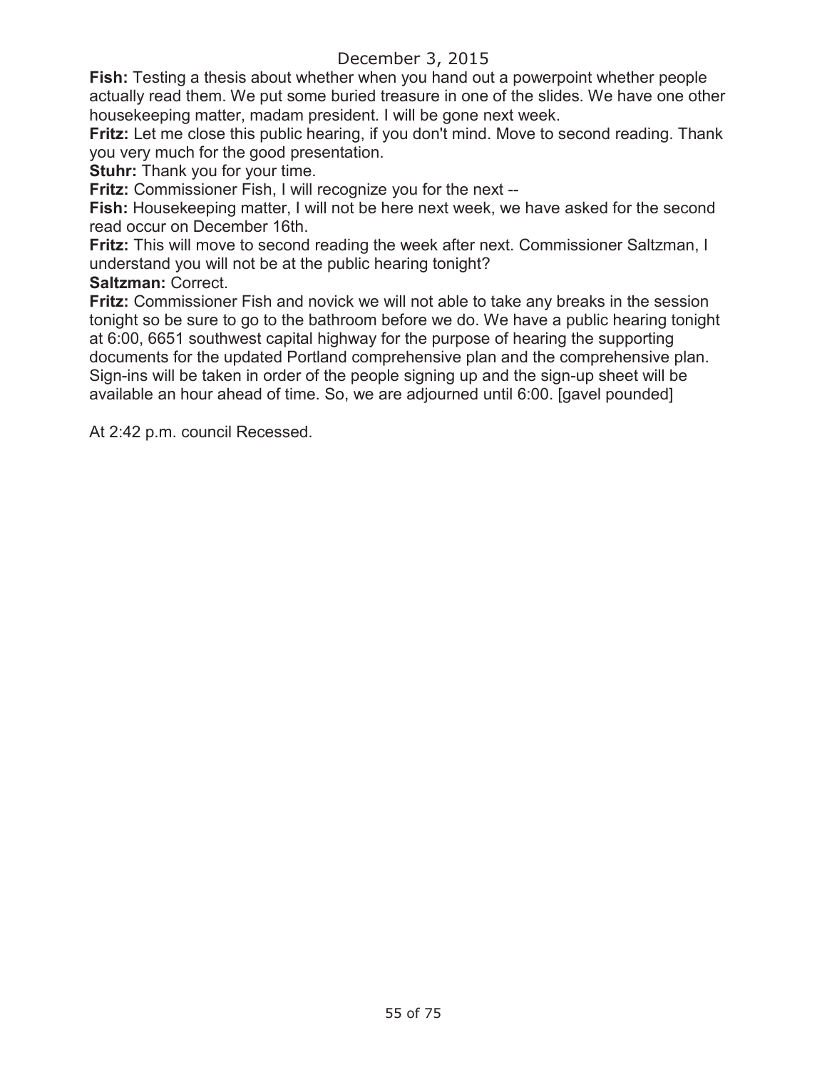**Fish:** Testing a thesis about whether when you hand out a powerpoint whether people actually read them. We put some buried treasure in one of the slides. We have one other housekeeping matter, madam president. I will be gone next week.

**Fritz:** Let me close this public hearing, if you don't mind. Move to second reading. Thank you very much for the good presentation.

**Stuhr:** Thank you for your time.

**Fritz:** Commissioner Fish, I will recognize you for the next --

**Fish:** Housekeeping matter, I will not be here next week, we have asked for the second read occur on December 16th.

**Fritz:** This will move to second reading the week after next. Commissioner Saltzman, I understand you will not be at the public hearing tonight?

**Saltzman:** Correct.

**Fritz:** Commissioner Fish and novick we will not able to take any breaks in the session tonight so be sure to go to the bathroom before we do. We have a public hearing tonight at 6:00, 6651 southwest capital highway for the purpose of hearing the supporting documents for the updated Portland comprehensive plan and the comprehensive plan. Sign-ins will be taken in order of the people signing up and the sign-up sheet will be available an hour ahead of time. So, we are adjourned until 6:00. [gavel pounded]

At 2:42 p.m. council Recessed.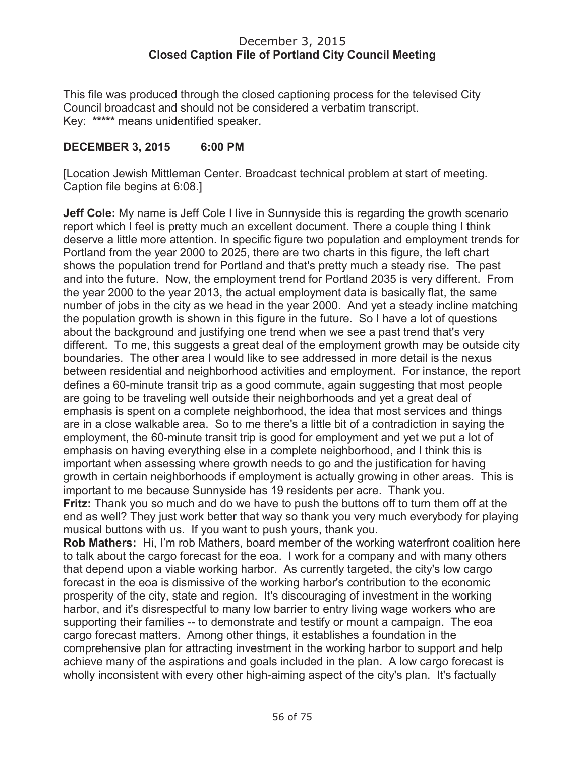December 3, 2015
**Closed Caption File of Portland City Council Meeting**

This file was produced through the closed captioning process for the televised City Council broadcast and should not be considered a verbatim transcript.
Key: **\*\*\*\*\*** means unidentified speaker.

**DECEMBER 3, 2015 6:00 PM**

[Location Jewish Mittleman Center. Broadcast technical problem at start of meeting. Caption file begins at 6:08.]

**Jeff Cole:** My name is Jeff Cole I live in Sunnyside this is regarding the growth scenario report which I feel is pretty much an excellent document. There a couple thing I think deserve a little more attention. In specific figure two population and employment trends for Portland from the year 2000 to 2025, there are two charts in this figure, the left chart shows the population trend for Portland and that's pretty much a steady rise. The past and into the future. Now, the employment trend for Portland 2035 is very different. From the year 2000 to the year 2013, the actual employment data is basically flat, the same number of jobs in the city as we head in the year 2000. And yet a steady incline matching the population growth is shown in this figure in the future. So I have a lot of questions about the background and justifying one trend when we see a past trend that's very different. To me, this suggests a great deal of the employment growth may be outside city boundaries. The other area I would like to see addressed in more detail is the nexus between residential and neighborhood activities and employment. For instance, the report defines a 60-minute transit trip as a good commute, again suggesting that most people are going to be traveling well outside their neighborhoods and yet a great deal of emphasis is spent on a complete neighborhood, the idea that most services and things are in a close walkable area. So to me there's a little bit of a contradiction in saying the employment, the 60-minute transit trip is good for employment and yet we put a lot of emphasis on having everything else in a complete neighborhood, and I think this is important when assessing where growth needs to go and the justification for having growth in certain neighborhoods if employment is actually growing in other areas. This is important to me because Sunnyside has 19 residents per acre. Thank you.

**Fritz:** Thank you so much and do we have to push the buttons off to turn them off at the end as well? They just work better that way so thank you very much everybody for playing musical buttons with us. If you want to push yours, thank you.

**Rob Mathers:** Hi, I'm rob Mathers, board member of the working waterfront coalition here to talk about the cargo forecast for the eoa. I work for a company and with many others that depend upon a viable working harbor. As currently targeted, the city's low cargo forecast in the eoa is dismissive of the working harbor's contribution to the economic prosperity of the city, state and region. It's discouraging of investment in the working harbor, and it's disrespectful to many low barrier to entry living wage workers who are supporting their families -- to demonstrate and testify or mount a campaign. The eoa cargo forecast matters. Among other things, it establishes a foundation in the comprehensive plan for attracting investment in the working harbor to support and help achieve many of the aspirations and goals included in the plan. A low cargo forecast is wholly inconsistent with every other high-aiming aspect of the city's plan. It's factually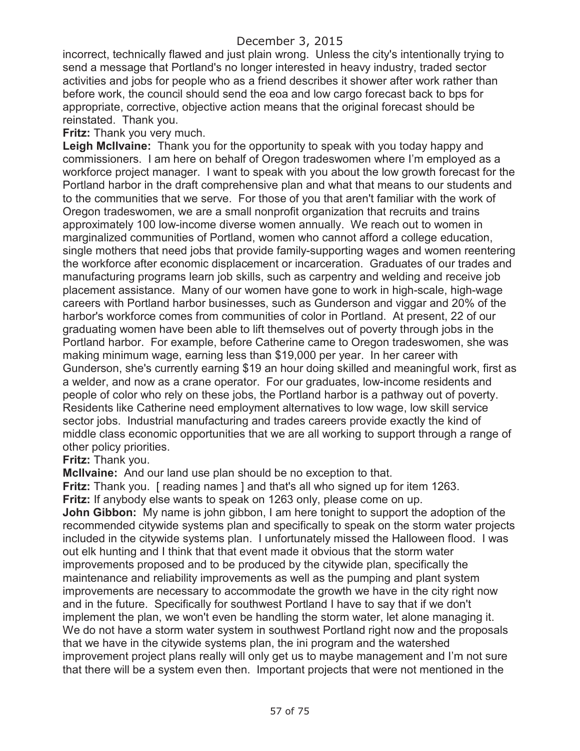incorrect, technically flawed and just plain wrong. Unless the city's intentionally trying to send a message that Portland's no longer interested in heavy industry, traded sector activities and jobs for people who as a friend describes it shower after work rather than before work, the council should send the eoa and low cargo forecast back to bps for appropriate, corrective, objective action means that the original forecast should be reinstated. Thank you.

**Fritz:** Thank you very much.

**Leigh McIlvaine:** Thank you for the opportunity to speak with you today happy and commissioners. I am here on behalf of Oregon tradeswomen where I'm employed as a workforce project manager. I want to speak with you about the low growth forecast for the Portland harbor in the draft comprehensive plan and what that means to our students and to the communities that we serve. For those of you that aren't familiar with the work of Oregon tradeswomen, we are a small nonprofit organization that recruits and trains approximately 100 low-income diverse women annually. We reach out to women in marginalized communities of Portland, women who cannot afford a college education, single mothers that need jobs that provide family-supporting wages and women reentering the workforce after economic displacement or incarceration. Graduates of our trades and manufacturing programs learn job skills, such as carpentry and welding and receive job placement assistance. Many of our women have gone to work in high-scale, high-wage careers with Portland harbor businesses, such as Gunderson and viggar and 20% of the harbor's workforce comes from communities of color in Portland. At present, 22 of our graduating women have been able to lift themselves out of poverty through jobs in the Portland harbor. For example, before Catherine came to Oregon tradeswomen, she was making minimum wage, earning less than $19,000 per year. In her career with Gunderson, she's currently earning $19 an hour doing skilled and meaningful work, first as a welder, and now as a crane operator. For our graduates, low-income residents and people of color who rely on these jobs, the Portland harbor is a pathway out of poverty. Residents like Catherine need employment alternatives to low wage, low skill service sector jobs. Industrial manufacturing and trades careers provide exactly the kind of middle class economic opportunities that we are all working to support through a range of other policy priorities.

**Fritz:** Thank you.

**McIlvaine:** And our land use plan should be no exception to that.

**Fritz:** Thank you. [ reading names ] and that's all who signed up for item 1263.

**Fritz:** If anybody else wants to speak on 1263 only, please come on up.

**John Gibbon:** My name is john gibbon, I am here tonight to support the adoption of the recommended citywide systems plan and specifically to speak on the storm water projects included in the citywide systems plan. I unfortunately missed the Halloween flood. I was out elk hunting and I think that that event made it obvious that the storm water improvements proposed and to be produced by the citywide plan, specifically the maintenance and reliability improvements as well as the pumping and plant system improvements are necessary to accommodate the growth we have in the city right now and in the future. Specifically for southwest Portland I have to say that if we don't implement the plan, we won't even be handling the storm water, let alone managing it. We do not have a storm water system in southwest Portland right now and the proposals that we have in the citywide systems plan, the ini program and the watershed improvement project plans really will only get us to maybe management and I'm not sure that there will be a system even then. Important projects that were not mentioned in the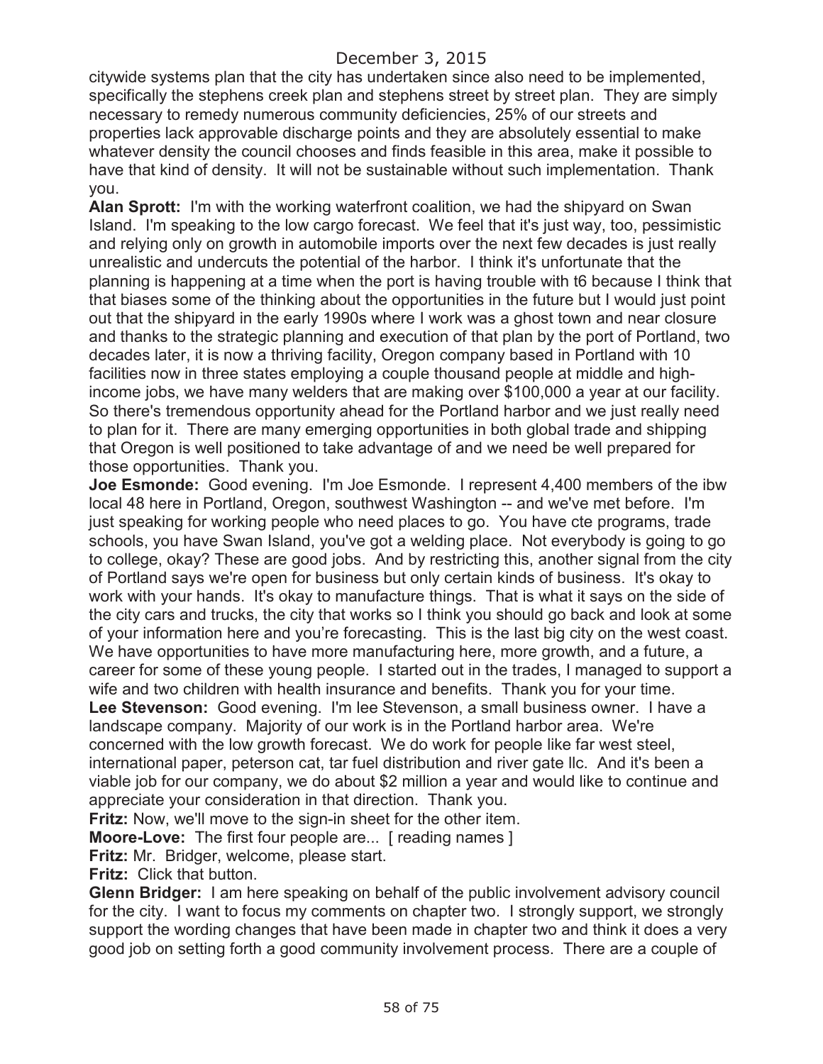citywide systems plan that the city has undertaken since also need to be implemented, specifically the stephens creek plan and stephens street by street plan. They are simply necessary to remedy numerous community deficiencies, 25% of our streets and properties lack approvable discharge points and they are absolutely essential to make whatever density the council chooses and finds feasible in this area, make it possible to have that kind of density. It will not be sustainable without such implementation. Thank you.

**Alan Sprott:** I'm with the working waterfront coalition, we had the shipyard on Swan Island. I'm speaking to the low cargo forecast. We feel that it's just way, too, pessimistic and relying only on growth in automobile imports over the next few decades is just really unrealistic and undercuts the potential of the harbor. I think it's unfortunate that the planning is happening at a time when the port is having trouble with t6 because I think that that biases some of the thinking about the opportunities in the future but I would just point out that the shipyard in the early 1990s where I work was a ghost town and near closure and thanks to the strategic planning and execution of that plan by the port of Portland, two decades later, it is now a thriving facility, Oregon company based in Portland with 10 facilities now in three states employing a couple thousand people at middle and high-income jobs, we have many welders that are making over $100,000 a year at our facility. So there's tremendous opportunity ahead for the Portland harbor and we just really need to plan for it. There are many emerging opportunities in both global trade and shipping that Oregon is well positioned to take advantage of and we need be well prepared for those opportunities. Thank you.

**Joe Esmonde:** Good evening. I'm Joe Esmonde. I represent 4,400 members of the ibw local 48 here in Portland, Oregon, southwest Washington -- and we've met before. I'm just speaking for working people who need places to go. You have cte programs, trade schools, you have Swan Island, you've got a welding place. Not everybody is going to go to college, okay? These are good jobs. And by restricting this, another signal from the city of Portland says we're open for business but only certain kinds of business. It's okay to work with your hands. It's okay to manufacture things. That is what it says on the side of the city cars and trucks, the city that works so I think you should go back and look at some of your information here and you're forecasting. This is the last big city on the west coast. We have opportunities to have more manufacturing here, more growth, and a future, a career for some of these young people. I started out in the trades, I managed to support a wife and two children with health insurance and benefits. Thank you for your time.

**Lee Stevenson:** Good evening. I'm lee Stevenson, a small business owner. I have a landscape company. Majority of our work is in the Portland harbor area. We're concerned with the low growth forecast. We do work for people like far west steel, international paper, peterson cat, tar fuel distribution and river gate llc. And it's been a viable job for our company, we do about $2 million a year and would like to continue and appreciate your consideration in that direction. Thank you.

**Fritz:** Now, we'll move to the sign-in sheet for the other item.

**Moore-Love:** The first four people are... [ reading names ]

**Fritz:** Mr. Bridger, welcome, please start.

**Fritz:** Click that button.

**Glenn Bridger:** I am here speaking on behalf of the public involvement advisory council for the city. I want to focus my comments on chapter two. I strongly support, we strongly support the wording changes that have been made in chapter two and think it does a very good job on setting forth a good community involvement process. There are a couple of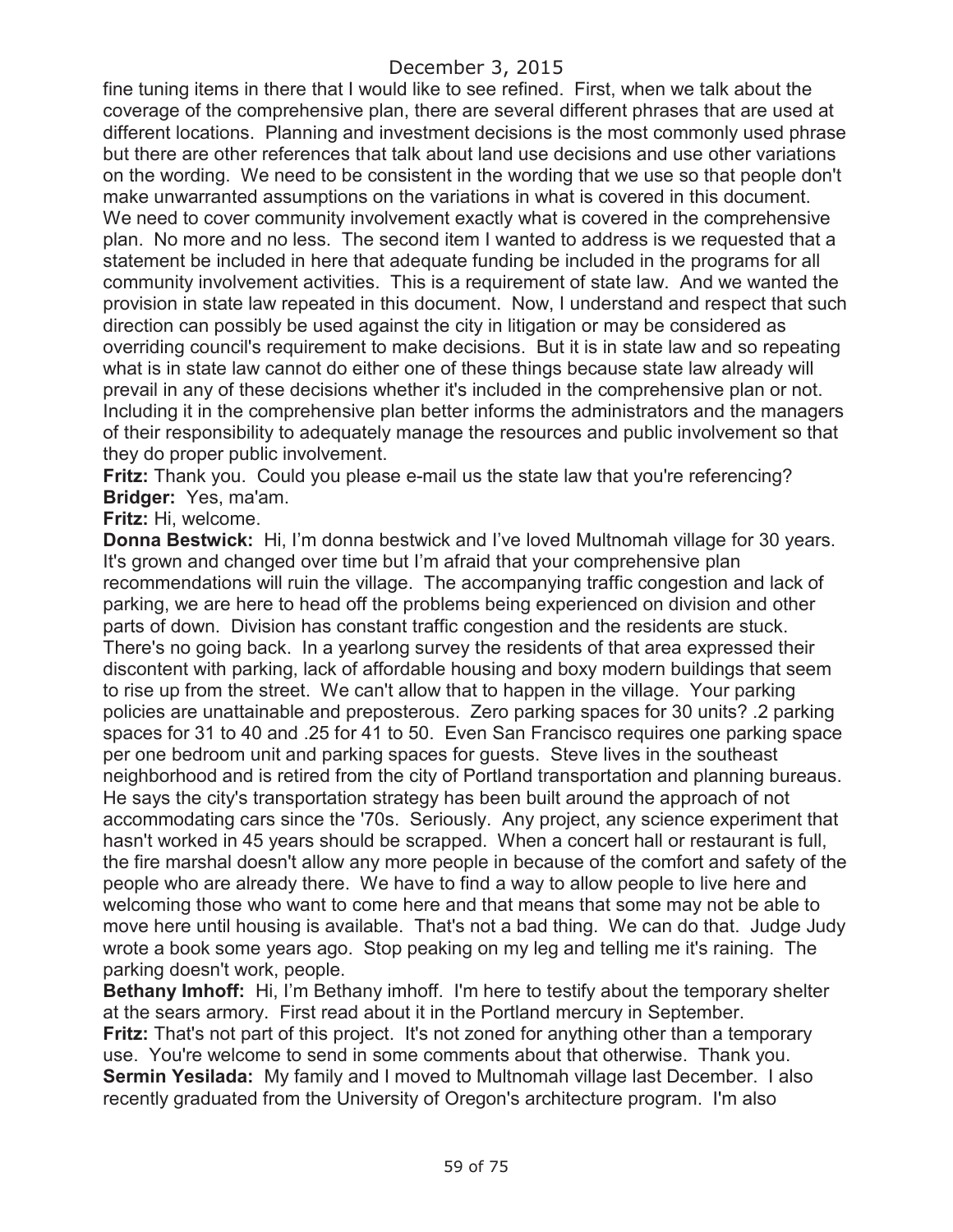fine tuning items in there that I would like to see refined. First, when we talk about the coverage of the comprehensive plan, there are several different phrases that are used at different locations. Planning and investment decisions is the most commonly used phrase but there are other references that talk about land use decisions and use other variations on the wording. We need to be consistent in the wording that we use so that people don't make unwarranted assumptions on the variations in what is covered in this document. We need to cover community involvement exactly what is covered in the comprehensive plan. No more and no less. The second item I wanted to address is we requested that a statement be included in here that adequate funding be included in the programs for all community involvement activities. This is a requirement of state law. And we wanted the provision in state law repeated in this document. Now, I understand and respect that such direction can possibly be used against the city in litigation or may be considered as overriding council's requirement to make decisions. But it is in state law and so repeating what is in state law cannot do either one of these things because state law already will prevail in any of these decisions whether it's included in the comprehensive plan or not. Including it in the comprehensive plan better informs the administrators and the managers of their responsibility to adequately manage the resources and public involvement so that they do proper public involvement.

**Fritz:** Thank you. Could you please e-mail us the state law that you're referencing?

**Bridger:** Yes, ma'am.

**Fritz:** Hi, welcome.

**Donna Bestwick:** Hi, I'm donna bestwick and I've loved Multnomah village for 30 years. It's grown and changed over time but I'm afraid that your comprehensive plan recommendations will ruin the village. The accompanying traffic congestion and lack of parking, we are here to head off the problems being experienced on division and other parts of down. Division has constant traffic congestion and the residents are stuck. There's no going back. In a yearlong survey the residents of that area expressed their discontent with parking, lack of affordable housing and boxy modern buildings that seem to rise up from the street. We can't allow that to happen in the village. Your parking policies are unattainable and preposterous. Zero parking spaces for 30 units? .2 parking spaces for 31 to 40 and .25 for 41 to 50. Even San Francisco requires one parking space per one bedroom unit and parking spaces for guests. Steve lives in the southeast neighborhood and is retired from the city of Portland transportation and planning bureaus. He says the city's transportation strategy has been built around the approach of not accommodating cars since the '70s. Seriously. Any project, any science experiment that hasn't worked in 45 years should be scrapped. When a concert hall or restaurant is full, the fire marshal doesn't allow any more people in because of the comfort and safety of the people who are already there. We have to find a way to allow people to live here and welcoming those who want to come here and that means that some may not be able to move here until housing is available. That's not a bad thing. We can do that. Judge Judy wrote a book some years ago. Stop peaking on my leg and telling me it's raining. The parking doesn't work, people.

**Bethany Imhoff:** Hi, I'm Bethany imhoff. I'm here to testify about the temporary shelter at the sears armory. First read about it in the Portland mercury in September.

**Fritz:** That's not part of this project. It's not zoned for anything other than a temporary use. You're welcome to send in some comments about that otherwise. Thank you.

**Sermin Yesilada:** My family and I moved to Multnomah village last December. I also recently graduated from the University of Oregon's architecture program. I'm also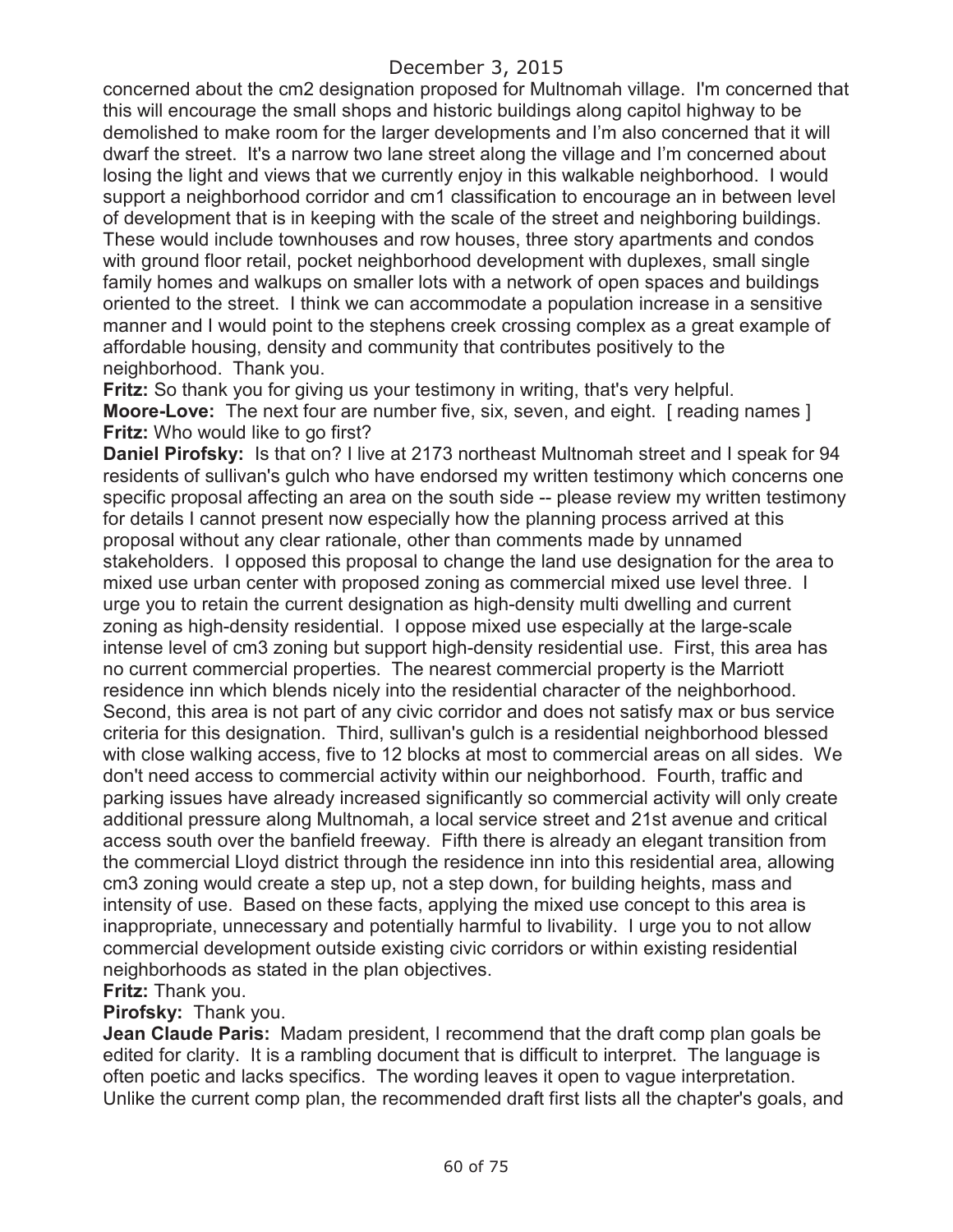concerned about the cm2 designation proposed for Multnomah village. I'm concerned that this will encourage the small shops and historic buildings along capitol highway to be demolished to make room for the larger developments and I'm also concerned that it will dwarf the street. It's a narrow two lane street along the village and I'm concerned about losing the light and views that we currently enjoy in this walkable neighborhood. I would support a neighborhood corridor and cm1 classification to encourage an in between level of development that is in keeping with the scale of the street and neighboring buildings. These would include townhouses and row houses, three story apartments and condos with ground floor retail, pocket neighborhood development with duplexes, small single family homes and walkups on smaller lots with a network of open spaces and buildings oriented to the street. I think we can accommodate a population increase in a sensitive manner and I would point to the stephens creek crossing complex as a great example of affordable housing, density and community that contributes positively to the neighborhood. Thank you.

**Fritz:** So thank you for giving us your testimony in writing, that's very helpful.

**Moore-Love:** The next four are number five, six, seven, and eight. [ reading names ]

**Fritz:** Who would like to go first?

**Daniel Pirofsky:** Is that on? I live at 2173 northeast Multnomah street and I speak for 94 residents of sullivan's gulch who have endorsed my written testimony which concerns one specific proposal affecting an area on the south side -- please review my written testimony for details I cannot present now especially how the planning process arrived at this proposal without any clear rationale, other than comments made by unnamed stakeholders. I opposed this proposal to change the land use designation for the area to mixed use urban center with proposed zoning as commercial mixed use level three. I urge you to retain the current designation as high-density multi dwelling and current zoning as high-density residential. I oppose mixed use especially at the large-scale intense level of cm3 zoning but support high-density residential use. First, this area has no current commercial properties. The nearest commercial property is the Marriott residence inn which blends nicely into the residential character of the neighborhood. Second, this area is not part of any civic corridor and does not satisfy max or bus service criteria for this designation. Third, sullivan's gulch is a residential neighborhood blessed with close walking access, five to 12 blocks at most to commercial areas on all sides. We don't need access to commercial activity within our neighborhood. Fourth, traffic and parking issues have already increased significantly so commercial activity will only create additional pressure along Multnomah, a local service street and 21st avenue and critical access south over the banfield freeway. Fifth there is already an elegant transition from the commercial Lloyd district through the residence inn into this residential area, allowing cm3 zoning would create a step up, not a step down, for building heights, mass and intensity of use. Based on these facts, applying the mixed use concept to this area is inappropriate, unnecessary and potentially harmful to livability. I urge you to not allow commercial development outside existing civic corridors or within existing residential neighborhoods as stated in the plan objectives.

**Fritz:** Thank you.

**Pirofsky:** Thank you.

**Jean Claude Paris:** Madam president, I recommend that the draft comp plan goals be edited for clarity. It is a rambling document that is difficult to interpret. The language is often poetic and lacks specifics. The wording leaves it open to vague interpretation. Unlike the current comp plan, the recommended draft first lists all the chapter's goals, and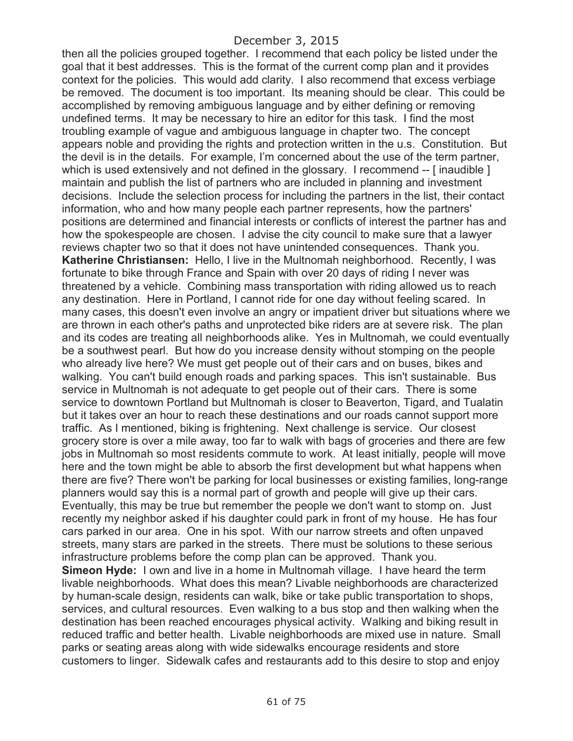then all the policies grouped together. I recommend that each policy be listed under the goal that it best addresses. This is the format of the current comp plan and it provides context for the policies. This would add clarity. I also recommend that excess verbiage be removed. The document is too important. Its meaning should be clear. This could be accomplished by removing ambiguous language and by either defining or removing undefined terms. It may be necessary to hire an editor for this task. I find the most troubling example of vague and ambiguous language in chapter two. The concept appears noble and providing the rights and protection written in the u.s. Constitution. But the devil is in the details. For example, I'm concerned about the use of the term partner, which is used extensively and not defined in the glossary. I recommend -- [ inaudible ] maintain and publish the list of partners who are included in planning and investment decisions. Include the selection process for including the partners in the list, their contact information, who and how many people each partner represents, how the partners' positions are determined and financial interests or conflicts of interest the partner has and how the spokespeople are chosen. I advise the city council to make sure that a lawyer reviews chapter two so that it does not have unintended consequences. Thank you.

**Katherine Christiansen:** Hello, I live in the Multnomah neighborhood. Recently, I was fortunate to bike through France and Spain with over 20 days of riding I never was threatened by a vehicle. Combining mass transportation with riding allowed us to reach any destination. Here in Portland, I cannot ride for one day without feeling scared. In many cases, this doesn't even involve an angry or impatient driver but situations where we are thrown in each other's paths and unprotected bike riders are at severe risk. The plan and its codes are treating all neighborhoods alike. Yes in Multnomah, we could eventually be a southwest pearl. But how do you increase density without stomping on the people who already live here? We must get people out of their cars and on buses, bikes and walking. You can't build enough roads and parking spaces. This isn't sustainable. Bus service in Multnomah is not adequate to get people out of their cars. There is some service to downtown Portland but Multnomah is closer to Beaverton, Tigard, and Tualatin but it takes over an hour to reach these destinations and our roads cannot support more traffic. As I mentioned, biking is frightening. Next challenge is service. Our closest grocery store is over a mile away, too far to walk with bags of groceries and there are few jobs in Multnomah so most residents commute to work. At least initially, people will move here and the town might be able to absorb the first development but what happens when there are five? There won't be parking for local businesses or existing families, long-range planners would say this is a normal part of growth and people will give up their cars. Eventually, this may be true but remember the people we don't want to stomp on. Just recently my neighbor asked if his daughter could park in front of my house. He has four cars parked in our area. One in his spot. With our narrow streets and often unpaved streets, many stars are parked in the streets. There must be solutions to these serious infrastructure problems before the comp plan can be approved. Thank you.

**Simeon Hyde:** I own and live in a home in Multnomah village. I have heard the term livable neighborhoods. What does this mean? Livable neighborhoods are characterized by human-scale design, residents can walk, bike or take public transportation to shops, services, and cultural resources. Even walking to a bus stop and then walking when the destination has been reached encourages physical activity. Walking and biking result in reduced traffic and better health. Livable neighborhoods are mixed use in nature. Small parks or seating areas along with wide sidewalks encourage residents and store customers to linger. Sidewalk cafes and restaurants add to this desire to stop and enjoy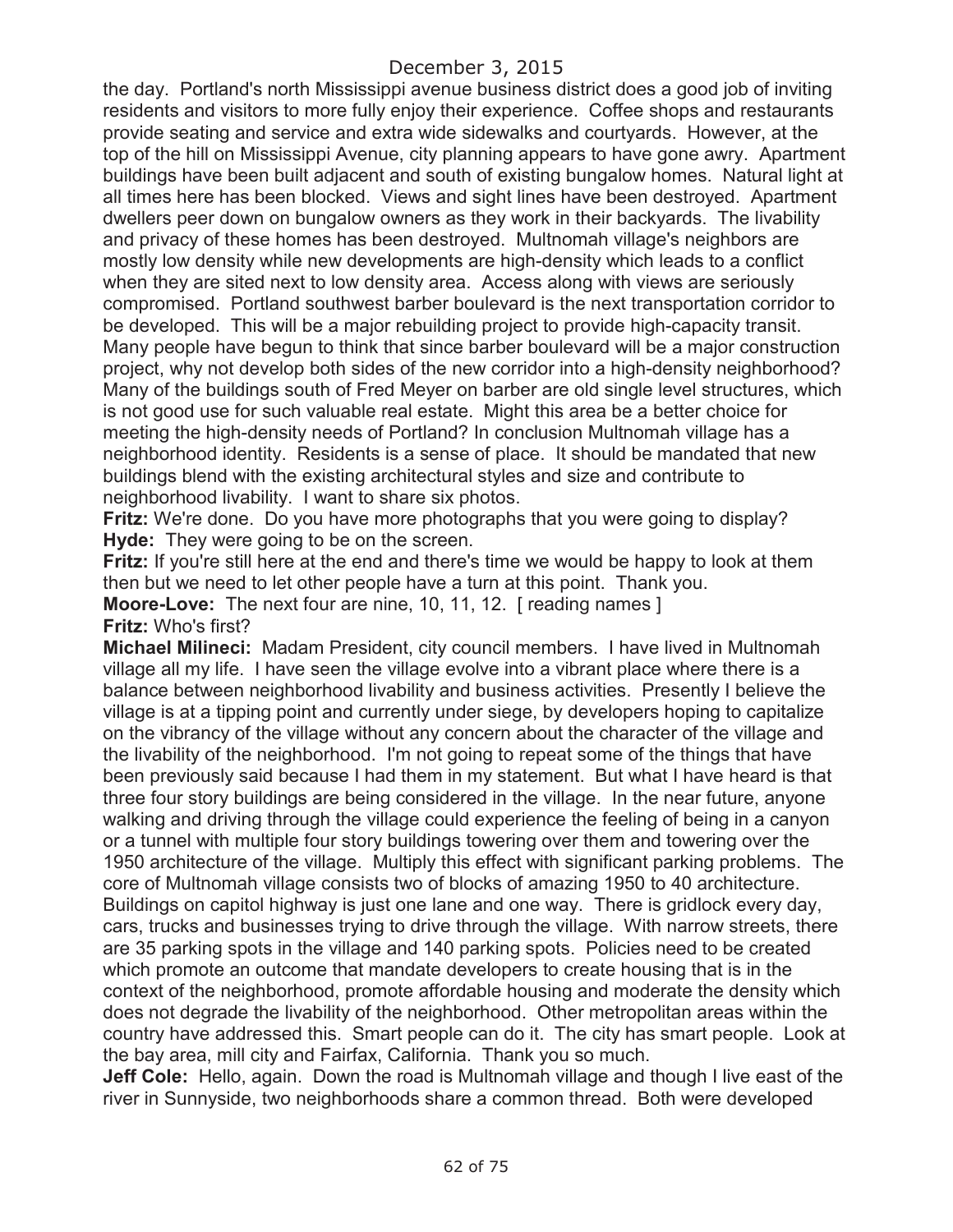the day. Portland's north Mississippi avenue business district does a good job of inviting residents and visitors to more fully enjoy their experience. Coffee shops and restaurants provide seating and service and extra wide sidewalks and courtyards. However, at the top of the hill on Mississippi Avenue, city planning appears to have gone awry. Apartment buildings have been built adjacent and south of existing bungalow homes. Natural light at all times here has been blocked. Views and sight lines have been destroyed. Apartment dwellers peer down on bungalow owners as they work in their backyards. The livability and privacy of these homes has been destroyed. Multnomah village's neighbors are mostly low density while new developments are high-density which leads to a conflict when they are sited next to low density area. Access along with views are seriously compromised. Portland southwest barber boulevard is the next transportation corridor to be developed. This will be a major rebuilding project to provide high-capacity transit. Many people have begun to think that since barber boulevard will be a major construction project, why not develop both sides of the new corridor into a high-density neighborhood? Many of the buildings south of Fred Meyer on barber are old single level structures, which is not good use for such valuable real estate. Might this area be a better choice for meeting the high-density needs of Portland? In conclusion Multnomah village has a neighborhood identity. Residents is a sense of place. It should be mandated that new buildings blend with the existing architectural styles and size and contribute to neighborhood livability. I want to share six photos.

**Fritz:** We're done. Do you have more photographs that you were going to display?

**Hyde:** They were going to be on the screen.

**Fritz:** If you're still here at the end and there's time we would be happy to look at them then but we need to let other people have a turn at this point. Thank you.

**Moore-Love:** The next four are nine, 10, 11, 12. [ reading names ]

**Fritz:** Who's first?

**Michael Milineci:** Madam President, city council members. I have lived in Multnomah village all my life. I have seen the village evolve into a vibrant place where there is a balance between neighborhood livability and business activities. Presently I believe the village is at a tipping point and currently under siege, by developers hoping to capitalize on the vibrancy of the village without any concern about the character of the village and the livability of the neighborhood. I'm not going to repeat some of the things that have been previously said because I had them in my statement. But what I have heard is that three four story buildings are being considered in the village. In the near future, anyone walking and driving through the village could experience the feeling of being in a canyon or a tunnel with multiple four story buildings towering over them and towering over the 1950 architecture of the village. Multiply this effect with significant parking problems. The core of Multnomah village consists two of blocks of amazing 1950 to 40 architecture. Buildings on capitol highway is just one lane and one way. There is gridlock every day, cars, trucks and businesses trying to drive through the village. With narrow streets, there are 35 parking spots in the village and 140 parking spots. Policies need to be created which promote an outcome that mandate developers to create housing that is in the context of the neighborhood, promote affordable housing and moderate the density which does not degrade the livability of the neighborhood. Other metropolitan areas within the country have addressed this. Smart people can do it. The city has smart people. Look at the bay area, mill city and Fairfax, California. Thank you so much.

**Jeff Cole:** Hello, again. Down the road is Multnomah village and though I live east of the river in Sunnyside, two neighborhoods share a common thread. Both were developed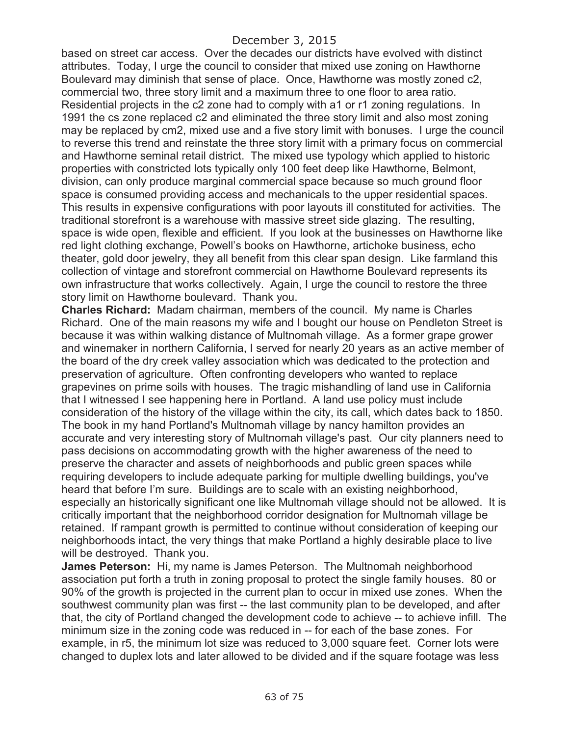based on street car access. Over the decades our districts have evolved with distinct attributes. Today, I urge the council to consider that mixed use zoning on Hawthorne Boulevard may diminish that sense of place. Once, Hawthorne was mostly zoned c2, commercial two, three story limit and a maximum three to one floor to area ratio. Residential projects in the c2 zone had to comply with a1 or r1 zoning regulations. In 1991 the cs zone replaced c2 and eliminated the three story limit and also most zoning may be replaced by cm2, mixed use and a five story limit with bonuses. I urge the council to reverse this trend and reinstate the three story limit with a primary focus on commercial and Hawthorne seminal retail district. The mixed use typology which applied to historic properties with constricted lots typically only 100 feet deep like Hawthorne, Belmont, division, can only produce marginal commercial space because so much ground floor space is consumed providing access and mechanicals to the upper residential spaces. This results in expensive configurations with poor layouts ill constituted for activities. The traditional storefront is a warehouse with massive street side glazing. The resulting, space is wide open, flexible and efficient. If you look at the businesses on Hawthorne like red light clothing exchange, Powell's books on Hawthorne, artichoke business, echo theater, gold door jewelry, they all benefit from this clear span design. Like farmland this collection of vintage and storefront commercial on Hawthorne Boulevard represents its own infrastructure that works collectively. Again, I urge the council to restore the three story limit on Hawthorne boulevard. Thank you.

**Charles Richard:** Madam chairman, members of the council. My name is Charles Richard. One of the main reasons my wife and I bought our house on Pendleton Street is because it was within walking distance of Multnomah village. As a former grape grower and winemaker in northern California, I served for nearly 20 years as an active member of the board of the dry creek valley association which was dedicated to the protection and preservation of agriculture. Often confronting developers who wanted to replace grapevines on prime soils with houses. The tragic mishandling of land use in California that I witnessed I see happening here in Portland. A land use policy must include consideration of the history of the village within the city, its call, which dates back to 1850. The book in my hand Portland's Multnomah village by nancy hamilton provides an accurate and very interesting story of Multnomah village's past. Our city planners need to pass decisions on accommodating growth with the higher awareness of the need to preserve the character and assets of neighborhoods and public green spaces while requiring developers to include adequate parking for multiple dwelling buildings, you've heard that before I'm sure. Buildings are to scale with an existing neighborhood, especially an historically significant one like Multnomah village should not be allowed. It is critically important that the neighborhood corridor designation for Multnomah village be retained. If rampant growth is permitted to continue without consideration of keeping our neighborhoods intact, the very things that make Portland a highly desirable place to live will be destroyed. Thank you.

**James Peterson:** Hi, my name is James Peterson. The Multnomah neighborhood association put forth a truth in zoning proposal to protect the single family houses. 80 or 90% of the growth is projected in the current plan to occur in mixed use zones. When the southwest community plan was first -- the last community plan to be developed, and after that, the city of Portland changed the development code to achieve -- to achieve infill. The minimum size in the zoning code was reduced in -- for each of the base zones. For example, in r5, the minimum lot size was reduced to 3,000 square feet. Corner lots were changed to duplex lots and later allowed to be divided and if the square footage was less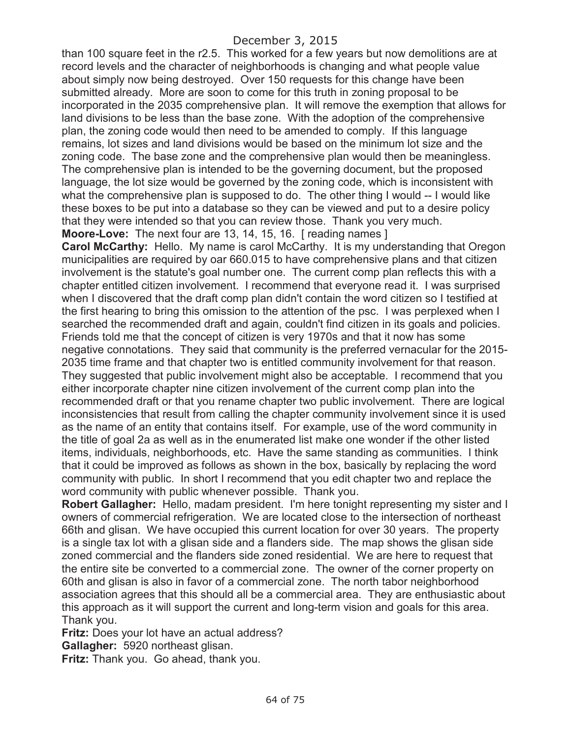than 100 square feet in the r2.5. This worked for a few years but now demolitions are at record levels and the character of neighborhoods is changing and what people value about simply now being destroyed. Over 150 requests for this change have been submitted already. More are soon to come for this truth in zoning proposal to be incorporated in the 2035 comprehensive plan. It will remove the exemption that allows for land divisions to be less than the base zone. With the adoption of the comprehensive plan, the zoning code would then need to be amended to comply. If this language remains, lot sizes and land divisions would be based on the minimum lot size and the zoning code. The base zone and the comprehensive plan would then be meaningless. The comprehensive plan is intended to be the governing document, but the proposed language, the lot size would be governed by the zoning code, which is inconsistent with what the comprehensive plan is supposed to do. The other thing I would -- I would like these boxes to be put into a database so they can be viewed and put to a desire policy that they were intended so that you can review those. Thank you very much.

**Moore-Love:** The next four are 13, 14, 15, 16. [ reading names ]

**Carol McCarthy:** Hello. My name is carol McCarthy. It is my understanding that Oregon municipalities are required by oar 660.015 to have comprehensive plans and that citizen involvement is the statute's goal number one. The current comp plan reflects this with a chapter entitled citizen involvement. I recommend that everyone read it. I was surprised when I discovered that the draft comp plan didn't contain the word citizen so I testified at the first hearing to bring this omission to the attention of the psc. I was perplexed when I searched the recommended draft and again, couldn't find citizen in its goals and policies. Friends told me that the concept of citizen is very 1970s and that it now has some negative connotations. They said that community is the preferred vernacular for the 2015-2035 time frame and that chapter two is entitled community involvement for that reason. They suggested that public involvement might also be acceptable. I recommend that you either incorporate chapter nine citizen involvement of the current comp plan into the recommended draft or that you rename chapter two public involvement. There are logical inconsistencies that result from calling the chapter community involvement since it is used as the name of an entity that contains itself. For example, use of the word community in the title of goal 2a as well as in the enumerated list make one wonder if the other listed items, individuals, neighborhoods, etc. Have the same standing as communities. I think that it could be improved as follows as shown in the box, basically by replacing the word community with public. In short I recommend that you edit chapter two and replace the word community with public whenever possible. Thank you.

**Robert Gallagher:** Hello, madam president. I'm here tonight representing my sister and I owners of commercial refrigeration. We are located close to the intersection of northeast 66th and glisan. We have occupied this current location for over 30 years. The property is a single tax lot with a glisan side and a flanders side. The map shows the glisan side zoned commercial and the flanders side zoned residential. We are here to request that the entire site be converted to a commercial zone. The owner of the corner property on 60th and glisan is also in favor of a commercial zone. The north tabor neighborhood association agrees that this should all be a commercial area. They are enthusiastic about this approach as it will support the current and long-term vision and goals for this area. Thank you.

**Fritz:** Does your lot have an actual address?

**Gallagher:** 5920 northeast glisan.

**Fritz:** Thank you. Go ahead, thank you.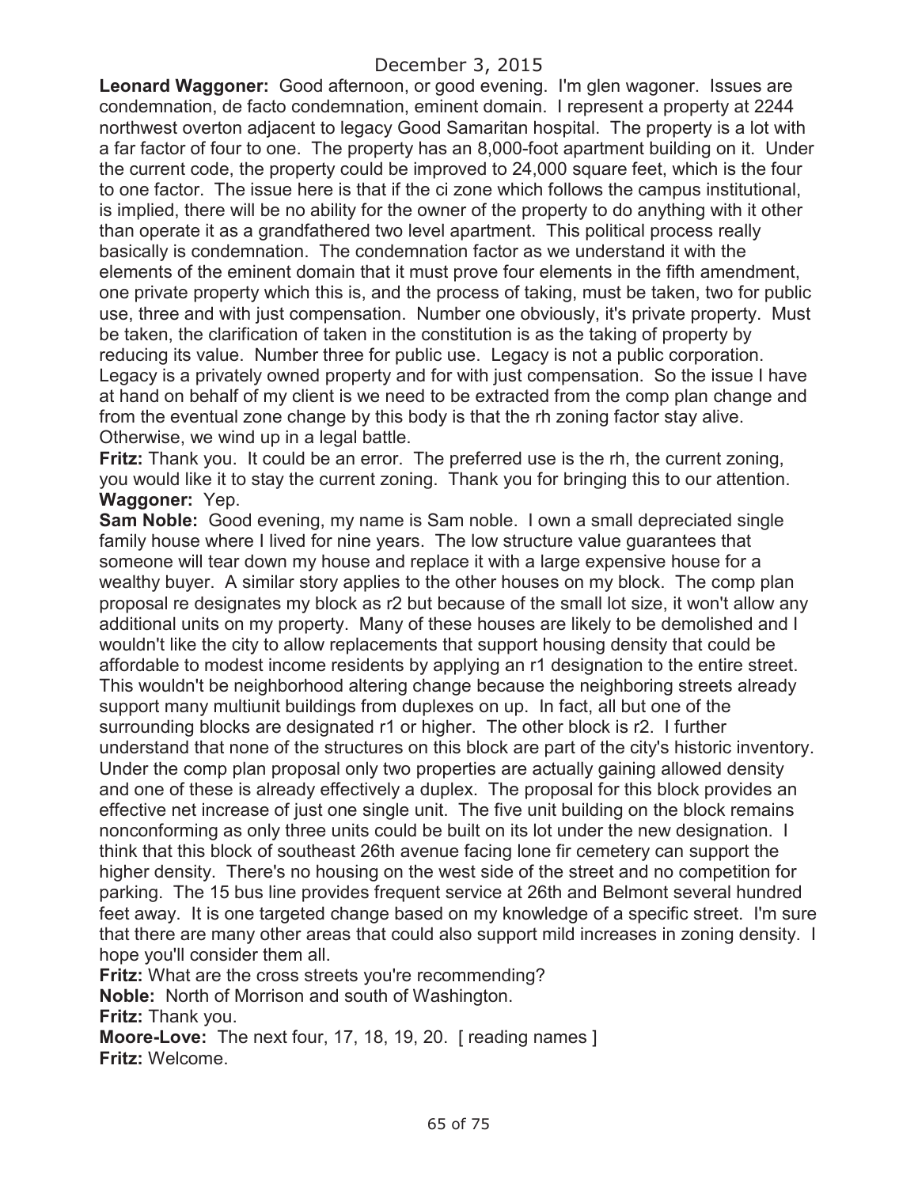**Leonard Waggoner:** Good afternoon, or good evening. I'm glen wagoner. Issues are condemnation, de facto condemnation, eminent domain. I represent a property at 2244 northwest overton adjacent to legacy Good Samaritan hospital. The property is a lot with a far factor of four to one. The property has an 8,000-foot apartment building on it. Under the current code, the property could be improved to 24,000 square feet, which is the four to one factor. The issue here is that if the ci zone which follows the campus institutional, is implied, there will be no ability for the owner of the property to do anything with it other than operate it as a grandfathered two level apartment. This political process really basically is condemnation. The condemnation factor as we understand it with the elements of the eminent domain that it must prove four elements in the fifth amendment, one private property which this is, and the process of taking, must be taken, two for public use, three and with just compensation. Number one obviously, it's private property. Must be taken, the clarification of taken in the constitution is as the taking of property by reducing its value. Number three for public use. Legacy is not a public corporation. Legacy is a privately owned property and for with just compensation. So the issue I have at hand on behalf of my client is we need to be extracted from the comp plan change and from the eventual zone change by this body is that the rh zoning factor stay alive. Otherwise, we wind up in a legal battle.

**Fritz:** Thank you. It could be an error. The preferred use is the rh, the current zoning, you would like it to stay the current zoning. Thank you for bringing this to our attention.

**Waggoner:** Yep.

**Sam Noble:** Good evening, my name is Sam noble. I own a small depreciated single family house where I lived for nine years. The low structure value guarantees that someone will tear down my house and replace it with a large expensive house for a wealthy buyer. A similar story applies to the other houses on my block. The comp plan proposal re designates my block as r2 but because of the small lot size, it won't allow any additional units on my property. Many of these houses are likely to be demolished and I wouldn't like the city to allow replacements that support housing density that could be affordable to modest income residents by applying an r1 designation to the entire street. This wouldn't be neighborhood altering change because the neighboring streets already support many multiunit buildings from duplexes on up. In fact, all but one of the surrounding blocks are designated r1 or higher. The other block is r2. I further understand that none of the structures on this block are part of the city's historic inventory. Under the comp plan proposal only two properties are actually gaining allowed density and one of these is already effectively a duplex. The proposal for this block provides an effective net increase of just one single unit. The five unit building on the block remains nonconforming as only three units could be built on its lot under the new designation. I think that this block of southeast 26th avenue facing lone fir cemetery can support the higher density. There's no housing on the west side of the street and no competition for parking. The 15 bus line provides frequent service at 26th and Belmont several hundred feet away. It is one targeted change based on my knowledge of a specific street. I'm sure that there are many other areas that could also support mild increases in zoning density. I hope you'll consider them all.

**Fritz:** What are the cross streets you're recommending?

**Noble:** North of Morrison and south of Washington.

**Fritz:** Thank you.

**Moore-Love:** The next four, 17, 18, 19, 20. [ reading names ]

**Fritz:** Welcome.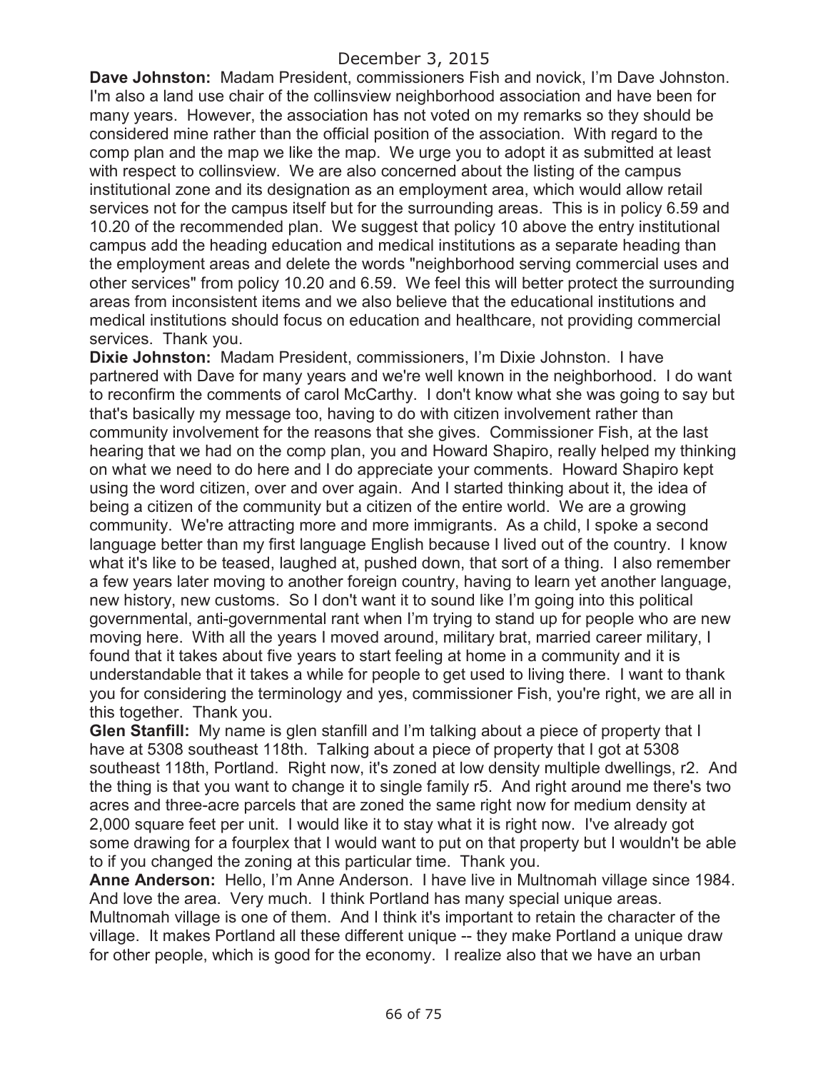**Dave Johnston:** Madam President, commissioners Fish and novick, I'm Dave Johnston. I'm also a land use chair of the collinsview neighborhood association and have been for many years. However, the association has not voted on my remarks so they should be considered mine rather than the official position of the association. With regard to the comp plan and the map we like the map. We urge you to adopt it as submitted at least with respect to collinsview. We are also concerned about the listing of the campus institutional zone and its designation as an employment area, which would allow retail services not for the campus itself but for the surrounding areas. This is in policy 6.59 and 10.20 of the recommended plan. We suggest that policy 10 above the entry institutional campus add the heading education and medical institutions as a separate heading than the employment areas and delete the words "neighborhood serving commercial uses and other services" from policy 10.20 and 6.59. We feel this will better protect the surrounding areas from inconsistent items and we also believe that the educational institutions and medical institutions should focus on education and healthcare, not providing commercial services. Thank you.

**Dixie Johnston:** Madam President, commissioners, I'm Dixie Johnston. I have partnered with Dave for many years and we're well known in the neighborhood. I do want to reconfirm the comments of carol McCarthy. I don't know what she was going to say but that's basically my message too, having to do with citizen involvement rather than community involvement for the reasons that she gives. Commissioner Fish, at the last hearing that we had on the comp plan, you and Howard Shapiro, really helped my thinking on what we need to do here and I do appreciate your comments. Howard Shapiro kept using the word citizen, over and over again. And I started thinking about it, the idea of being a citizen of the community but a citizen of the entire world. We are a growing community. We're attracting more and more immigrants. As a child, I spoke a second language better than my first language English because I lived out of the country. I know what it's like to be teased, laughed at, pushed down, that sort of a thing. I also remember a few years later moving to another foreign country, having to learn yet another language, new history, new customs. So I don't want it to sound like I'm going into this political governmental, anti-governmental rant when I'm trying to stand up for people who are new moving here. With all the years I moved around, military brat, married career military, I found that it takes about five years to start feeling at home in a community and it is understandable that it takes a while for people to get used to living there. I want to thank you for considering the terminology and yes, commissioner Fish, you're right, we are all in this together. Thank you.

**Glen Stanfill:** My name is glen stanfill and I'm talking about a piece of property that I have at 5308 southeast 118th. Talking about a piece of property that I got at 5308 southeast 118th, Portland. Right now, it's zoned at low density multiple dwellings, r2. And the thing is that you want to change it to single family r5. And right around me there's two acres and three-acre parcels that are zoned the same right now for medium density at 2,000 square feet per unit. I would like it to stay what it is right now. I've already got some drawing for a fourplex that I would want to put on that property but I wouldn't be able to if you changed the zoning at this particular time. Thank you.

**Anne Anderson:** Hello, I'm Anne Anderson. I have live in Multnomah village since 1984. And love the area. Very much. I think Portland has many special unique areas. Multnomah village is one of them. And I think it's important to retain the character of the village. It makes Portland all these different unique -- they make Portland a unique draw for other people, which is good for the economy. I realize also that we have an urban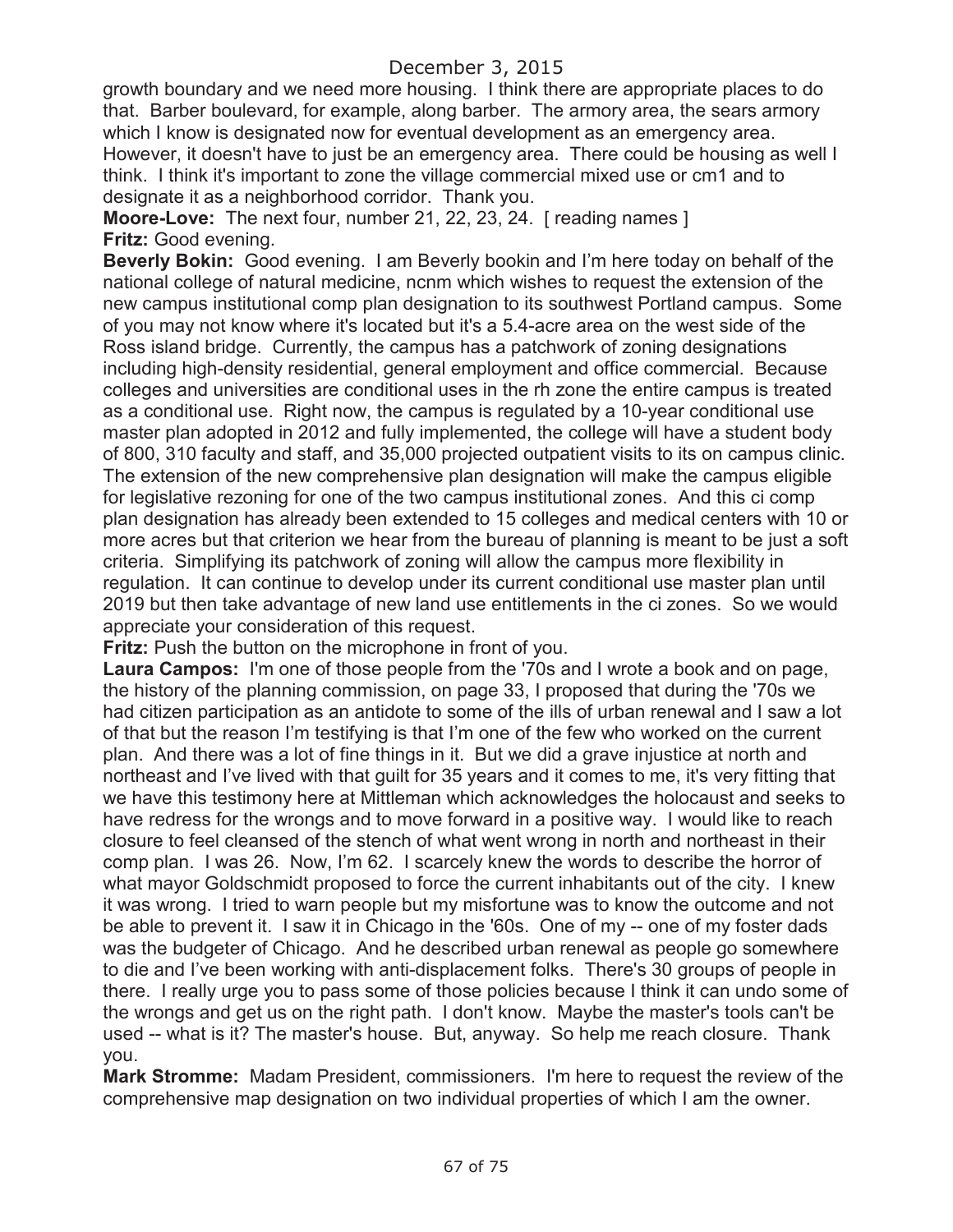growth boundary and we need more housing. I think there are appropriate places to do that. Barber boulevard, for example, along barber. The armory area, the sears armory which I know is designated now for eventual development as an emergency area. However, it doesn't have to just be an emergency area. There could be housing as well I think. I think it's important to zone the village commercial mixed use or cm1 and to designate it as a neighborhood corridor. Thank you.

**Moore-Love:** The next four, number 21, 22, 23, 24. [ reading names ]

**Fritz:** Good evening.

**Beverly Bokin:** Good evening. I am Beverly bookin and I'm here today on behalf of the national college of natural medicine, ncnm which wishes to request the extension of the new campus institutional comp plan designation to its southwest Portland campus. Some of you may not know where it's located but it's a 5.4-acre area on the west side of the Ross island bridge. Currently, the campus has a patchwork of zoning designations including high-density residential, general employment and office commercial. Because colleges and universities are conditional uses in the rh zone the entire campus is treated as a conditional use. Right now, the campus is regulated by a 10-year conditional use master plan adopted in 2012 and fully implemented, the college will have a student body of 800, 310 faculty and staff, and 35,000 projected outpatient visits to its on campus clinic. The extension of the new comprehensive plan designation will make the campus eligible for legislative rezoning for one of the two campus institutional zones. And this ci comp plan designation has already been extended to 15 colleges and medical centers with 10 or more acres but that criterion we hear from the bureau of planning is meant to be just a soft criteria. Simplifying its patchwork of zoning will allow the campus more flexibility in regulation. It can continue to develop under its current conditional use master plan until 2019 but then take advantage of new land use entitlements in the ci zones. So we would appreciate your consideration of this request.

**Fritz:** Push the button on the microphone in front of you.

**Laura Campos:** I'm one of those people from the '70s and I wrote a book and on page, the history of the planning commission, on page 33, I proposed that during the '70s we had citizen participation as an antidote to some of the ills of urban renewal and I saw a lot of that but the reason I'm testifying is that I'm one of the few who worked on the current plan. And there was a lot of fine things in it. But we did a grave injustice at north and northeast and I've lived with that guilt for 35 years and it comes to me, it's very fitting that we have this testimony here at Mittleman which acknowledges the holocaust and seeks to have redress for the wrongs and to move forward in a positive way. I would like to reach closure to feel cleansed of the stench of what went wrong in north and northeast in their comp plan. I was 26. Now, I'm 62. I scarcely knew the words to describe the horror of what mayor Goldschmidt proposed to force the current inhabitants out of the city. I knew it was wrong. I tried to warn people but my misfortune was to know the outcome and not be able to prevent it. I saw it in Chicago in the '60s. One of my -- one of my foster dads was the budgeter of Chicago. And he described urban renewal as people go somewhere to die and I've been working with anti-displacement folks. There's 30 groups of people in there. I really urge you to pass some of those policies because I think it can undo some of the wrongs and get us on the right path. I don't know. Maybe the master's tools can't be used -- what is it? The master's house. But, anyway. So help me reach closure. Thank you.

**Mark Stromme:** Madam President, commissioners. I'm here to request the review of the comprehensive map designation on two individual properties of which I am the owner.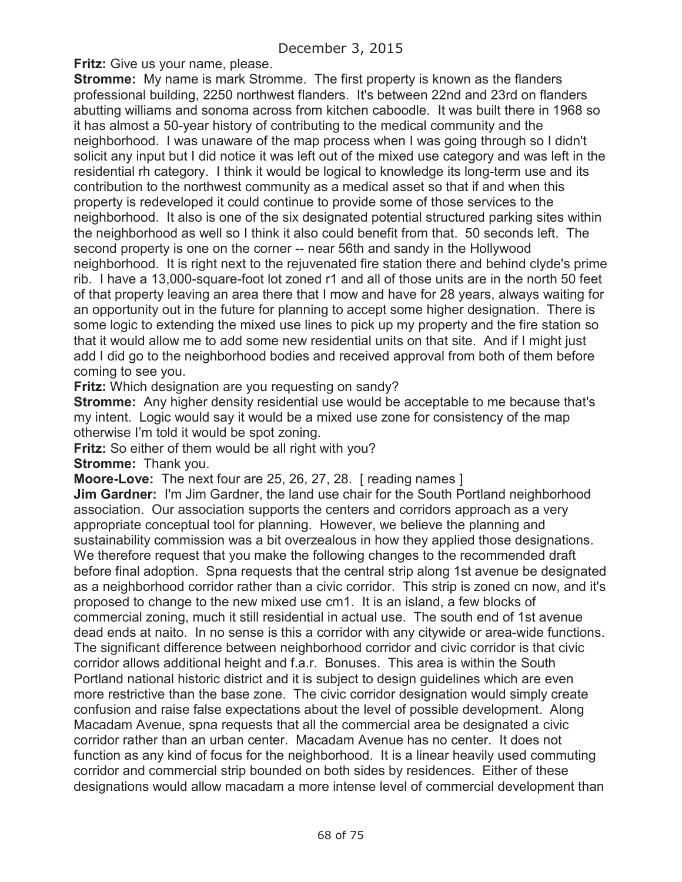**Fritz:** Give us your name, please.

**Stromme:** My name is mark Stromme. The first property is known as the flanders professional building, 2250 northwest flanders. It's between 22nd and 23rd on flanders abutting williams and sonoma across from kitchen caboodle. It was built there in 1968 so it has almost a 50-year history of contributing to the medical community and the neighborhood. I was unaware of the map process when I was going through so I didn't solicit any input but I did notice it was left out of the mixed use category and was left in the residential rh category. I think it would be logical to knowledge its long-term use and its contribution to the northwest community as a medical asset so that if and when this property is redeveloped it could continue to provide some of those services to the neighborhood. It also is one of the six designated potential structured parking sites within the neighborhood as well so I think it also could benefit from that. 50 seconds left. The second property is one on the corner -- near 56th and sandy in the Hollywood neighborhood. It is right next to the rejuvenated fire station there and behind clyde's prime rib. I have a 13,000-square-foot lot zoned r1 and all of those units are in the north 50 feet of that property leaving an area there that I mow and have for 28 years, always waiting for an opportunity out in the future for planning to accept some higher designation. There is some logic to extending the mixed use lines to pick up my property and the fire station so that it would allow me to add some new residential units on that site. And if I might just add I did go to the neighborhood bodies and received approval from both of them before coming to see you.

**Fritz:** Which designation are you requesting on sandy?

**Stromme:** Any higher density residential use would be acceptable to me because that's my intent. Logic would say it would be a mixed use zone for consistency of the map otherwise I'm told it would be spot zoning.

**Fritz:** So either of them would be all right with you?

**Stromme:** Thank you.

**Moore-Love:** The next four are 25, 26, 27, 28. [ reading names ]

**Jim Gardner:** I'm Jim Gardner, the land use chair for the South Portland neighborhood association. Our association supports the centers and corridors approach as a very appropriate conceptual tool for planning. However, we believe the planning and sustainability commission was a bit overzealous in how they applied those designations. We therefore request that you make the following changes to the recommended draft before final adoption. Spna requests that the central strip along 1st avenue be designated as a neighborhood corridor rather than a civic corridor. This strip is zoned cn now, and it's proposed to change to the new mixed use cm1. It is an island, a few blocks of commercial zoning, much it still residential in actual use. The south end of 1st avenue dead ends at naito. In no sense is this a corridor with any citywide or area-wide functions. The significant difference between neighborhood corridor and civic corridor is that civic corridor allows additional height and f.a.r. Bonuses. This area is within the South Portland national historic district and it is subject to design guidelines which are even more restrictive than the base zone. The civic corridor designation would simply create confusion and raise false expectations about the level of possible development. Along Macadam Avenue, spna requests that all the commercial area be designated a civic corridor rather than an urban center. Macadam Avenue has no center. It does not function as any kind of focus for the neighborhood. It is a linear heavily used commuting corridor and commercial strip bounded on both sides by residences. Either of these designations would allow macadam a more intense level of commercial development than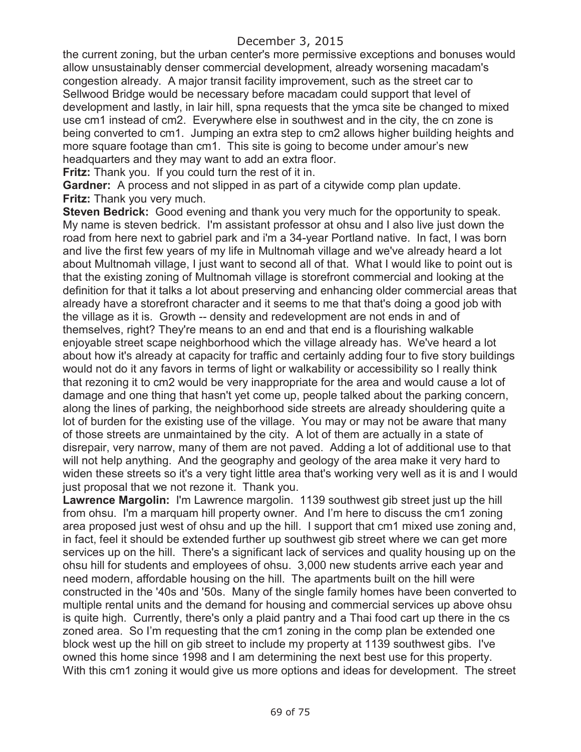the current zoning, but the urban center's more permissive exceptions and bonuses would allow unsustainably denser commercial development, already worsening macadam's congestion already. A major transit facility improvement, such as the street car to Sellwood Bridge would be necessary before macadam could support that level of development and lastly, in lair hill, spna requests that the ymca site be changed to mixed use cm1 instead of cm2. Everywhere else in southwest and in the city, the cn zone is being converted to cm1. Jumping an extra step to cm2 allows higher building heights and more square footage than cm1. This site is going to become under amour's new headquarters and they may want to add an extra floor.

**Fritz:** Thank you. If you could turn the rest of it in.

**Gardner:** A process and not slipped in as part of a citywide comp plan update.

**Fritz:** Thank you very much.

**Steven Bedrick:** Good evening and thank you very much for the opportunity to speak. My name is steven bedrick. I'm assistant professor at ohsu and I also live just down the road from here next to gabriel park and i'm a 34-year Portland native. In fact, I was born and live the first few years of my life in Multnomah village and we've already heard a lot about Multnomah village, I just want to second all of that. What I would like to point out is that the existing zoning of Multnomah village is storefront commercial and looking at the definition for that it talks a lot about preserving and enhancing older commercial areas that already have a storefront character and it seems to me that that's doing a good job with the village as it is. Growth -- density and redevelopment are not ends in and of themselves, right? They're means to an end and that end is a flourishing walkable enjoyable street scape neighborhood which the village already has. We've heard a lot about how it's already at capacity for traffic and certainly adding four to five story buildings would not do it any favors in terms of light or walkability or accessibility so I really think that rezoning it to cm2 would be very inappropriate for the area and would cause a lot of damage and one thing that hasn't yet come up, people talked about the parking concern, along the lines of parking, the neighborhood side streets are already shouldering quite a lot of burden for the existing use of the village. You may or may not be aware that many of those streets are unmaintained by the city. A lot of them are actually in a state of disrepair, very narrow, many of them are not paved. Adding a lot of additional use to that will not help anything. And the geography and geology of the area make it very hard to widen these streets so it's a very tight little area that's working very well as it is and I would just proposal that we not rezone it. Thank you.

**Lawrence Margolin:** I'm Lawrence margolin. 1139 southwest gib street just up the hill from ohsu. I'm a marquam hill property owner. And I'm here to discuss the cm1 zoning area proposed just west of ohsu and up the hill. I support that cm1 mixed use zoning and, in fact, feel it should be extended further up southwest gib street where we can get more services up on the hill. There's a significant lack of services and quality housing up on the ohsu hill for students and employees of ohsu. 3,000 new students arrive each year and need modern, affordable housing on the hill. The apartments built on the hill were constructed in the '40s and '50s. Many of the single family homes have been converted to multiple rental units and the demand for housing and commercial services up above ohsu is quite high. Currently, there's only a plaid pantry and a Thai food cart up there in the cs zoned area. So I'm requesting that the cm1 zoning in the comp plan be extended one block west up the hill on gib street to include my property at 1139 southwest gibs. I've owned this home since 1998 and I am determining the next best use for this property. With this cm1 zoning it would give us more options and ideas for development. The street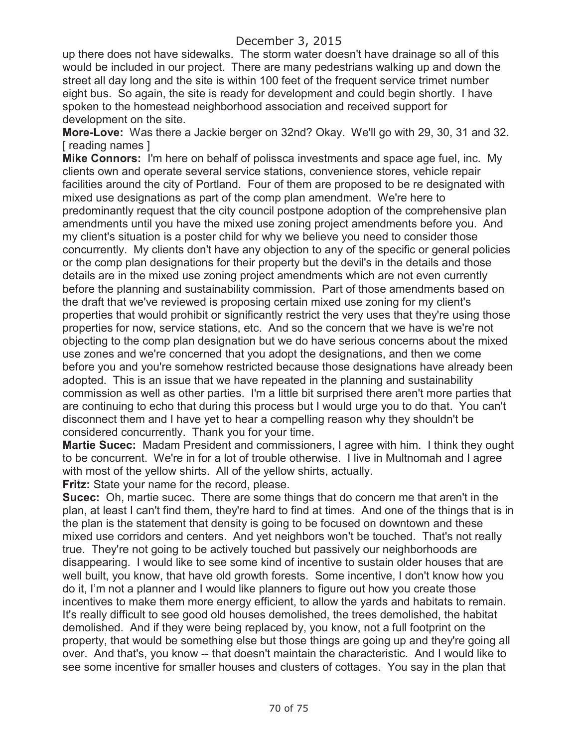up there does not have sidewalks. The storm water doesn't have drainage so all of this would be included in our project. There are many pedestrians walking up and down the street all day long and the site is within 100 feet of the frequent service trimet number eight bus. So again, the site is ready for development and could begin shortly. I have spoken to the homestead neighborhood association and received support for development on the site.

**More-Love:** Was there a Jackie berger on 32nd? Okay. We'll go with 29, 30, 31 and 32. [ reading names ]

**Mike Connors:** I'm here on behalf of polissca investments and space age fuel, inc. My clients own and operate several service stations, convenience stores, vehicle repair facilities around the city of Portland. Four of them are proposed to be re designated with mixed use designations as part of the comp plan amendment. We're here to predominantly request that the city council postpone adoption of the comprehensive plan amendments until you have the mixed use zoning project amendments before you. And my client's situation is a poster child for why we believe you need to consider those concurrently. My clients don't have any objection to any of the specific or general policies or the comp plan designations for their property but the devil's in the details and those details are in the mixed use zoning project amendments which are not even currently before the planning and sustainability commission. Part of those amendments based on the draft that we've reviewed is proposing certain mixed use zoning for my client's properties that would prohibit or significantly restrict the very uses that they're using those properties for now, service stations, etc. And so the concern that we have is we're not objecting to the comp plan designation but we do have serious concerns about the mixed use zones and we're concerned that you adopt the designations, and then we come before you and you're somehow restricted because those designations have already been adopted. This is an issue that we have repeated in the planning and sustainability commission as well as other parties. I'm a little bit surprised there aren't more parties that are continuing to echo that during this process but I would urge you to do that. You can't disconnect them and I have yet to hear a compelling reason why they shouldn't be considered concurrently. Thank you for your time.

**Martie Sucec:** Madam President and commissioners, I agree with him. I think they ought to be concurrent. We're in for a lot of trouble otherwise. I live in Multnomah and I agree with most of the yellow shirts. All of the yellow shirts, actually.

**Fritz:** State your name for the record, please.

**Sucec:** Oh, martie sucec. There are some things that do concern me that aren't in the plan, at least I can't find them, they're hard to find at times. And one of the things that is in the plan is the statement that density is going to be focused on downtown and these mixed use corridors and centers. And yet neighbors won't be touched. That's not really true. They're not going to be actively touched but passively our neighborhoods are disappearing. I would like to see some kind of incentive to sustain older houses that are well built, you know, that have old growth forests. Some incentive, I don't know how you do it, I'm not a planner and I would like planners to figure out how you create those incentives to make them more energy efficient, to allow the yards and habitats to remain. It's really difficult to see good old houses demolished, the trees demolished, the habitat demolished. And if they were being replaced by, you know, not a full footprint on the property, that would be something else but those things are going up and they're going all over. And that's, you know -- that doesn't maintain the characteristic. And I would like to see some incentive for smaller houses and clusters of cottages. You say in the plan that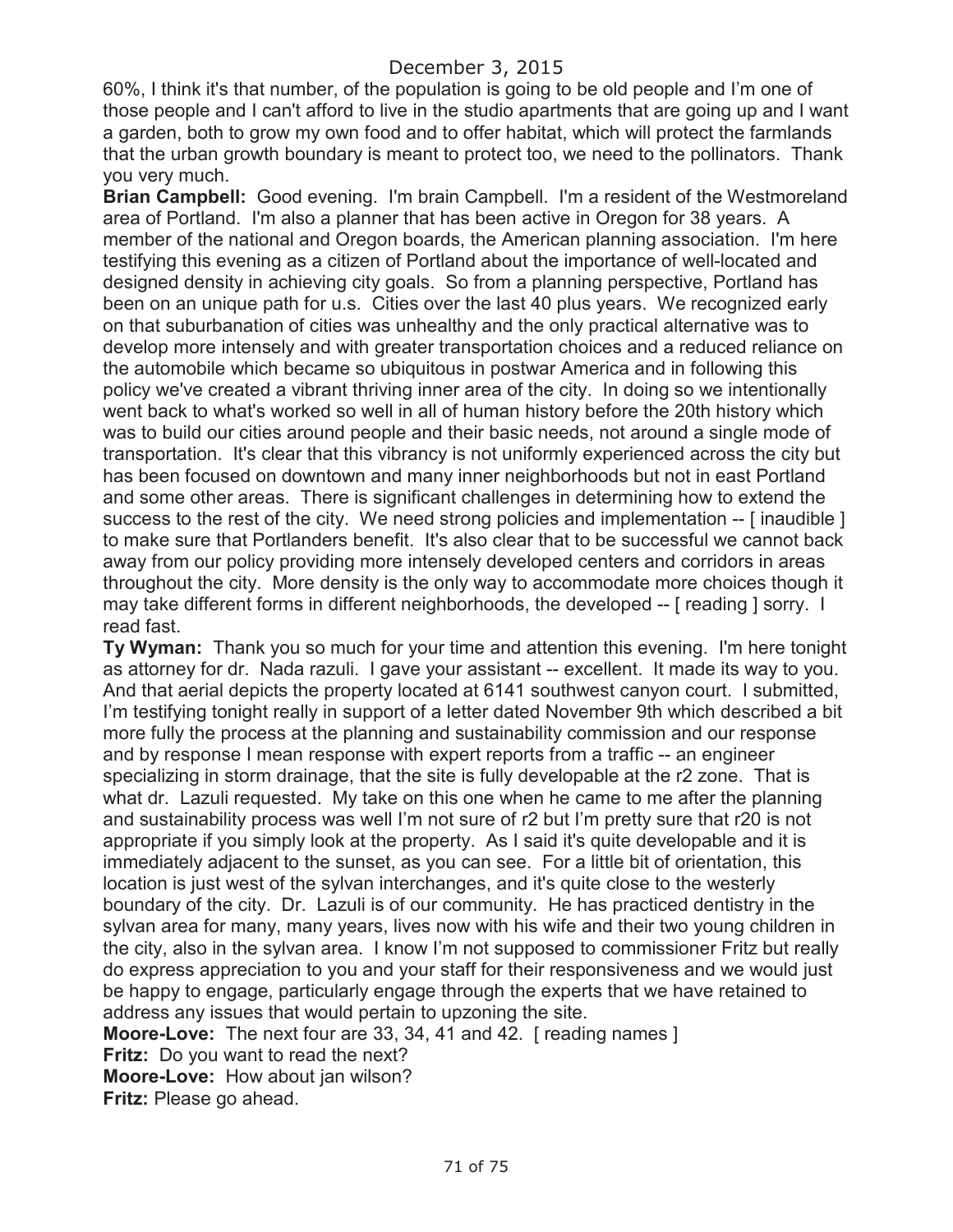December 3, 2015

60%, I think it's that number, of the population is going to be old people and I'm one of those people and I can't afford to live in the studio apartments that are going up and I want a garden, both to grow my own food and to offer habitat, which will protect the farmlands that the urban growth boundary is meant to protect too, we need to the pollinators. Thank you very much.

**Brian Campbell:** Good evening. I'm brain Campbell. I'm a resident of the Westmoreland area of Portland. I'm also a planner that has been active in Oregon for 38 years. A member of the national and Oregon boards, the American planning association. I'm here testifying this evening as a citizen of Portland about the importance of well-located and designed density in achieving city goals. So from a planning perspective, Portland has been on an unique path for u.s. Cities over the last 40 plus years. We recognized early on that suburbanation of cities was unhealthy and the only practical alternative was to develop more intensely and with greater transportation choices and a reduced reliance on the automobile which became so ubiquitous in postwar America and in following this policy we've created a vibrant thriving inner area of the city. In doing so we intentionally went back to what's worked so well in all of human history before the 20th history which was to build our cities around people and their basic needs, not around a single mode of transportation. It's clear that this vibrancy is not uniformly experienced across the city but has been focused on downtown and many inner neighborhoods but not in east Portland and some other areas. There is significant challenges in determining how to extend the success to the rest of the city. We need strong policies and implementation -- [ inaudible ] to make sure that Portlanders benefit. It's also clear that to be successful we cannot back away from our policy providing more intensely developed centers and corridors in areas throughout the city. More density is the only way to accommodate more choices though it may take different forms in different neighborhoods, the developed -- [ reading ] sorry. I read fast.

**Ty Wyman:** Thank you so much for your time and attention this evening. I'm here tonight as attorney for dr. Nada razuli. I gave your assistant -- excellent. It made its way to you. And that aerial depicts the property located at 6141 southwest canyon court. I submitted, I'm testifying tonight really in support of a letter dated November 9th which described a bit more fully the process at the planning and sustainability commission and our response and by response I mean response with expert reports from a traffic -- an engineer specializing in storm drainage, that the site is fully developable at the r2 zone. That is what dr. Lazuli requested. My take on this one when he came to me after the planning and sustainability process was well I'm not sure of r2 but I'm pretty sure that r20 is not appropriate if you simply look at the property. As I said it's quite developable and it is immediately adjacent to the sunset, as you can see. For a little bit of orientation, this location is just west of the sylvan interchanges, and it's quite close to the westerly boundary of the city. Dr. Lazuli is of our community. He has practiced dentistry in the sylvan area for many, many years, lives now with his wife and their two young children in the city, also in the sylvan area. I know I'm not supposed to commissioner Fritz but really do express appreciation to you and your staff for their responsiveness and we would just be happy to engage, particularly engage through the experts that we have retained to address any issues that would pertain to upzoning the site.

**Moore-Love:** The next four are 33, 34, 41 and 42. [ reading names ]

**Fritz:** Do you want to read the next?

**Moore-Love:** How about jan wilson?

**Fritz:** Please go ahead.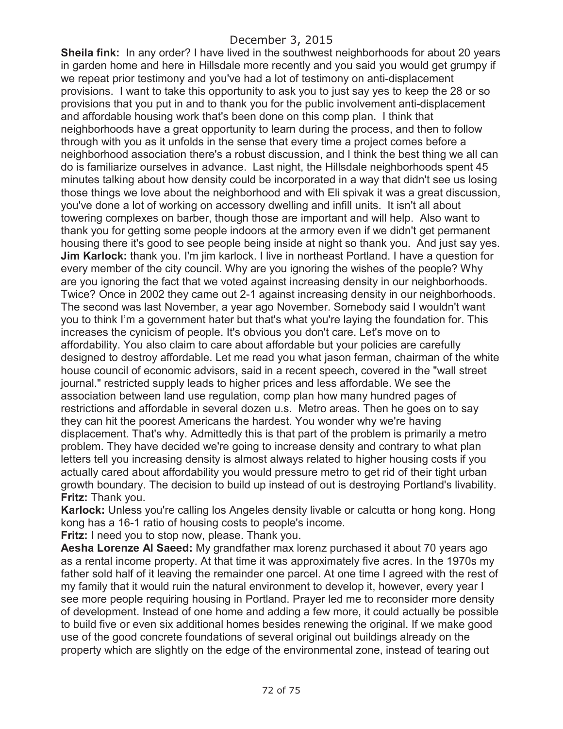December 3, 2015

**Sheila fink:** In any order? I have lived in the southwest neighborhoods for about 20 years in garden home and here in Hillsdale more recently and you said you would get grumpy if we repeat prior testimony and you've had a lot of testimony on anti-displacement provisions. I want to take this opportunity to ask you to just say yes to keep the 28 or so provisions that you put in and to thank you for the public involvement anti-displacement and affordable housing work that's been done on this comp plan. I think that neighborhoods have a great opportunity to learn during the process, and then to follow through with you as it unfolds in the sense that every time a project comes before a neighborhood association there's a robust discussion, and I think the best thing we all can do is familiarize ourselves in advance. Last night, the Hillsdale neighborhoods spent 45 minutes talking about how density could be incorporated in a way that didn't see us losing those things we love about the neighborhood and with Eli spivak it was a great discussion, you've done a lot of working on accessory dwelling and infill units. It isn't all about towering complexes on barber, though those are important and will help. Also want to thank you for getting some people indoors at the armory even if we didn't get permanent housing there it's good to see people being inside at night so thank you. And just say yes.

**Jim Karlock:** thank you. I'm jim karlock. I live in northeast Portland. I have a question for every member of the city council. Why are you ignoring the wishes of the people? Why are you ignoring the fact that we voted against increasing density in our neighborhoods. Twice? Once in 2002 they came out 2-1 against increasing density in our neighborhoods. The second was last November, a year ago November. Somebody said I wouldn't want you to think I'm a government hater but that's what you're laying the foundation for. This increases the cynicism of people. It's obvious you don't care. Let's move on to affordability. You also claim to care about affordable but your policies are carefully designed to destroy affordable. Let me read you what jason ferman, chairman of the white house council of economic advisors, said in a recent speech, covered in the "wall street journal." restricted supply leads to higher prices and less affordable. We see the association between land use regulation, comp plan how many hundred pages of restrictions and affordable in several dozen u.s. Metro areas. Then he goes on to say they can hit the poorest Americans the hardest. You wonder why we're having displacement. That's why. Admittedly this is that part of the problem is primarily a metro problem. They have decided we're going to increase density and contrary to what plan letters tell you increasing density is almost always related to higher housing costs if you actually cared about affordability you would pressure metro to get rid of their tight urban growth boundary. The decision to build up instead of out is destroying Portland's livability.

**Fritz:** Thank you.

**Karlock:** Unless you're calling los Angeles density livable or calcutta or hong kong. Hong kong has a 16-1 ratio of housing costs to people's income.

**Fritz:** I need you to stop now, please. Thank you.

**Aesha Lorenze Al Saeed:** My grandfather max lorenz purchased it about 70 years ago as a rental income property. At that time it was approximately five acres. In the 1970s my father sold half of it leaving the remainder one parcel. At one time I agreed with the rest of my family that it would ruin the natural environment to develop it, however, every year I see more people requiring housing in Portland. Prayer led me to reconsider more density of development. Instead of one home and adding a few more, it could actually be possible to build five or even six additional homes besides renewing the original. If we make good use of the good concrete foundations of several original out buildings already on the property which are slightly on the edge of the environmental zone, instead of tearing out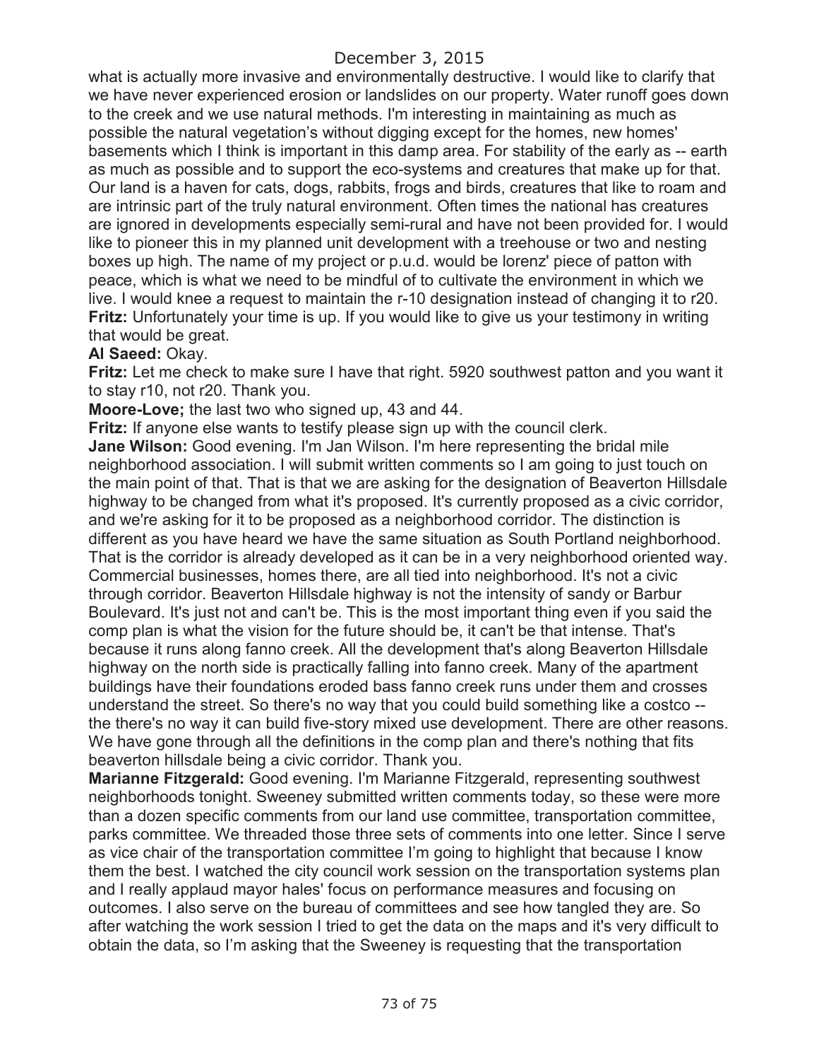what is actually more invasive and environmentally destructive. I would like to clarify that we have never experienced erosion or landslides on our property. Water runoff goes down to the creek and we use natural methods. I'm interesting in maintaining as much as possible the natural vegetation's without digging except for the homes, new homes' basements which I think is important in this damp area. For stability of the early as -- earth as much as possible and to support the eco-systems and creatures that make up for that. Our land is a haven for cats, dogs, rabbits, frogs and birds, creatures that like to roam and are intrinsic part of the truly natural environment. Often times the national has creatures are ignored in developments especially semi-rural and have not been provided for. I would like to pioneer this in my planned unit development with a treehouse or two and nesting boxes up high. The name of my project or p.u.d. would be lorenz' piece of patton with peace, which is what we need to be mindful of to cultivate the environment in which we live. I would knee a request to maintain the r-10 designation instead of changing it to r20.

**Fritz:** Unfortunately your time is up. If you would like to give us your testimony in writing that would be great.

**Al Saeed:** Okay.

**Fritz:** Let me check to make sure I have that right. 5920 southwest patton and you want it to stay r10, not r20. Thank you.

**Moore-Love;** the last two who signed up, 43 and 44.

**Fritz:** If anyone else wants to testify please sign up with the council clerk.

**Jane Wilson:** Good evening. I'm Jan Wilson. I'm here representing the bridal mile neighborhood association. I will submit written comments so I am going to just touch on the main point of that. That is that we are asking for the designation of Beaverton Hillsdale highway to be changed from what it's proposed. It's currently proposed as a civic corridor, and we're asking for it to be proposed as a neighborhood corridor. The distinction is different as you have heard we have the same situation as South Portland neighborhood. That is the corridor is already developed as it can be in a very neighborhood oriented way. Commercial businesses, homes there, are all tied into neighborhood. It's not a civic through corridor. Beaverton Hillsdale highway is not the intensity of sandy or Barbur Boulevard. It's just not and can't be. This is the most important thing even if you said the comp plan is what the vision for the future should be, it can't be that intense. That's because it runs along fanno creek. All the development that's along Beaverton Hillsdale highway on the north side is practically falling into fanno creek. Many of the apartment buildings have their foundations eroded bass fanno creek runs under them and crosses understand the street. So there's no way that you could build something like a costco -- the there's no way it can build five-story mixed use development. There are other reasons. We have gone through all the definitions in the comp plan and there's nothing that fits beaverton hillsdale being a civic corridor. Thank you.

**Marianne Fitzgerald:** Good evening. I'm Marianne Fitzgerald, representing southwest neighborhoods tonight. Sweeney submitted written comments today, so these were more than a dozen specific comments from our land use committee, transportation committee, parks committee. We threaded those three sets of comments into one letter. Since I serve as vice chair of the transportation committee I'm going to highlight that because I know them the best. I watched the city council work session on the transportation systems plan and I really applaud mayor hales' focus on performance measures and focusing on outcomes. I also serve on the bureau of committees and see how tangled they are. So after watching the work session I tried to get the data on the maps and it's very difficult to obtain the data, so I'm asking that the Sweeney is requesting that the transportation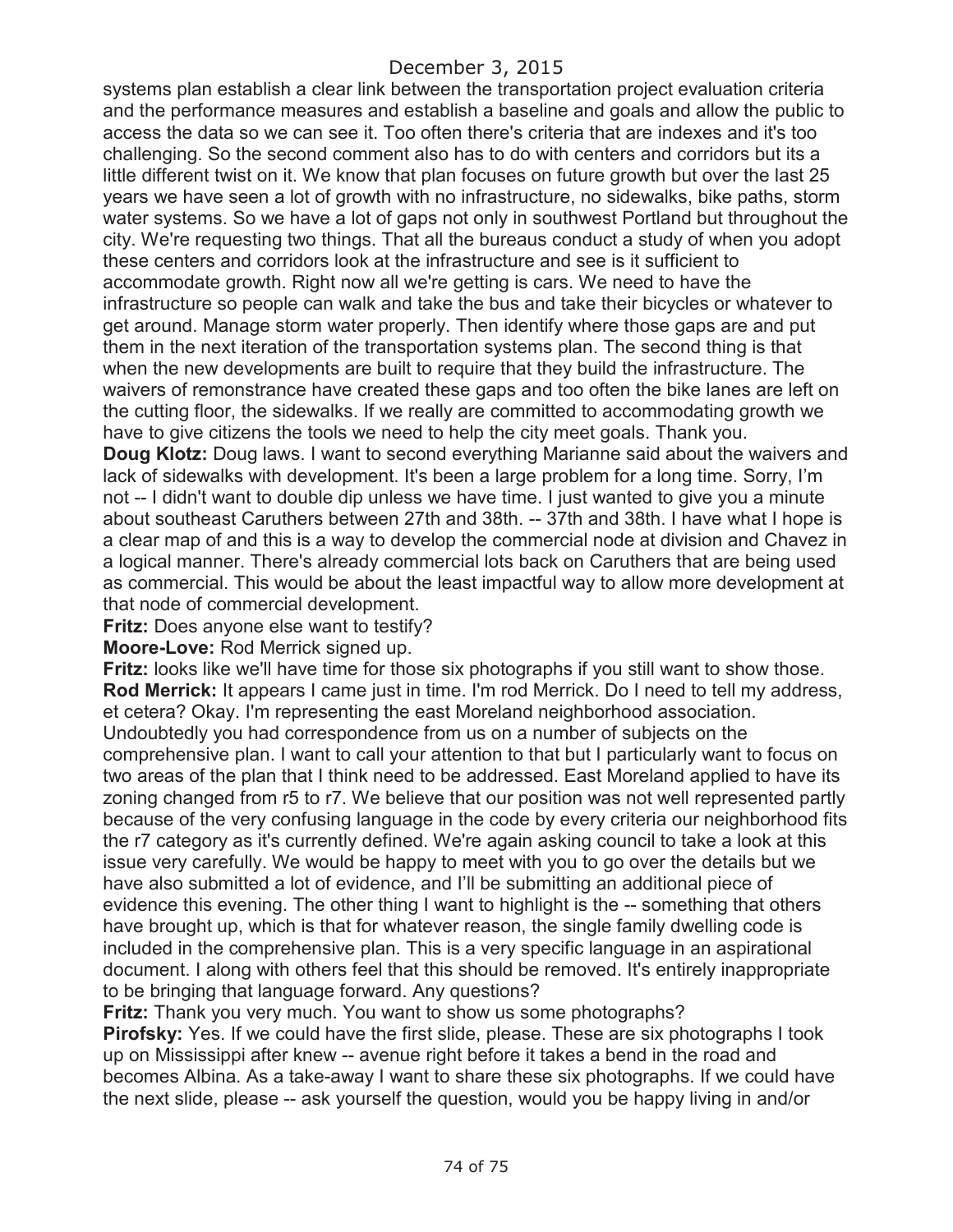systems plan establish a clear link between the transportation project evaluation criteria and the performance measures and establish a baseline and goals and allow the public to access the data so we can see it. Too often there's criteria that are indexes and it's too challenging. So the second comment also has to do with centers and corridors but its a little different twist on it. We know that plan focuses on future growth but over the last 25 years we have seen a lot of growth with no infrastructure, no sidewalks, bike paths, storm water systems. So we have a lot of gaps not only in southwest Portland but throughout the city. We're requesting two things. That all the bureaus conduct a study of when you adopt these centers and corridors look at the infrastructure and see is it sufficient to accommodate growth. Right now all we're getting is cars. We need to have the infrastructure so people can walk and take the bus and take their bicycles or whatever to get around. Manage storm water properly. Then identify where those gaps are and put them in the next iteration of the transportation systems plan. The second thing is that when the new developments are built to require that they build the infrastructure. The waivers of remonstrance have created these gaps and too often the bike lanes are left on the cutting floor, the sidewalks. If we really are committed to accommodating growth we have to give citizens the tools we need to help the city meet goals. Thank you.

**Doug Klotz:** Doug laws. I want to second everything Marianne said about the waivers and lack of sidewalks with development. It's been a large problem for a long time. Sorry, I'm not -- I didn't want to double dip unless we have time. I just wanted to give you a minute about southeast Caruthers between 27th and 38th. -- 37th and 38th. I have what I hope is a clear map of and this is a way to develop the commercial node at division and Chavez in a logical manner. There's already commercial lots back on Caruthers that are being used as commercial. This would be about the least impactful way to allow more development at that node of commercial development.

**Fritz:** Does anyone else want to testify?

**Moore-Love:** Rod Merrick signed up.

**Fritz:** looks like we'll have time for those six photographs if you still want to show those.

**Rod Merrick:** It appears I came just in time. I'm rod Merrick. Do I need to tell my address, et cetera? Okay. I'm representing the east Moreland neighborhood association. Undoubtedly you had correspondence from us on a number of subjects on the comprehensive plan. I want to call your attention to that but I particularly want to focus on two areas of the plan that I think need to be addressed. East Moreland applied to have its zoning changed from r5 to r7. We believe that our position was not well represented partly because of the very confusing language in the code by every criteria our neighborhood fits the r7 category as it's currently defined. We're again asking council to take a look at this issue very carefully. We would be happy to meet with you to go over the details but we have also submitted a lot of evidence, and I'll be submitting an additional piece of evidence this evening. The other thing I want to highlight is the -- something that others have brought up, which is that for whatever reason, the single family dwelling code is included in the comprehensive plan. This is a very specific language in an aspirational document. I along with others feel that this should be removed. It's entirely inappropriate to be bringing that language forward. Any questions?

**Fritz:** Thank you very much. You want to show us some photographs?

**Pirofsky:** Yes. If we could have the first slide, please. These are six photographs I took up on Mississippi after knew -- avenue right before it takes a bend in the road and becomes Albina. As a take-away I want to share these six photographs. If we could have the next slide, please -- ask yourself the question, would you be happy living in and/or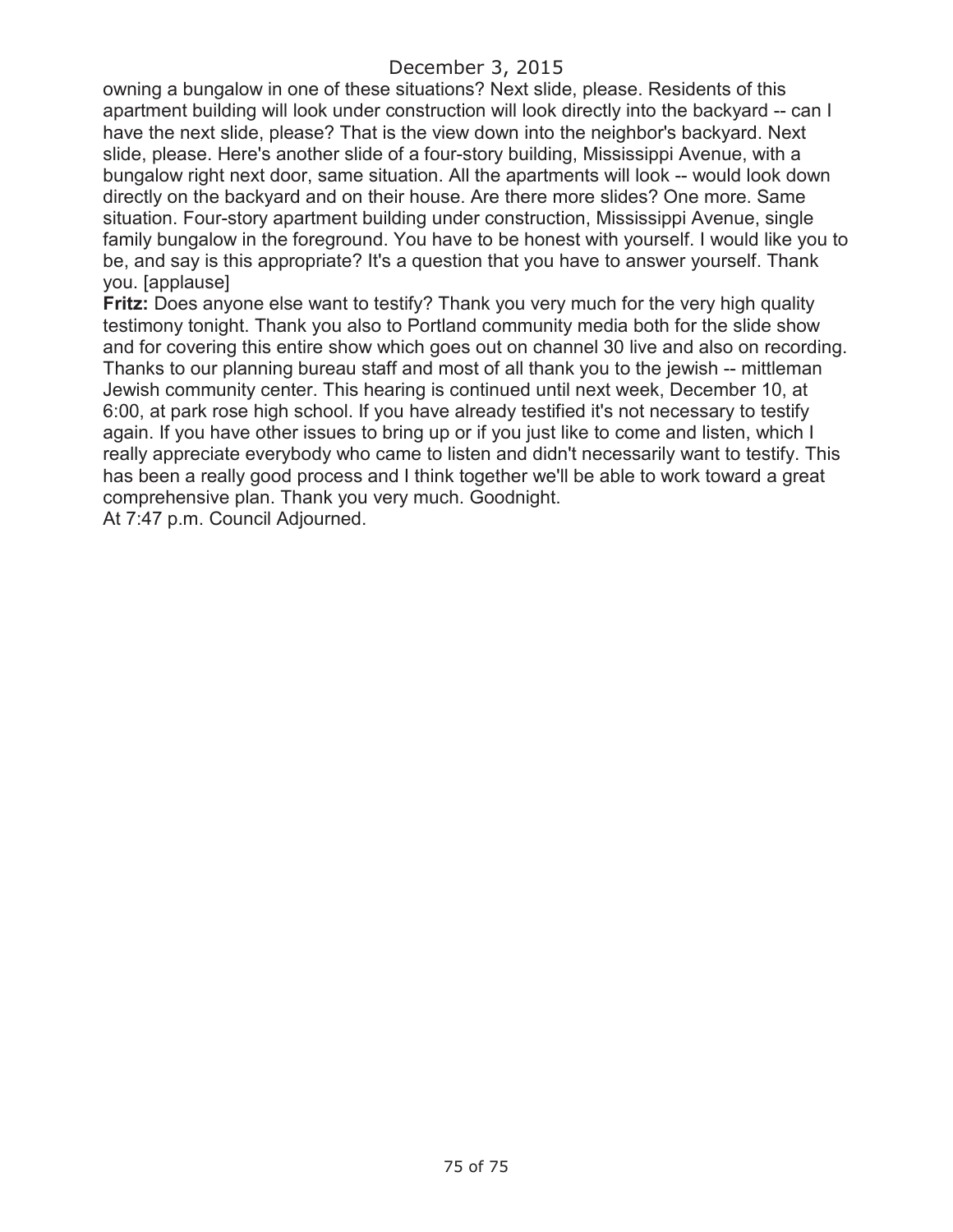owning a bungalow in one of these situations? Next slide, please. Residents of this apartment building will look under construction will look directly into the backyard -- can I have the next slide, please? That is the view down into the neighbor's backyard. Next slide, please. Here's another slide of a four-story building, Mississippi Avenue, with a bungalow right next door, same situation. All the apartments will look -- would look down directly on the backyard and on their house. Are there more slides? One more. Same situation. Four-story apartment building under construction, Mississippi Avenue, single family bungalow in the foreground. You have to be honest with yourself. I would like you to be, and say is this appropriate? It's a question that you have to answer yourself. Thank you. [applause]

**Fritz:** Does anyone else want to testify? Thank you very much for the very high quality testimony tonight. Thank you also to Portland community media both for the slide show and for covering this entire show which goes out on channel 30 live and also on recording. Thanks to our planning bureau staff and most of all thank you to the jewish -- mittleman Jewish community center. This hearing is continued until next week, December 10, at 6:00, at park rose high school. If you have already testified it's not necessary to testify again. If you have other issues to bring up or if you just like to come and listen, which I really appreciate everybody who came to listen and didn't necessarily want to testify. This has been a really good process and I think together we'll be able to work toward a great comprehensive plan. Thank you very much. Goodnight.

At 7:47 p.m. Council Adjourned.